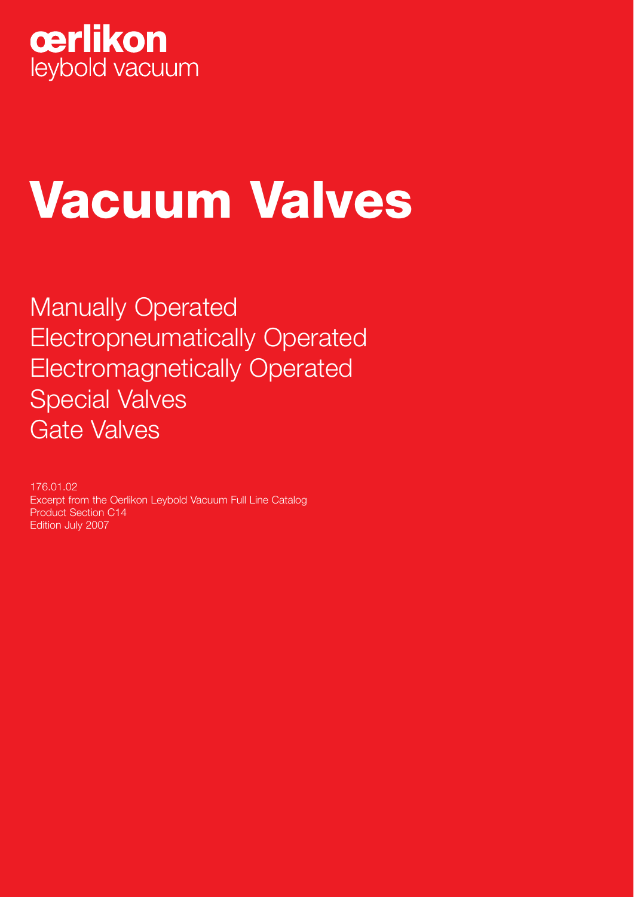oerlikon
leybold vacuum

# Vacuum Valves

Manually Operated
Electropneumatically Operated
Electromagnetically Operated
Special Valves
Gate Valves

176.01.02
Excerpt from the Oerlikon Leybold Vacuum Full Line Catalog
Product Section C14
Edition July 2007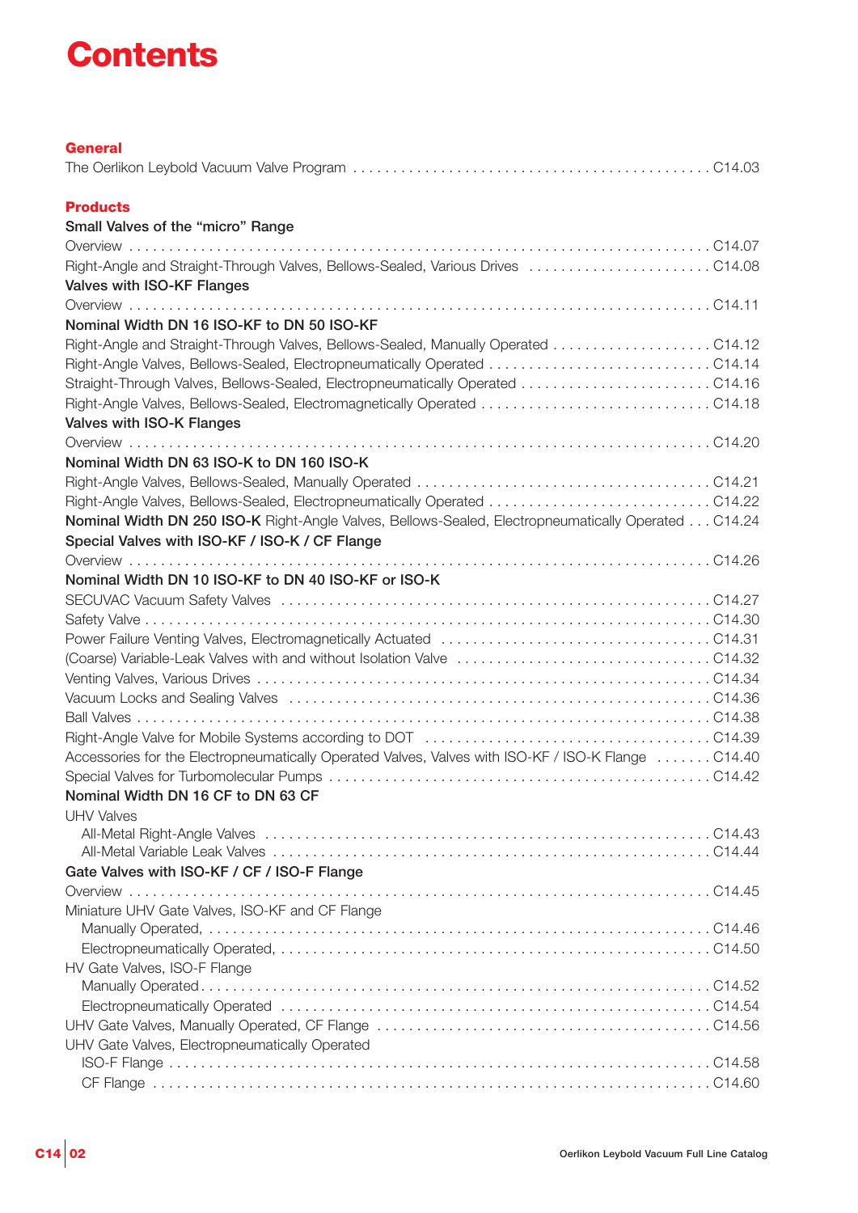# Contents

## General

The Oerlikon Leybold Vacuum Valve Program . . . . . . . . . . . . . . . . . . . . . . . . . . . . . . . . . . . . . . . . . . C14.03

## Products

**Small Valves of the “micro” Range**

Overview . . . . . . . . . . . . . . . . . . . . . . . . . . . . . . . . . . . . . . . . . . . . . . . . . . . . . . . . . . . . . . . . . . . . . . . . C14.07
Right-Angle and Straight-Through Valves, Bellows-Sealed, Various Drives . . . . . . . . . . . . . . . . . . . . . . . C14.08

**Valves with ISO-KF Flanges**

Overview . . . . . . . . . . . . . . . . . . . . . . . . . . . . . . . . . . . . . . . . . . . . . . . . . . . . . . . . . . . . . . . . . . . . . . . . C14.11

**Nominal Width DN 16 ISO-KF to DN 50 ISO-KF**

Right-Angle and Straight-Through Valves, Bellows-Sealed, Manually Operated . . . . . . . . . . . . . . . . . . . . C14.12
Right-Angle Valves, Bellows-Sealed, Electropneumatically Operated . . . . . . . . . . . . . . . . . . . . . . . . . . . C14.14
Straight-Through Valves, Bellows-Sealed, Electropneumatically Operated . . . . . . . . . . . . . . . . . . . . . . . . C14.16
Right-Angle Valves, Bellows-Sealed, Electromagnetically Operated . . . . . . . . . . . . . . . . . . . . . . . . . . . . C14.18

**Valves with ISO-K Flanges**

Overview . . . . . . . . . . . . . . . . . . . . . . . . . . . . . . . . . . . . . . . . . . . . . . . . . . . . . . . . . . . . . . . . . . . . . . . . C14.20

**Nominal Width DN 63 ISO-K to DN 160 ISO-K**

Right-Angle Valves, Bellows-Sealed, Manually Operated . . . . . . . . . . . . . . . . . . . . . . . . . . . . . . . . . . . . C14.21
Right-Angle Valves, Bellows-Sealed, Electropneumatically Operated . . . . . . . . . . . . . . . . . . . . . . . . . . . C14.22

**Nominal Width DN 250 ISO-K** Right-Angle Valves, Bellows-Sealed, Electropneumatically Operated . . . C14.24

**Special Valves with ISO-KF / ISO-K / CF Flange**

Overview . . . . . . . . . . . . . . . . . . . . . . . . . . . . . . . . . . . . . . . . . . . . . . . . . . . . . . . . . . . . . . . . . . . . . . . . C14.26

**Nominal Width DN 10 ISO-KF to DN 40 ISO-KF or ISO-K**

SECUVAC Vacuum Safety Valves . . . . . . . . . . . . . . . . . . . . . . . . . . . . . . . . . . . . . . . . . . . . . . . . . . . . . C14.27
Safety Valve . . . . . . . . . . . . . . . . . . . . . . . . . . . . . . . . . . . . . . . . . . . . . . . . . . . . . . . . . . . . . . . . . . . . . . C14.30
Power Failure Venting Valves, Electromagnetically Actuated . . . . . . . . . . . . . . . . . . . . . . . . . . . . . . . . . . C14.31
(Coarse) Variable-Leak Valves with and without Isolation Valve . . . . . . . . . . . . . . . . . . . . . . . . . . . . . . . C14.32
Venting Valves, Various Drives . . . . . . . . . . . . . . . . . . . . . . . . . . . . . . . . . . . . . . . . . . . . . . . . . . . . . . . . C14.34
Vacuum Locks and Sealing Valves . . . . . . . . . . . . . . . . . . . . . . . . . . . . . . . . . . . . . . . . . . . . . . . . . . . . . C14.36
Ball Valves . . . . . . . . . . . . . . . . . . . . . . . . . . . . . . . . . . . . . . . . . . . . . . . . . . . . . . . . . . . . . . . . . . . . . . . C14.38
Right-Angle Valve for Mobile Systems according to DOT . . . . . . . . . . . . . . . . . . . . . . . . . . . . . . . . . . . . C14.39
Accessories for the Electropneumatically Operated Valves, Valves with ISO-KF / ISO-K Flange . . . . . . . C14.40
Special Valves for Turbomolecular Pumps . . . . . . . . . . . . . . . . . . . . . . . . . . . . . . . . . . . . . . . . . . . . . . . C14.42

**Nominal Width DN 16 CF to DN 63 CF**

UHV Valves

- All-Metal Right-Angle Valves . . . . . . . . . . . . . . . . . . . . . . . . . . . . . . . . . . . . . . . . . . . . . . . . . . . . . . . C14.43
- All-Metal Variable Leak Valves . . . . . . . . . . . . . . . . . . . . . . . . . . . . . . . . . . . . . . . . . . . . . . . . . . . . . . C14.44

**Gate Valves with ISO-KF / CF / ISO-F Flange**

Overview . . . . . . . . . . . . . . . . . . . . . . . . . . . . . . . . . . . . . . . . . . . . . . . . . . . . . . . . . . . . . . . . . . . . . . . . C14.45

Miniature UHV Gate Valves, ISO-KF and CF Flange

- Manually Operated, . . . . . . . . . . . . . . . . . . . . . . . . . . . . . . . . . . . . . . . . . . . . . . . . . . . . . . . . . . . . . . . C14.46
- Electropneumatically Operated, . . . . . . . . . . . . . . . . . . . . . . . . . . . . . . . . . . . . . . . . . . . . . . . . . . . . . . C14.50

HV Gate Valves, ISO-F Flange

- Manually Operated . . . . . . . . . . . . . . . . . . . . . . . . . . . . . . . . . . . . . . . . . . . . . . . . . . . . . . . . . . . . . . . . C14.52
- Electropneumatically Operated . . . . . . . . . . . . . . . . . . . . . . . . . . . . . . . . . . . . . . . . . . . . . . . . . . . . . . . C14.54

UHV Gate Valves, Manually Operated, CF Flange . . . . . . . . . . . . . . . . . . . . . . . . . . . . . . . . . . . . . . . . . . C14.56

UHV Gate Valves, Electropneumatically Operated

- ISO-F Flange . . . . . . . . . . . . . . . . . . . . . . . . . . . . . . . . . . . . . . . . . . . . . . . . . . . . . . . . . . . . . . . . . . . . . C14.58
- CF Flange . . . . . . . . . . . . . . . . . . . . . . . . . . . . . . . . . . . . . . . . . . . . . . . . . . . . . . . . . . . . . . . . . . . . . . . C14.60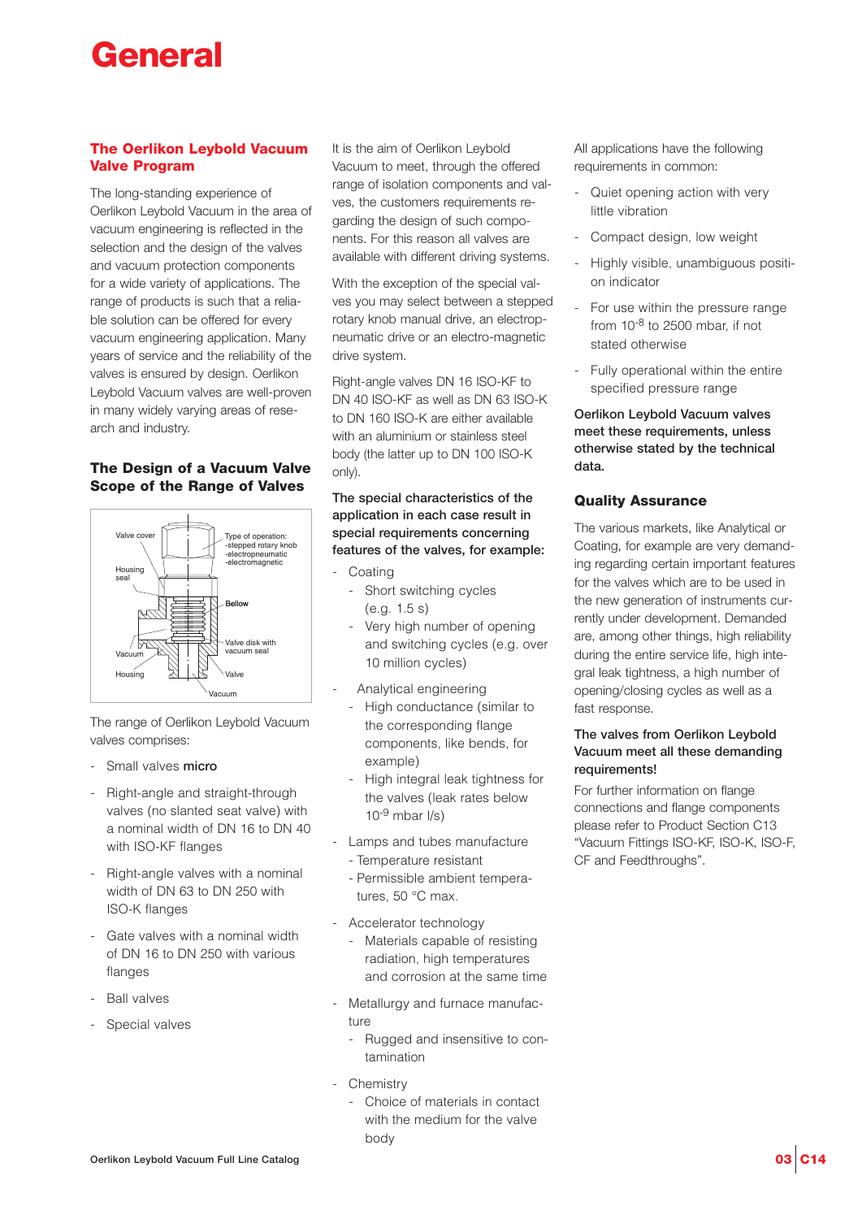# General

## The Oerlikon Leybold Vacuum Valve Program

The long-standing experience of Oerlikon Leybold Vacuum in the area of vacuum engineering is reflected in the selection and the design of the valves and vacuum protection components for a wide variety of applications. The range of products is such that a reliable solution can be offered for every vacuum engineering application. Many years of service and the reliability of the valves is ensured by design. Oerlikon Leybold Vacuum valves are well-proven in many widely varying areas of research and industry.

### The Design of a Vacuum Valve Scope of the Range of Valves

Valve cover
Type of operation:
-stepped rotary knob
-electropneumatic
-electromagnetic
Housing seal
Bellow
Valve disk with vacuum seal
Vacuum
Housing
Valve
Vacuum

The range of Oerlikon Leybold Vacuum valves comprises:

- Small valves **micro**
- Right-angle and straight-through valves (no slanted seat valve) with a nominal width of DN 16 to DN 40 with ISO-KF flanges
- Right-angle valves with a nominal width of DN 63 to DN 250 with ISO-K flanges
- Gate valves with a nominal width of DN 16 to DN 250 with various flanges
- Ball valves
- Special valves

It is the aim of Oerlikon Leybold Vacuum to meet, through the offered range of isolation components and valves, the customers requirements regarding the design of such components. For this reason all valves are available with different driving systems.

With the exception of the special valves you may select between a stepped rotary knob manual drive, an electropneumatic drive or an electro-magnetic drive system.

Right-angle valves DN 16 ISO-KF to DN 40 ISO-KF as well as DN 63 ISO-K to DN 160 ISO-K are either available with an aluminium or stainless steel body (the latter up to DN 100 ISO-K only).

**The special characteristics of the application in each case result in special requirements concerning features of the valves, for example:**

- Coating
  - Short switching cycles (e.g. 1.5 s)
  - Very high number of opening and switching cycles (e.g. over 10 million cycles)
- Analytical engineering
  - High conductance (similar to the corresponding flange components, like bends, for example)
  - High integral leak tightness for the valves (leak rates below $10^{-9}$ mbar l/s)
- Lamps and tubes manufacture
  - Temperature resistant
  - Permissible ambient temperatures, 50 °C max.
- Accelerator technology
  - Materials capable of resisting radiation, high temperatures and corrosion at the same time
- Metallurgy and furnace manufacture
  - Rugged and insensitive to contamination
- Chemistry
  - Choice of materials in contact with the medium for the valve body

All applications have the following requirements in common:

- Quiet opening action with very little vibration
- Compact design, low weight
- Highly visible, unambiguous position indicator
- For use within the pressure range from $10^{-8}$ to 2500 mbar, if not stated otherwise
- Fully operational within the entire specified pressure range

**Oerlikon Leybold Vacuum valves meet these requirements, unless otherwise stated by the technical data.**

### Quality Assurance

The various markets, like Analytical or Coating, for example are very demanding regarding certain important features for the valves which are to be used in the new generation of instruments currently under development. Demanded are, among other things, high reliability during the entire service life, high integral leak tightness, a high number of opening/closing cycles as well as a fast response.

**The valves from Oerlikon Leybold Vacuum meet all these demanding requirements!**

For further information on flange connections and flange components please refer to Product Section C13 "Vacuum Fittings ISO-KF, ISO-K, ISO-F, CF and Feedthroughs".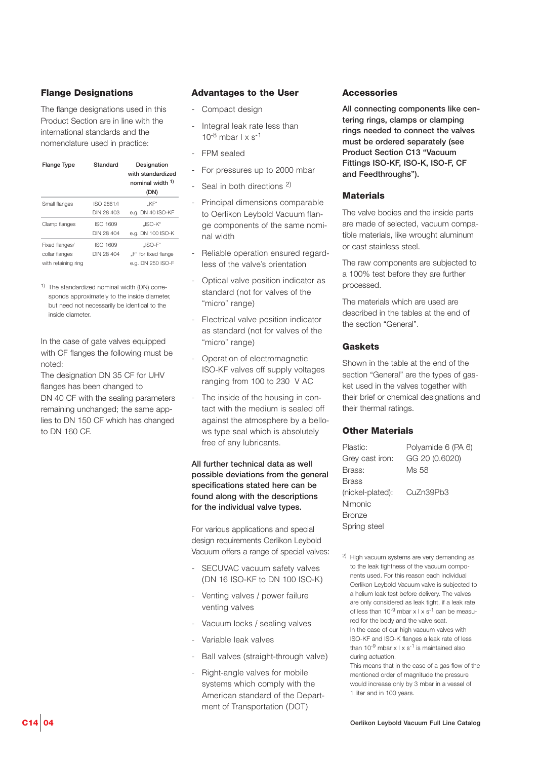## Flange Designations

The flange designations used in this Product Section are in line with the international standards and the nomenclature used in practice:

| Flange Type | Standard | Designation with standardized nominal width [1] (DN) |
|---|---|---|
| Small flanges | ISO 2861/I DIN 28 403 | „KF" e.g. DN 40 ISO-KF |
| Clamp flanges | ISO 1609 DIN 28 404 | „ISO-K" e.g. DN 100 ISO-K |
| Fixed flanges/ collar flanges with retaining ring | ISO 1609 DIN 28 404 | „ISO-F" „F" for fixed flange e.g. DN 250 ISO-F |

[1] The standardized nominal width (DN) corresponds approximately to the inside diameter, but need not necessarily be identical to the inside diameter.

In the case of gate valves equipped with CF flanges the following must be noted:
The designation DN 35 CF for UHV flanges has been changed to DN 40 CF with the sealing parameters remaining unchanged; the same applies to DN 150 CF which has changed to DN 160 CF.

## Advantages to the User

- Compact design
- Integral leak rate less than $10^{-8}$ mbar l x $s^{-1}$
- FPM sealed
- For pressures up to 2000 mbar
- Seal in both directions [2]
- Principal dimensions comparable to Oerlikon Leybold Vacuum flange components of the same nominal width
- Reliable operation ensured regardless of the valve's orientation
- Optical valve position indicator as standard (not for valves of the "micro" range)
- Electrical valve position indicator as standard (not for valves of the "micro" range)
- Operation of electromagnetic ISO-KF valves off supply voltages ranging from 100 to 230 V AC
- The inside of the housing in contact with the medium is sealed off against the atmosphere by a bellows type seal which is absolutely free of any lubricants.

**All further technical data as well possible deviations from the general specifications stated here can be found along with the descriptions for the individual valve types.**

For various applications and special design requirements Oerlikon Leybold Vacuum offers a range of special valves:

- SECUVAC vacuum safety valves (DN 16 ISO-KF to DN 100 ISO-K)
- Venting valves / power failure venting valves
- Vacuum locks / sealing valves
- Variable leak valves
- Ball valves (straight-through valve)
- Right-angle valves for mobile systems which comply with the American standard of the Department of Transportation (DOT)

## Accessories

**All connecting components like centering rings, clamps or clamping rings needed to connect the valves must be ordered separately (see Product Section C13 "Vacuum Fittings ISO-KF, ISO-K, ISO-F, CF and Feedthroughs").**

## Materials

The valve bodies and the inside parts are made of selected, vacuum compatible materials, like wrought aluminum or cast stainless steel.

The raw components are subjected to a 100% test before they are further processed.

The materials which are used are described in the tables at the end of the section "General".

## Gaskets

Shown in the table at the end of the section "General" are the types of gasket used in the valves together with their brief or chemical designations and their thermal ratings.

## Other Materials

| | |
|---|---|
| Plastic: | Polyamide 6 (PA 6) |
| Grey cast iron: | GG 20 (0.6020) |
| Brass: | Ms 58 |
| Brass (nickel-plated): | CuZn39Pb3 |
| Nimonic | |
| Bronze | |
| Spring steel | |

[2] High vacuum systems are very demanding as to the leak tightness of the vacuum components used. For this reason each individual Oerlikon Leybold Vacuum valve is subjected to a helium leak test before delivery. The valves are only considered as leak tight, if a leak rate of less than $10^{-9}$ mbar x l x $s^{-1}$ can be measured for the body and the valve seat.
In the case of our high vacuum valves with ISO-KF and ISO-K flanges a leak rate of less than $10^{-9}$ mbar x l x $s^{-1}$ is maintained also during actuation.
This means that in the case of a gas flow of the mentioned order of magnitude the pressure would increase only by 3 mbar in a vessel of 1 liter and in 100 years.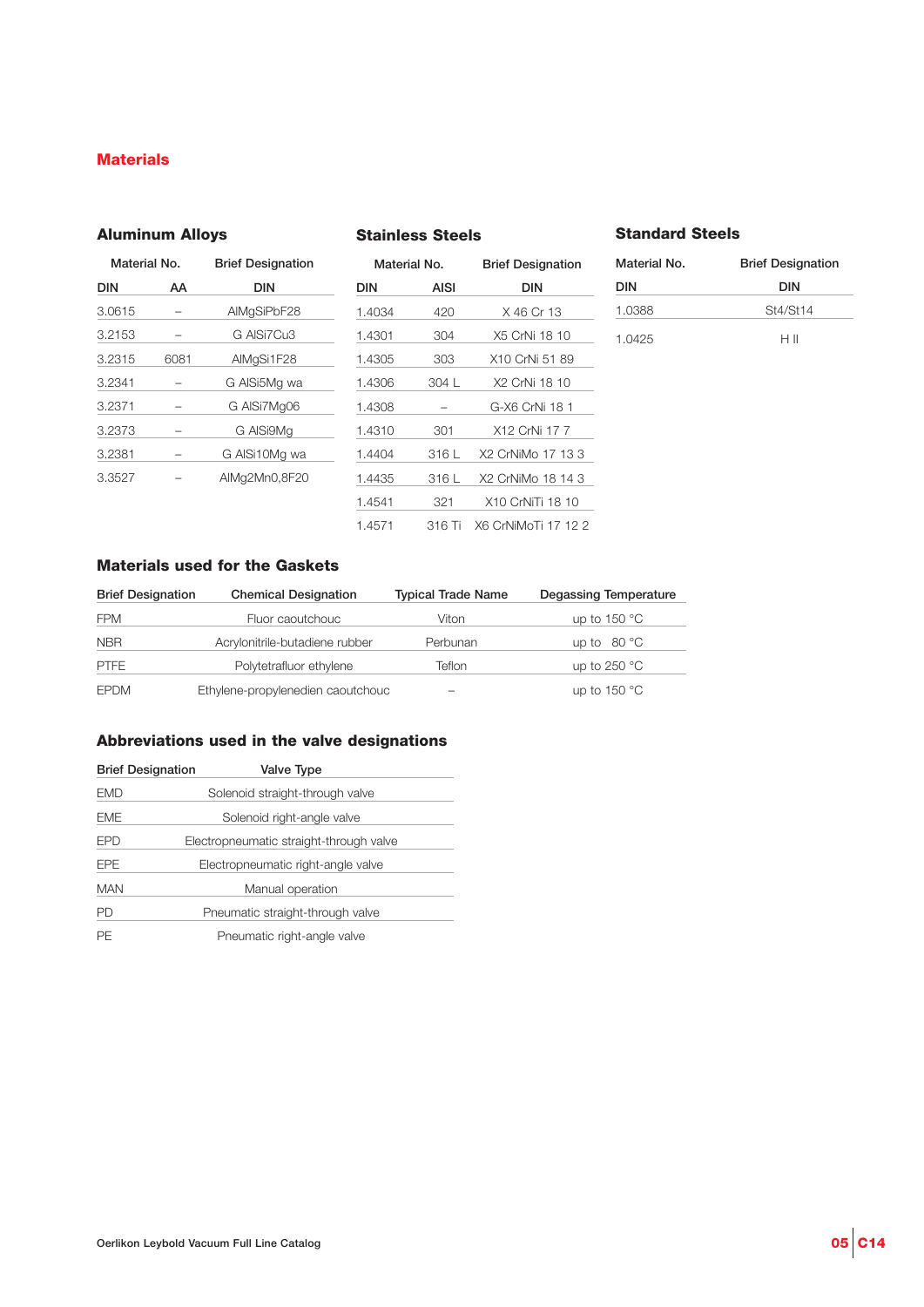# Materials

## Aluminum Alloys

| Material No. | | Brief Designation |
|---|---|---|
| DIN | AA | DIN |
| 3.0615 | – | AlMgSiPbF28 |
| 3.2153 | – | G AlSi7Cu3 |
| 3.2315 | 6081 | AlMgSi1F28 |
| 3.2341 | – | G AlSi5Mg wa |
| 3.2371 | – | G AlSi7Mg06 |
| 3.2373 | – | G AlSi9Mg |
| 3.2381 | – | G AlSi10Mg wa |
| 3.3527 | – | AlMg2Mn0,8F20 |

## Stainless Steels

| Material No. | | Brief Designation |
|---|---|---|
| DIN | AISI | DIN |
| 1.4034 | 420 | X 46 Cr 13 |
| 1.4301 | 304 | X5 CrNi 18 10 |
| 1.4305 | 303 | X10 CrNi 51 89 |
| 1.4306 | 304 L | X2 CrNi 18 10 |
| 1.4308 | – | G-X6 CrNi 18 1 |
| 1.4310 | 301 | X12 CrNi 17 7 |
| 1.4404 | 316 L | X2 CrNiMo 17 13 3 |
| 1.4435 | 316 L | X2 CrNiMo 18 14 3 |
| 1.4541 | 321 | X10 CrNiTi 18 10 |
| 1.4571 | 316 Ti | X6 CrNiMoTi 17 12 2 |

## Standard Steels

| Material No. | Brief Designation |
|---|---|
| DIN | DIN |
| 1.0388 | St4/St14 |
| 1.0425 | H II |

## Materials used for the Gaskets

| Brief Designation | Chemical Designation | Typical Trade Name | Degassing Temperature |
|---|---|---|---|
| FPM | Fluor caoutchouc | Viton | up to 150 °C |
| NBR | Acrylonitrile-butadiene rubber | Perbunan | up to 80 °C |
| PTFE | Polytetrafluor ethylene | Teflon | up to 250 °C |
| EPDM | Ethylene-propylenedien caoutchouc | – | up to 150 °C |

## Abbreviations used in the valve designations

| Brief Designation | Valve Type |
|---|---|
| EMD | Solenoid straight-through valve |
| EME | Solenoid right-angle valve |
| EPD | Electropneumatic straight-through valve |
| EPE | Electropneumatic right-angle valve |
| MAN | Manual operation |
| PD | Pneumatic straight-through valve |
| PE | Pneumatic right-angle valve |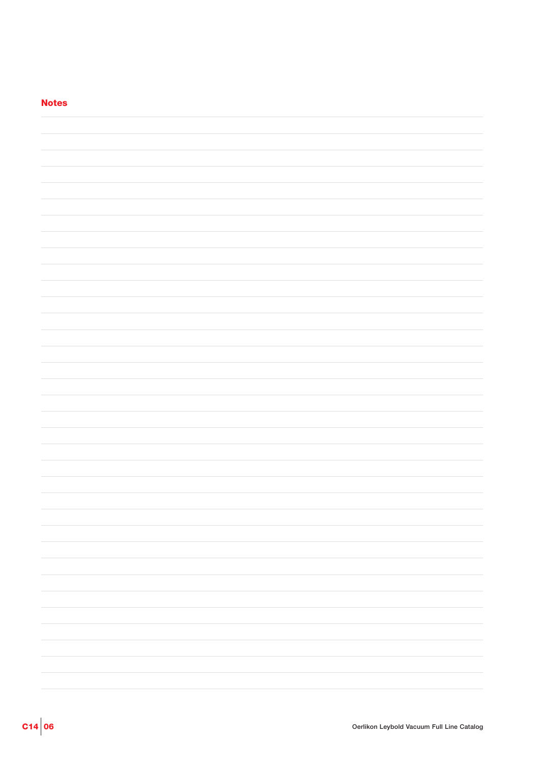## Notes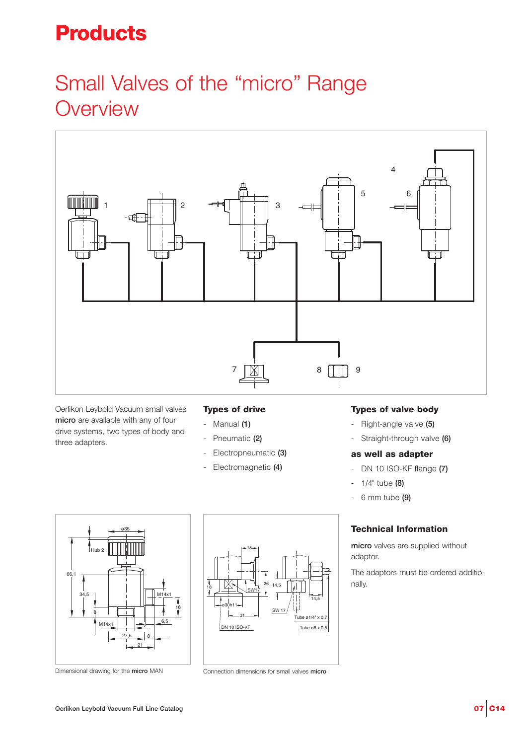# Products

## Small Valves of the “micro” Range Overview

Oerlikon Leybold Vacuum small valves **micro** are available with any of four drive systems, two types of body and three adapters.

### Types of drive

- Manual **(1)**
- Pneumatic **(2)**
- Electropneumatic **(3)**
- Electromagnetic **(4)**

### Types of valve body

- Right-angle valve **(5)**
- Straight-through valve **(6)**

### as well as adapter

- DN 10 ISO-KF flange **(7)**
- 1/4" tube **(8)**
- 6 mm tube **(9)**

Dimensional drawing for the **micro** MAN

Connection dimensions for small valves **micro**

### Technical Information

**micro** valves are supplied without adaptor.

The adaptors must be ordered additionally.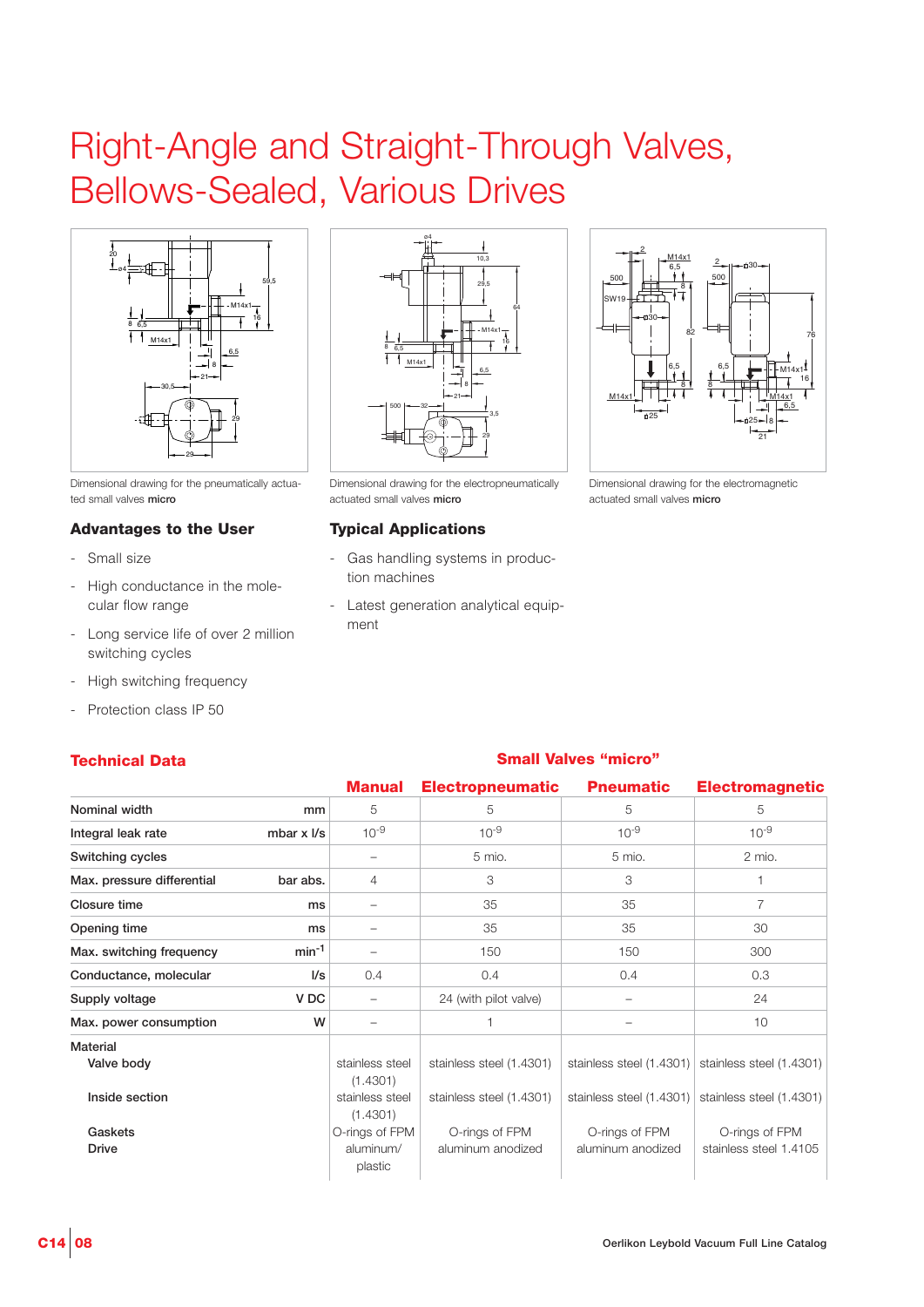# Right-Angle and Straight-Through Valves, Bellows-Sealed, Various Drives

Dimensional drawing for the pneumatically actuated small valves **micro**

Dimensional drawing for the electropneumatically actuated small valves **micro**

Dimensional drawing for the electromagnetic actuated small valves **micro**

### Advantages to the User

- Small size
- High conductance in the molecular flow range
- Long service life of over 2 million switching cycles
- High switching frequency
- Protection class IP 50

### Typical Applications

- Gas handling systems in production machines
- Latest generation analytical equipment

## Technical Data

### Small Valves "micro"

| | | Manual | Electropneumatic | Pneumatic | Electromagnetic |
|---|---|---|---|---|---|
| Nominal width | mm | 5 | 5 | 5 | 5 |
| Integral leak rate | mbar x l/s | $10^{-9}$ | $10^{-9}$ | $10^{-9}$ | $10^{-9}$ |
| Switching cycles | | – | 5 mio. | 5 mio. | 2 mio. |
| Max. pressure differential | bar abs. | 4 | 3 | 3 | 1 |
| Closure time | ms | – | 35 | 35 | 7 |
| Opening time | ms | – | 35 | 35 | 30 |
| Max. switching frequency | $min^{-1}$ | – | 150 | 150 | 300 |
| Conductance, molecular | l/s | 0.4 | 0.4 | 0.4 | 0.3 |
| Supply voltage | V DC | – | 24 (with pilot valve) | – | 24 |
| Max. power consumption | W | – | 1 | – | 10 |
| Material | | | | | |
| Valve body | | stainless steel (1.4301) | stainless steel (1.4301) | stainless steel (1.4301) | stainless steel (1.4301) |
| Inside section | | stainless steel (1.4301) | stainless steel (1.4301) | stainless steel (1.4301) | stainless steel (1.4301) |
| Gaskets | | O-rings of FPM | O-rings of FPM | O-rings of FPM | O-rings of FPM |
| Drive | | aluminum/ plastic | aluminum anodized | aluminum anodized | stainless steel 1.4105 |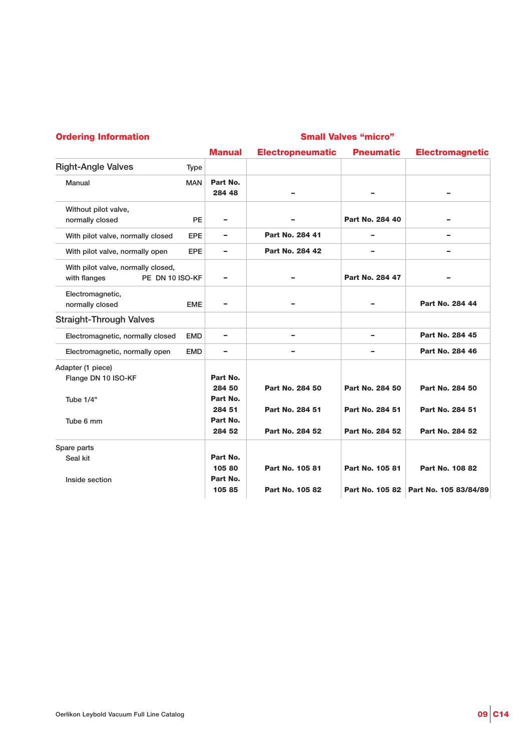## Ordering Information

### Small Valves "micro"

| | Type | Manual | Electropneumatic | Pneumatic | Electromagnetic |
|---|---|---|---|---|---|
| **Right-Angle Valves** | Type | | | | |
| Manual | MAN | **Part No. 284 48** | – | – | – |
| Without pilot valve, normally closed | PE | – | – | **Part No. 284 40** | – |
| With pilot valve, normally closed | EPE | – | **Part No. 284 41** | – | – |
| With pilot valve, normally open | EPE | – | **Part No. 284 42** | – | – |
| With pilot valve, normally closed, with flanges | PE DN 10 ISO-KF | – | – | **Part No. 284 47** | – |
| Electromagnetic, normally closed | EME | – | – | – | **Part No. 284 44** |
| **Straight-Through Valves** | | | | | |
| Electromagnetic, normally closed | EMD | – | – | – | **Part No. 284 45** |
| Electromagnetic, normally open | EMD | – | – | – | **Part No. 284 46** |
| Adapter (1 piece) | | | | | |
| Flange DN 10 ISO-KF | | **Part No. 284 50** | **Part No. 284 50** | **Part No. 284 50** | **Part No. 284 50** |
| Tube 1/4" | | **Part No. 284 51** | **Part No. 284 51** | **Part No. 284 51** | **Part No. 284 51** |
| Tube 6 mm | | **Part No. 284 52** | **Part No. 284 52** | **Part No. 284 52** | **Part No. 284 52** |
| Spare parts | | | | | |
| Seal kit | | **Part No. 105 80** | **Part No. 105 81** | **Part No. 105 81** | **Part No. 108 82** |
| Inside section | | **Part No. 105 85** | **Part No. 105 82** | **Part No. 105 82** | **Part No. 105 83/84/89** |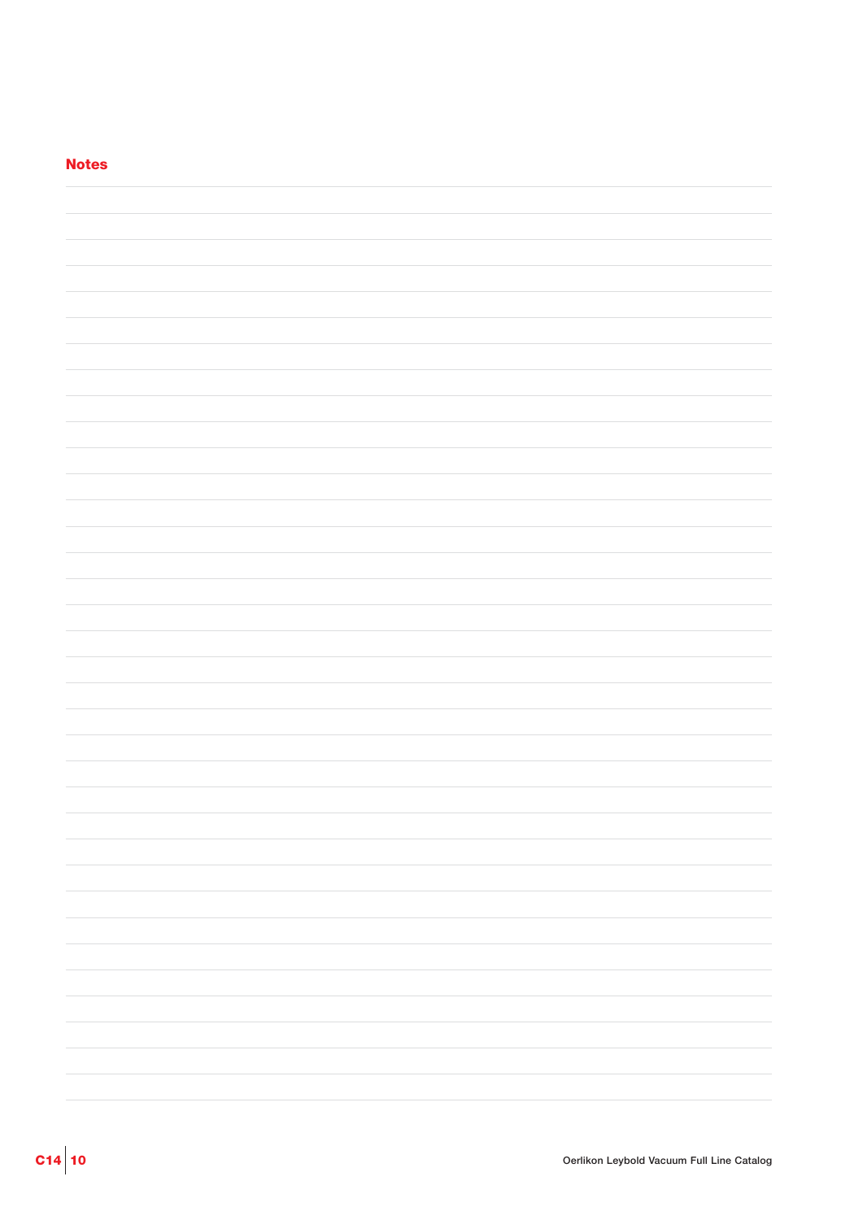## Notes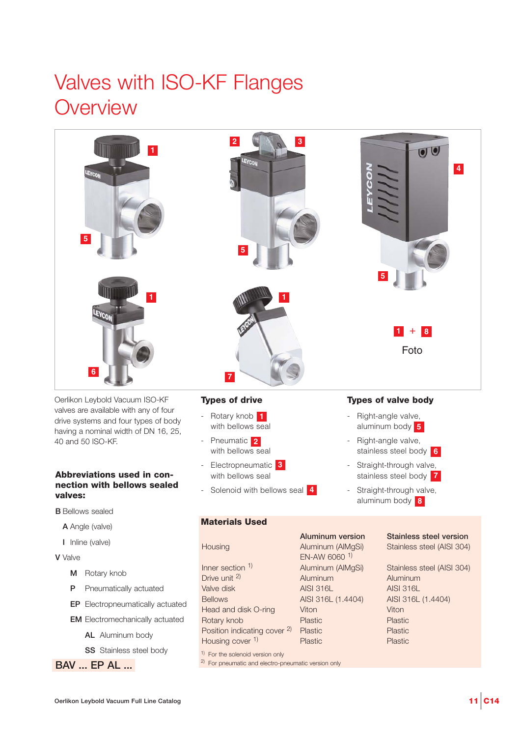# Valves with ISO-KF Flanges
# Overview

1 + 8

Foto

Oerlikon Leybold Vacuum ISO-KF valves are available with any of four drive systems and four types of body having a nominal width of DN 16, 25, 40 and 50 ISO-KF.

**Abbreviations used in connection with bellows sealed valves:**

**B** Bellows sealed

- **A** Angle (valve)
- **I** Inline (valve)

**V** Valve

- **M** Rotary knob
- **P** Pneumatically actuated
- **EP** Electropneumatically actuated
- **EM** Electromechanically actuated
  - **AL** Aluminum body
  - **SS** Stainless steel body

**BAV ... EP AL ...**

## Types of drive

- Rotary knob 1 with bellows seal
- Pneumatic 2 with bellows seal
- Electropneumatic 3 with bellows seal
- Solenoid with bellows seal 4

## Types of valve body

- Right-angle valve, aluminum body 5
- Right-angle valve, stainless steel body 6
- Straight-through valve, stainless steel body 7
- Straight-through valve, aluminum body 8

## Materials Used

| | Aluminum version | Stainless steel version |
|---|---|---|
| Housing | Aluminum (AlMgSi) EN-AW 6060 [1] | Stainless steel (AISI 304) |
| Inner section [1] | Aluminum (AlMgSi) | Stainless steel (AISI 304) |
| Drive unit [2] | Aluminum | Aluminum |
| Valve disk | AISI 316L | AISI 316L |
| Bellows | AISI 316L (1.4404) | AISI 316L (1.4404) |
| Head and disk O-ring | Viton | Viton |
| Rotary knob | Plastic | Plastic |
| Position indicating cover [2] | Plastic | Plastic |
| Housing cover [1] | Plastic | Plastic |

[1] For the solenoid version only

[2] For pneumatic and electro-pneumatic version only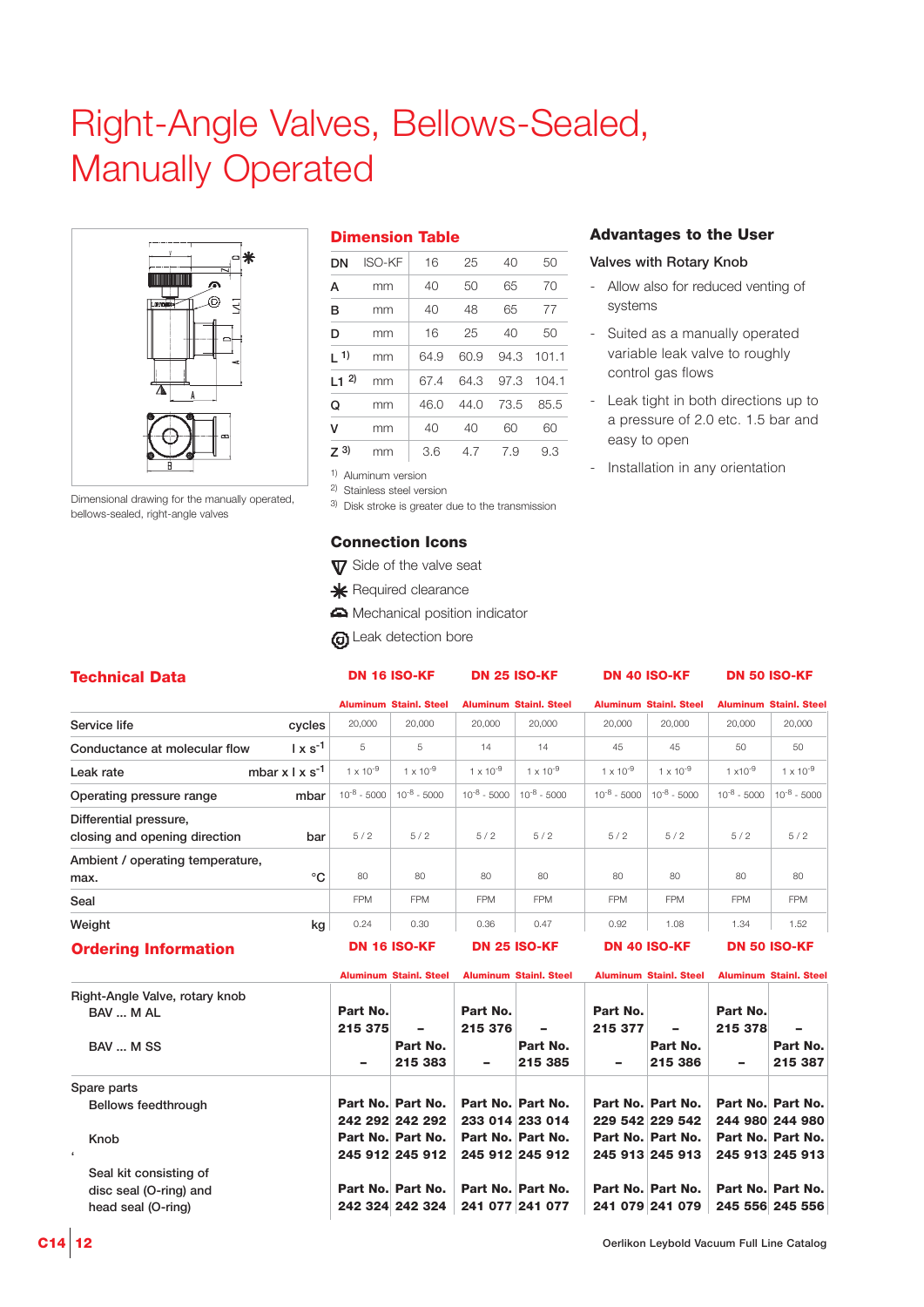# Right-Angle Valves, Bellows-Sealed, Manually Operated

Dimensional drawing for the manually operated, bellows-sealed, right-angle valves

## Dimension Table

| DN | ISO-KF | 16 | 25 | 40 | 50 |
|---|---|---|---|---|---|
| A | mm | 40 | 50 | 65 | 70 |
| B | mm | 40 | 48 | 65 | 77 |
| D | mm | 16 | 25 | 40 | 50 |
| L [1] | mm | 64.9 | 60.9 | 94.3 | 101.1 |
| L1 [2] | mm | 67.4 | 64.3 | 97.3 | 104.1 |
| Q | mm | 46.0 | 44.0 | 73.5 | 85.5 |
| V | mm | 40 | 40 | 60 | 60 |
| Z [3] | mm | 3.6 | 4.7 | 7.9 | 9.3 |

[1] Aluminum version
[2] Stainless steel version
[3] Disk stroke is greater due to the transmission

## Connection Icons

- Side of the valve seat
- Required clearance
- Mechanical position indicator
- Leak detection bore

## Advantages to the User

### Valves with Rotary Knob

- Allow also for reduced venting of systems
- Suited as a manually operated variable leak valve to roughly control gas flows
- Leak tight in both directions up to a pressure of 2.0 etc. 1.5 bar and easy to open
- Installation in any orientation

## Technical Data

| | | DN 16 ISO-KF | | DN 25 ISO-KF | | DN 40 ISO-KF | | DN 50 ISO-KF | |
|---|---|---|---|---|---|---|---|---|---|
| | | Aluminum | Stainl. Steel | Aluminum | Stainl. Steel | Aluminum | Stainl. Steel | Aluminum | Stainl. Steel |
| Service life | cycles | 20,000 | 20,000 | 20,000 | 20,000 | 20,000 | 20,000 | 20,000 | 20,000 |
| Conductance at molecular flow | $l \times s^{-1}$ | 5 | 5 | 14 | 14 | 45 | 45 | 50 | 50 |
| Leak rate | $mbar \times l \times s^{-1}$ | $1 \times 10^{-9}$ | $1 \times 10^{-9}$ | $1 \times 10^{-9}$ | $1 \times 10^{-9}$ | $1 \times 10^{-9}$ | $1 \times 10^{-9}$ | $1 \times 10^{-9}$ | $1 \times 10^{-9}$ |
| Operating pressure range | mbar | $10^{-8}$ - 5000 | $10^{-8}$ - 5000 | $10^{-8}$ - 5000 | $10^{-8}$ - 5000 | $10^{-8}$ - 5000 | $10^{-8}$ - 5000 | $10^{-8}$ - 5000 | $10^{-8}$ - 5000 |
| Differential pressure, closing and opening direction | bar | 5 / 2 | 5 / 2 | 5 / 2 | 5 / 2 | 5 / 2 | 5 / 2 | 5 / 2 | 5 / 2 |
| Ambient / operating temperature, max. | °C | 80 | 80 | 80 | 80 | 80 | 80 | 80 | 80 |
| Seal | | FPM | FPM | FPM | FPM | FPM | FPM | FPM | FPM |
| Weight | kg | 0.24 | 0.30 | 0.36 | 0.47 | 0.92 | 1.08 | 1.34 | 1.52 |

## Ordering Information

| | DN 16 ISO-KF | | DN 25 ISO-KF | | DN 40 ISO-KF | | DN 50 ISO-KF | |
|---|---|---|---|---|---|---|---|---|
| | Aluminum | Stainl. Steel | Aluminum | Stainl. Steel | Aluminum | Stainl. Steel | Aluminum | Stainl. Steel |
| **Right-Angle Valve, rotary knob** | | | | | | | | |
| BAV ... M AL | **Part No. 215 375** | **–** | **Part No. 215 376** | **–** | **Part No. 215 377** | **–** | **Part No. 215 378** | **–** |
| BAV ... M SS | **–** | **Part No. 215 383** | **–** | **Part No. 215 385** | **–** | **Part No. 215 386** | **–** | **Part No. 215 387** |
| **Spare parts** | | | | | | | | |
| Bellows feedthrough | **Part No. 242 292** | **Part No. 242 292** | **Part No. 233 014** | **Part No. 233 014** | **Part No. 229 542** | **Part No. 229 542** | **Part No. 244 980** | **Part No. 244 980** |
| Knob | **Part No. 245 912** | **Part No. 245 912** | **Part No. 245 912** | **Part No. 245 912** | **Part No. 245 913** | **Part No. 245 913** | **Part No. 245 913** | **Part No. 245 913** |
| Seal kit consisting of disc seal (O-ring) and head seal (O-ring) | **Part No. 242 324** | **Part No. 242 324** | **Part No. 241 077** | **Part No. 241 077** | **Part No. 241 079** | **Part No. 241 079** | **Part No. 245 556** | **Part No. 245 556** |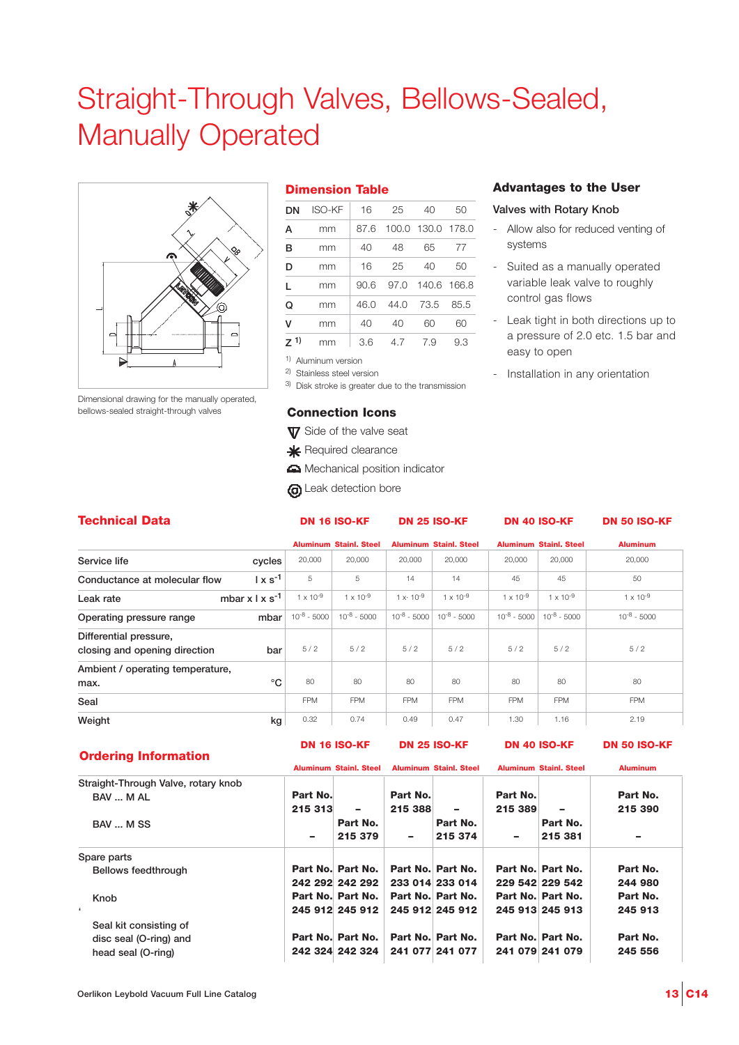# Straight-Through Valves, Bellows-Sealed, Manually Operated

Dimensional drawing for the manually operated, bellows-sealed straight-through valves

## Dimension Table

| DN | ISO-KF | 16 | 25 | 40 | 50 |
|---|---|---|---|---|---|
| A | mm | 87.6 | 100.0 | 130.0 | 178.0 |
| B | mm | 40 | 48 | 65 | 77 |
| D | mm | 16 | 25 | 40 | 50 |
| L | mm | 90.6 | 97.0 | 140.6 | 166.8 |
| Q | mm | 46.0 | 44.0 | 73.5 | 85.5 |
| V | mm | 40 | 40 | 60 | 60 |
| Z [1)] | mm | 3.6 | 4.7 | 7.9 | 9.3 |

[1)] Aluminum version
[2)] Stainless steel version
[3)] Disk stroke is greater due to the transmission

## Connection Icons

- Side of the valve seat
- Required clearance
- Mechanical position indicator
- Leak detection bore

## Advantages to the User

**Valves with Rotary Knob**

- Allow also for reduced venting of systems
- Suited as a manually operated variable leak valve to roughly control gas flows
- Leak tight in both directions up to a pressure of 2.0 etc. 1.5 bar and easy to open
- Installation in any orientation

## Technical Data

| | | DN 16 ISO-KF | | DN 25 ISO-KF | | DN 40 ISO-KF | | DN 50 ISO-KF |
|---|---|---|---|---|---|---|---|---|
| | | Aluminum | Stainl. Steel | Aluminum | Stainl. Steel | Aluminum | Stainl. Steel | Aluminum |
| Service life | cycles | 20,000 | 20,000 | 20,000 | 20,000 | 20,000 | 20,000 | 20,000 |
| Conductance at molecular flow | $l \times s^{-1}$ | 5 | 5 | 14 | 14 | 45 | 45 | 50 |
| Leak rate | $mbar \times l \times s^{-1}$ | $1 \times 10^{-9}$ | $1 \times 10^{-9}$ | $1 \times 10^{-9}$ | $1 \times 10^{-9}$ | $1 \times 10^{-9}$ | $1 \times 10^{-9}$ | $1 \times 10^{-9}$ |
| Operating pressure range | mbar | $10^{-8}$ - 5000 | $10^{-8}$ - 5000 | $10^{-8}$ - 5000 | $10^{-8}$ - 5000 | $10^{-8}$ - 5000 | $10^{-8}$ - 5000 | $10^{-8}$ - 5000 |
| Differential pressure, closing and opening direction | bar | 5 / 2 | 5 / 2 | 5 / 2 | 5 / 2 | 5 / 2 | 5 / 2 | 5 / 2 |
| Ambient / operating temperature, max. | °C | 80 | 80 | 80 | 80 | 80 | 80 | 80 |
| Seal | | FPM | FPM | FPM | FPM | FPM | FPM | FPM |
| Weight | kg | 0.32 | 0.74 | 0.49 | 0.47 | 1.30 | 1.16 | 2.19 |

## Ordering Information

| | DN 16 ISO-KF | | DN 25 ISO-KF | | DN 40 ISO-KF | | DN 50 ISO-KF |
|---|---|---|---|---|---|---|---|
| | Aluminum | Stainl. Steel | Aluminum | Stainl. Steel | Aluminum | Stainl. Steel | Aluminum |
| Straight-Through Valve, rotary knob BAV ... M AL | Part No. 215 313 | – | Part No. 215 388 | – | Part No. 215 389 | – | Part No. 215 390 |
| BAV ... M SS | – | Part No. 215 379 | – | Part No. 215 374 | – | Part No. 215 381 | – |
| Spare parts Bellows feedthrough | Part No. 242 292 | Part No. 242 292 | Part No. 233 014 | Part No. 233 014 | Part No. 229 542 | Part No. 229 542 | Part No. 244 980 |
| Knob | Part No. 245 912 | Part No. 245 912 | Part No. 245 912 | Part No. 245 912 | Part No. 245 913 | Part No. 245 913 | Part No. 245 913 |
| Seal kit consisting of disc seal (O-ring) and head seal (O-ring) | Part No. 242 324 | Part No. 242 324 | Part No. 241 077 | Part No. 241 077 | Part No. 241 079 | Part No. 241 079 | Part No. 245 556 |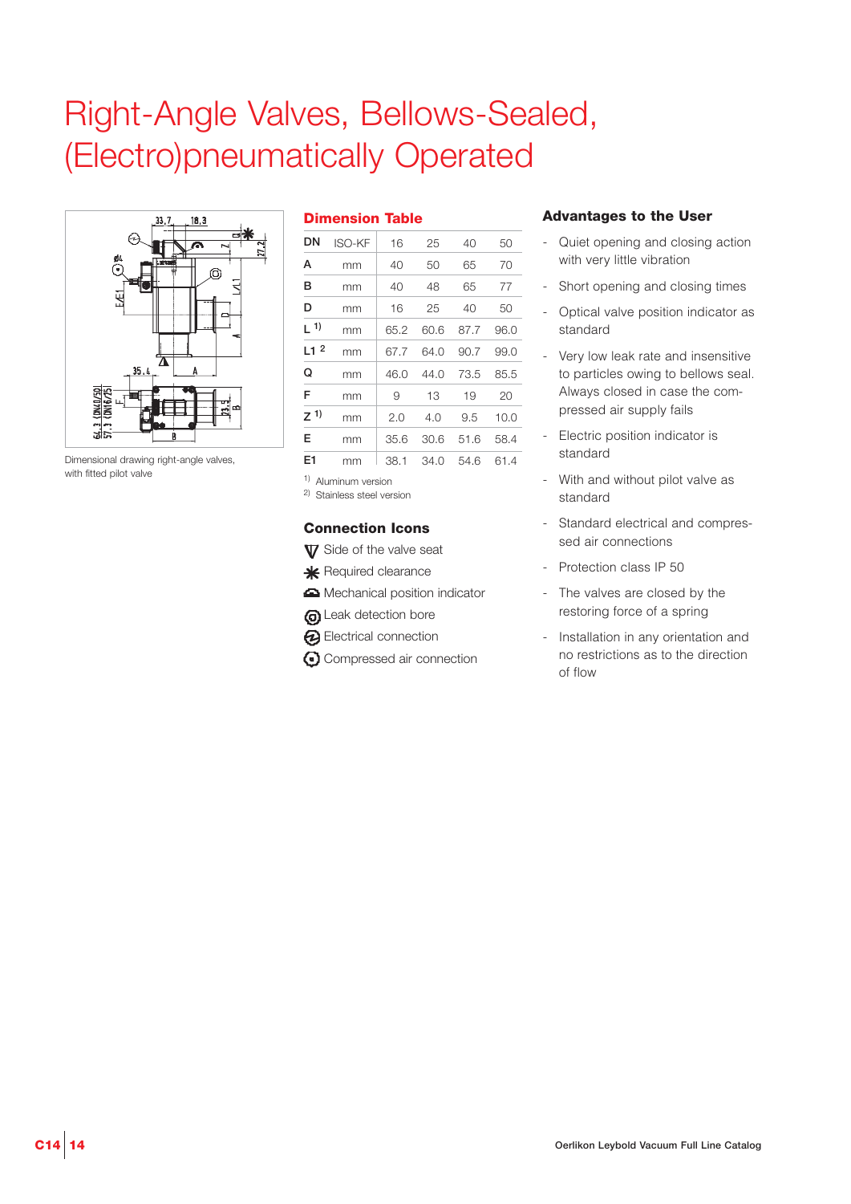# Right-Angle Valves, Bellows-Sealed, (Electro)pneumatically Operated

Dimensional drawing right-angle valves, with fitted pilot valve

## Dimension Table

| DN | ISO-KF | 16 | 25 | 40 | 50 |
|---|---|---|---|---|---|
| A | mm | 40 | 50 | 65 | 70 |
| B | mm | 40 | 48 | 65 | 77 |
| D | mm | 16 | 25 | 40 | 50 |
| L [1] | mm | 65.2 | 60.6 | 87.7 | 96.0 |
| L1 [2] | mm | 67.7 | 64.0 | 90.7 | 99.0 |
| Q | mm | 46.0 | 44.0 | 73.5 | 85.5 |
| F | mm | 9 | 13 | 19 | 20 |
| Z [1] | mm | 2.0 | 4.0 | 9.5 | 10.0 |
| E | mm | 35.6 | 30.6 | 51.6 | 58.4 |
| E1 | mm | 38.1 | 34.0 | 54.6 | 61.4 |

[1] Aluminum version
[2] Stainless steel version

## Connection Icons

- Side of the valve seat
- Required clearance
- Mechanical position indicator
- Leak detection bore
- Electrical connection
- Compressed air connection

## Advantages to the User

- Quiet opening and closing action with very little vibration
- Short opening and closing times
- Optical valve position indicator as standard
- Very low leak rate and insensitive to particles owing to bellows seal. Always closed in case the compressed air supply fails
- Electric position indicator is standard
- With and without pilot valve as standard
- Standard electrical and compressed air connections
- Protection class IP 50
- The valves are closed by the restoring force of a spring
- Installation in any orientation and no restrictions as to the direction of flow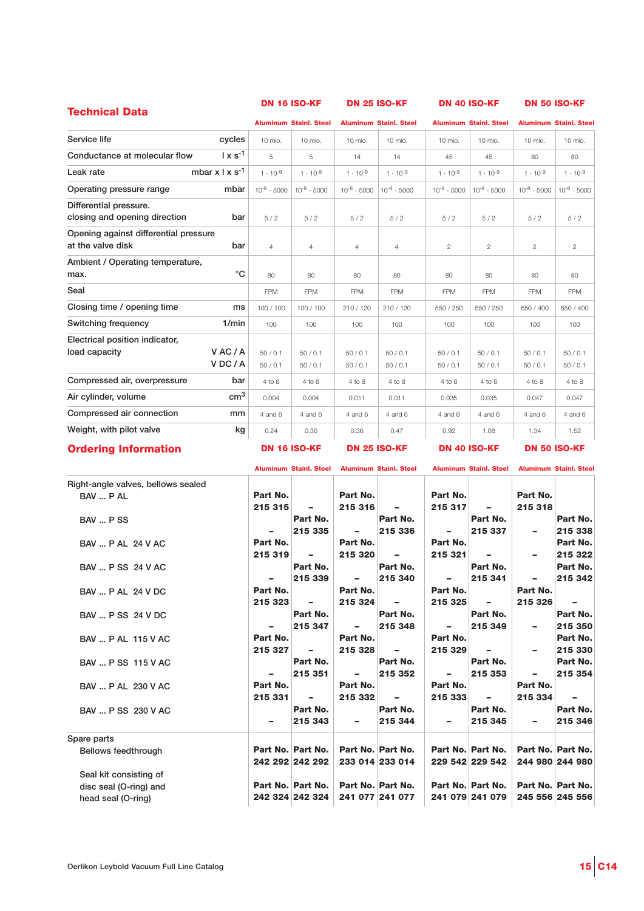## Technical Data

| | | DN 16 ISO-KF | | DN 25 ISO-KF | | DN 40 ISO-KF | | DN 50 ISO-KF | |
|---|---|---|---|---|---|---|---|---|---|
| | | Aluminum | Stainl. Steel | Aluminum | Stainl. Steel | Aluminum | Stainl. Steel | Aluminum | Stainl. Steel |
| Service life | cycles | 10 mio. | 10 mio. | 10 mio. | 10 mio. | 10 mio. | 10 mio. | 10 mio. | 10 mio. |
| Conductance at molecular flow | $l \times s^{-1}$ | 5 | 5 | 14 | 14 | 45 | 45 | 80 | 80 |
| Leak rate | $mbar \times l \times s^{-1}$ | $1 \cdot 10^{-9}$ | $1 \cdot 10^{-9}$ | $1 \cdot 10^{-9}$ | $1 \cdot 10^{-9}$ | $1 \cdot 10^{-9}$ | $1 \cdot 10^{-9}$ | $1 \cdot 10^{-9}$ | $1 \cdot 10^{-9}$ |
| Operating pressure range | mbar | $10^{-8}$ - 5000 | $10^{-8}$ - 5000 | $10^{-8}$ - 5000 | $10^{-8}$ - 5000 | $10^{-8}$ - 5000 | $10^{-8}$ - 5000 | $10^{-8}$ - 5000 | $10^{-8}$ - 5000 |
| Differential pressure. closing and opening direction | bar | 5 / 2 | 5 / 2 | 5 / 2 | 5 / 2 | 5 / 2 | 5 / 2 | 5 / 2 | 5 / 2 |
| Opening against differential pressure at the valve disk | bar | 4 | 4 | 4 | 4 | 2 | 2 | 2 | 2 |
| Ambient / Operating temperature, max. | °C | 80 | 80 | 80 | 80 | 80 | 80 | 80 | 80 |
| Seal | | FPM | FPM | FPM | FPM | FPM | FPM | FPM | FPM |
| Closing time / opening time | ms | 100 / 100 | 100 / 100 | 210 / 120 | 210 / 120 | 550 / 250 | 550 / 250 | 650 / 400 | 650 / 400 |
| Switching frequency | 1/min | 100 | 100 | 100 | 100 | 100 | 100 | 100 | 100 |
| Electrical position indicator, load capacity | V AC / A | 50 / 0.1 | 50 / 0.1 | 50 / 0.1 | 50 / 0.1 | 50 / 0.1 | 50 / 0.1 | 50 / 0.1 | 50 / 0.1 |
| | V DC / A | 50 / 0.1 | 50 / 0.1 | 50 / 0.1 | 50 / 0.1 | 50 / 0.1 | 50 / 0.1 | 50 / 0.1 | 50 / 0.1 |
| Compressed air, overpressure | bar | 4 to 8 | 4 to 8 | 4 to 8 | 4 to 8 | 4 to 8 | 4 to 8 | 4 to 8 | 4 to 8 |
| Air cylinder, volume | $cm^3$ | 0.004 | 0.004 | 0.011 | 0.011 | 0.035 | 0.035 | 0.047 | 0.047 |
| Compressed air connection | mm | 4 and 6 | 4 and 6 | 4 and 6 | 4 and 6 | 4 and 6 | 4 and 6 | 4 and 6 | 4 and 6 |
| Weight, with pilot valve | kg | 0.24 | 0.30 | 0.36 | 0.47 | 0.92 | 1.08 | 1.34 | 1.52 |

## Ordering Information

| | DN 16 ISO-KF | | DN 25 ISO-KF | | DN 40 ISO-KF | | DN 50 ISO-KF | |
|---|---|---|---|---|---|---|---|---|
| | Aluminum | Stainl. Steel | Aluminum | Stainl. Steel | Aluminum | Stainl. Steel | Aluminum | Stainl. Steel |
| **Right-angle valves, bellows sealed** | | | | | | | | |
| BAV ... P AL | Part No. 215 315 | – | Part No. 215 316 | – | Part No. 215 317 | – | Part No. 215 318 | |
| BAV ... P SS | – | Part No. 215 335 | – | Part No. 215 336 | – | Part No. 215 337 | – | Part No. 215 338 |
| BAV ... P AL 24 V AC | Part No. 215 319 | – | Part No. 215 320 | – | Part No. 215 321 | – | – | Part No. 215 322 |
| BAV ... P SS 24 V AC | – | Part No. 215 339 | – | Part No. 215 340 | – | Part No. 215 341 | – | Part No. 215 342 |
| BAV ... P AL 24 V DC | Part No. 215 323 | – | Part No. 215 324 | – | Part No. 215 325 | – | Part No. 215 326 | – |
| BAV ... P SS 24 V DC | – | Part No. 215 347 | – | Part No. 215 348 | – | Part No. 215 349 | – | Part No. 215 350 |
| BAV ... P AL 115 V AC | Part No. 215 327 | – | Part No. 215 328 | – | Part No. 215 329 | – | – | Part No. 215 330 |
| BAV ... P SS 115 V AC | – | Part No. 215 351 | – | Part No. 215 352 | – | Part No. 215 353 | – | Part No. 215 354 |
| BAV ... P AL 230 V AC | Part No. 215 331 | – | Part No. 215 332 | – | Part No. 215 333 | – | Part No. 215 334 | – |
| BAV ... P SS 230 V AC | – | Part No. 215 343 | – | Part No. 215 344 | – | Part No. 215 345 | – | Part No. 215 346 |
| **Spare parts** | | | | | | | | |
| Bellows feedthrough | Part No. 242 292 | Part No. 242 292 | Part No. 233 014 | Part No. 233 014 | Part No. 229 542 | Part No. 229 542 | Part No. 244 980 | Part No. 244 980 |
| Seal kit consisting of disc seal (O-ring) and head seal (O-ring) | Part No. 242 324 | Part No. 242 324 | Part No. 241 077 | Part No. 241 077 | Part No. 241 079 | Part No. 241 079 | Part No. 245 556 | Part No. 245 556 |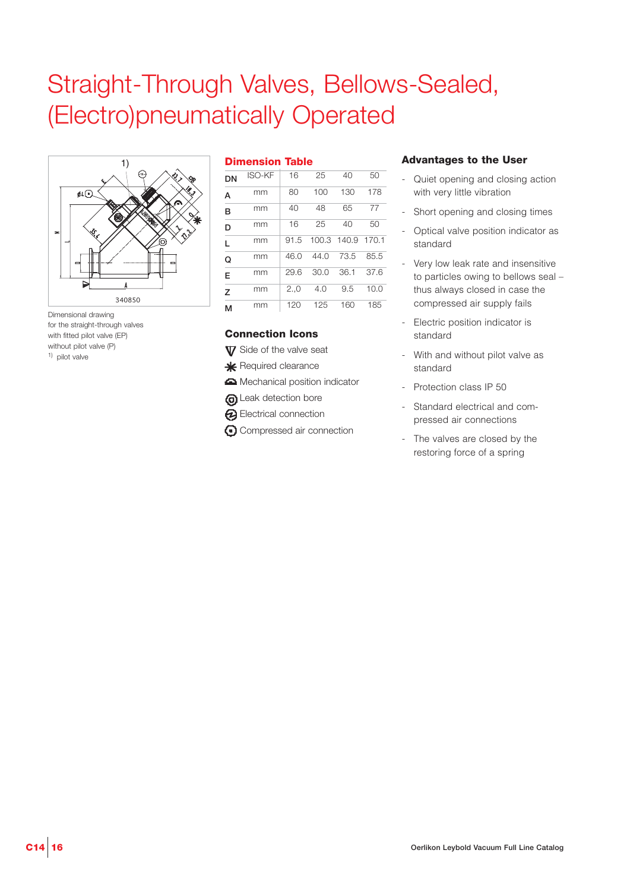# Straight-Through Valves, Bellows-Sealed, (Electro)pneumatically Operated

Dimensional drawing for the straight-through valves with fitted pilot valve (EP) without pilot valve (P)

[1] pilot valve

## Dimension Table

| DN | ISO-KF | 16 | 25 | 40 | 50 |
|---|---|---|---|---|---|
| A | mm | 80 | 100 | 130 | 178 |
| B | mm | 40 | 48 | 65 | 77 |
| D | mm | 16 | 25 | 40 | 50 |
| L | mm | 91.5 | 100.3 | 140.9 | 170.1 |
| Q | mm | 46.0 | 44.0 | 73.5 | 85.5 |
| E | mm | 29.6 | 30.0 | 36.1 | 37.6 |
| Z | mm | 2.,0 | 4.0 | 9.5 | 10.0 |
| M | mm | 120 | 125 | 160 | 185 |

## Connection Icons

- Side of the valve seat
- Required clearance
- Mechanical position indicator
- Leak detection bore
- Electrical connection
- Compressed air connection

## Advantages to the User

- Quiet opening and closing action with very little vibration
- Short opening and closing times
- Optical valve position indicator as standard
- Very low leak rate and insensitive to particles owing to bellows seal – thus always closed in case the compressed air supply fails
- Electric position indicator is standard
- With and without pilot valve as standard
- Protection class IP 50
- Standard electrical and compressed air connections
- The valves are closed by the restoring force of a spring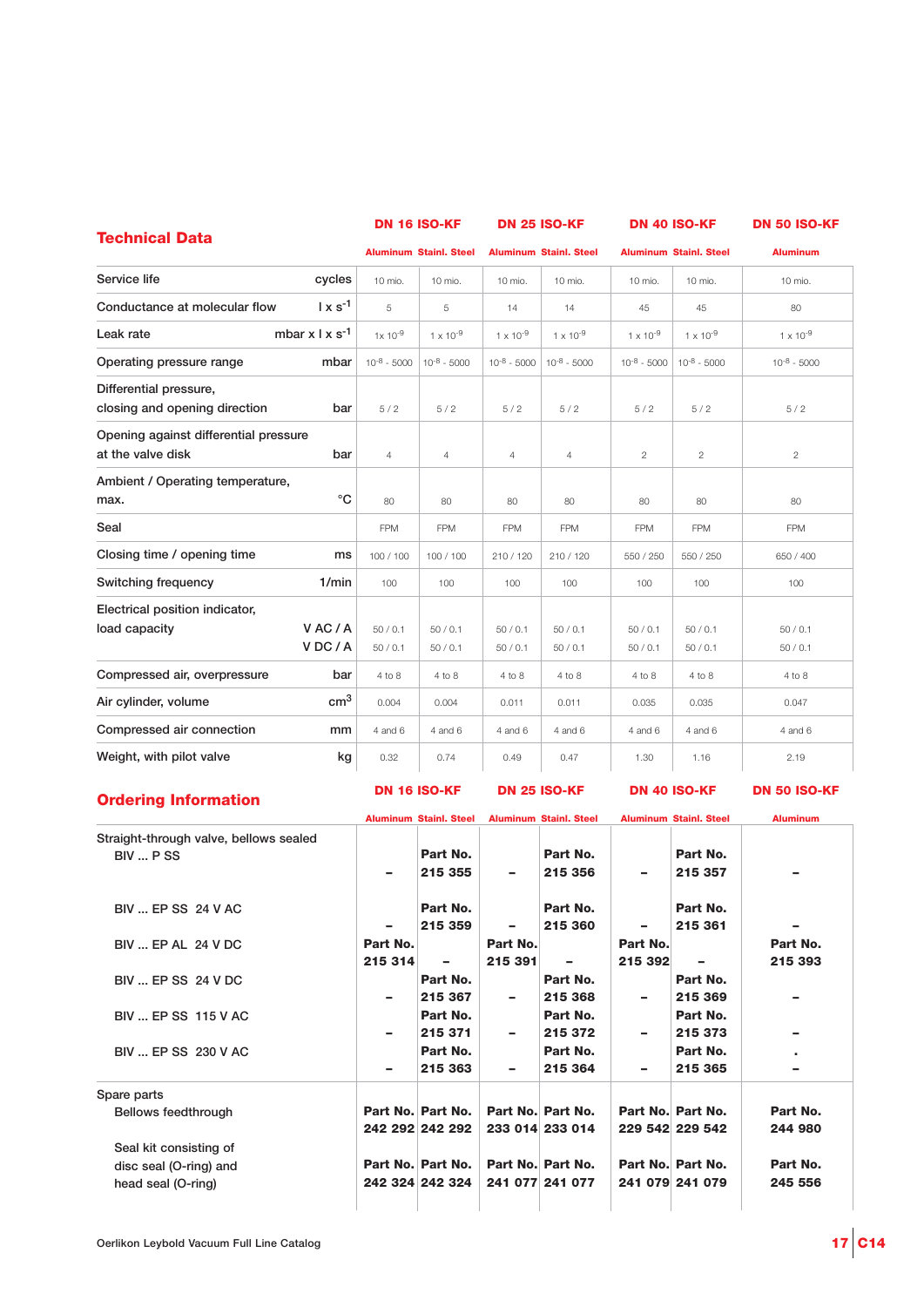## Technical Data

| | | DN 16 ISO-KF | | DN 25 ISO-KF | | DN 40 ISO-KF | | DN 50 ISO-KF |
|---|---|---|---|---|---|---|---|---|
| | | Aluminum | Stainl. Steel | Aluminum | Stainl. Steel | Aluminum | Stainl. Steel | Aluminum |
| Service life | cycles | 10 mio. | 10 mio. | 10 mio. | 10 mio. | 10 mio. | 10 mio. | 10 mio. |
| Conductance at molecular flow | $l \times s^{-1}$ | 5 | 5 | 14 | 14 | 45 | 45 | 80 |
| Leak rate | $mbar \times l \times s^{-1}$ | $1 \times 10^{-9}$ | $1 \times 10^{-9}$ | $1 \times 10^{-9}$ | $1 \times 10^{-9}$ | $1 \times 10^{-9}$ | $1 \times 10^{-9}$ | $1 \times 10^{-9}$ |
| Operating pressure range | mbar | $10^{-8}$ - 5000 | $10^{-8}$ - 5000 | $10^{-8}$ - 5000 | $10^{-8}$ - 5000 | $10^{-8}$ - 5000 | $10^{-8}$ - 5000 | $10^{-8}$ - 5000 |
| Differential pressure, closing and opening direction | bar | 5 / 2 | 5 / 2 | 5 / 2 | 5 / 2 | 5 / 2 | 5 / 2 | 5 / 2 |
| Opening against differential pressure at the valve disk | bar | 4 | 4 | 4 | 4 | 2 | 2 | 2 |
| Ambient / Operating temperature, max. | °C | 80 | 80 | 80 | 80 | 80 | 80 | 80 |
| Seal | | FPM | FPM | FPM | FPM | FPM | FPM | FPM |
| Closing time / opening time | ms | 100 / 100 | 100 / 100 | 210 / 120 | 210 / 120 | 550 / 250 | 550 / 250 | 650 / 400 |
| Switching frequency | 1/min | 100 | 100 | 100 | 100 | 100 | 100 | 100 |
| Electrical position indicator, load capacity | V AC / A | 50 / 0.1 | 50 / 0.1 | 50 / 0.1 | 50 / 0.1 | 50 / 0.1 | 50 / 0.1 | 50 / 0.1 |
| | V DC / A | 50 / 0.1 | 50 / 0.1 | 50 / 0.1 | 50 / 0.1 | 50 / 0.1 | 50 / 0.1 | 50 / 0.1 |
| Compressed air, overpressure | bar | 4 to 8 | 4 to 8 | 4 to 8 | 4 to 8 | 4 to 8 | 4 to 8 | 4 to 8 |
| Air cylinder, volume | $cm^3$ | 0.004 | 0.004 | 0.011 | 0.011 | 0.035 | 0.035 | 0.047 |
| Compressed air connection | mm | 4 and 6 | 4 and 6 | 4 and 6 | 4 and 6 | 4 and 6 | 4 and 6 | 4 and 6 |
| Weight, with pilot valve | kg | 0.32 | 0.74 | 0.49 | 0.47 | 1.30 | 1.16 | 2.19 |

## Ordering Information

| | DN 16 ISO-KF | | DN 25 ISO-KF | | DN 40 ISO-KF | | DN 50 ISO-KF |
|---|---|---|---|---|---|---|---|
| | Aluminum | Stainl. Steel | Aluminum | Stainl. Steel | Aluminum | Stainl. Steel | Aluminum |
| **Straight-through valve, bellows sealed** | | | | | | | |
| BIV ... P SS | – | **Part No. 215 355** | – | **Part No. 215 356** | – | **Part No. 215 357** | – |
| BIV ... EP SS 24 V AC | – | **Part No. 215 359** | – | **Part No. 215 360** | – | **Part No. 215 361** | – |
| BIV ... EP AL 24 V DC | **Part No. 215 314** | – | **Part No. 215 391** | – | **Part No. 215 392** | – | **Part No. 215 393** |
| BIV ... EP SS 24 V DC | – | **Part No. 215 367** | – | **Part No. 215 368** | – | **Part No. 215 369** | – |
| BIV ... EP SS 115 V AC | – | **Part No. 215 371** | – | **Part No. 215 372** | – | **Part No. 215 373** | – |
| BIV ... EP SS 230 V AC | – | **Part No. 215 363** | – | **Part No. 215 364** | – | **Part No. 215 365** | – |
| **Spare parts** | | | | | | | |
| Bellows feedthrough | **Part No. 242 292** | **Part No. 242 292** | **Part No. 233 014** | **Part No. 233 014** | **Part No. 229 542** | **Part No. 229 542** | **Part No. 244 980** |
| Seal kit consisting of disc seal (O-ring) and head seal (O-ring) | **Part No. 242 324** | **Part No. 242 324** | **Part No. 241 077** | **Part No. 241 077** | **Part No. 241 079** | **Part No. 241 079** | **Part No. 245 556** |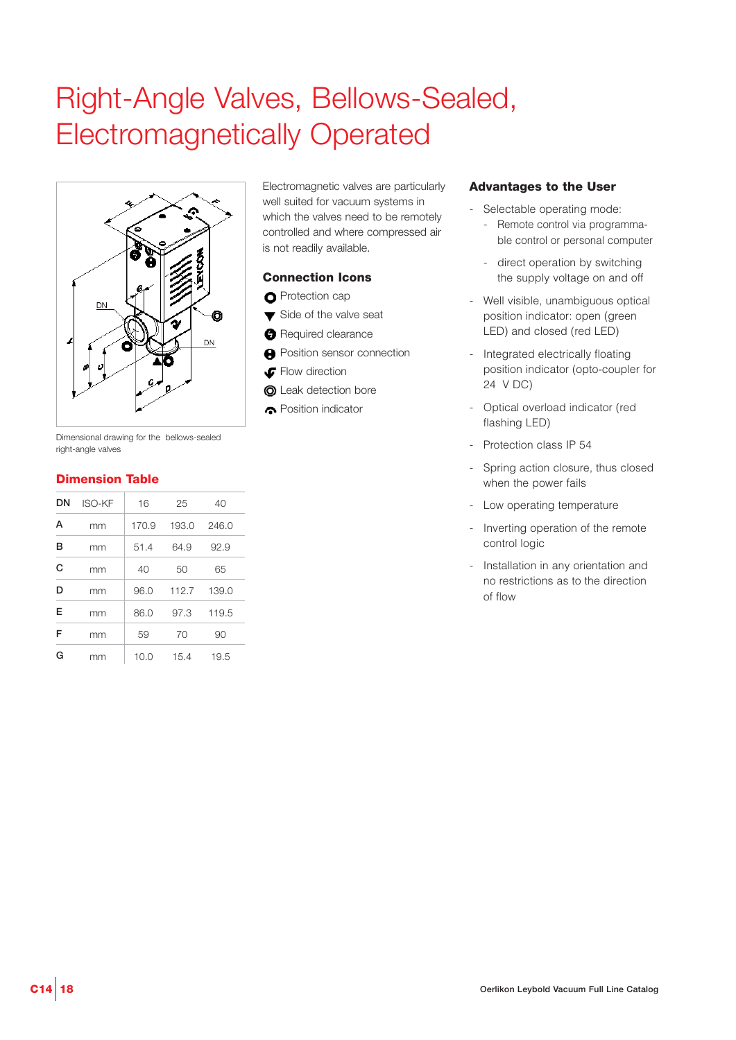# Right-Angle Valves, Bellows-Sealed, Electromagnetically Operated

Dimensional drawing for the bellows-sealed right-angle valves

## Dimension Table

| DN | ISO-KF | 16 | 25 | 40 |
|---|---|---|---|---|
| A | mm | 170.9 | 193.0 | 246.0 |
| B | mm | 51.4 | 64.9 | 92.9 |
| C | mm | 40 | 50 | 65 |
| D | mm | 96.0 | 112.7 | 139.0 |
| E | mm | 86.0 | 97.3 | 119.5 |
| F | mm | 59 | 70 | 90 |
| G | mm | 10.0 | 15.4 | 19.5 |

Electromagnetic valves are particularly well suited for vacuum systems in which the valves need to be remotely controlled and where compressed air is not readily available.

### Connection Icons

- Protection cap
- Side of the valve seat
- Required clearance
- Position sensor connection
- Flow direction
- Leak detection bore
- Position indicator

### Advantages to the User

- Selectable operating mode:
  - Remote control via programmable control or personal computer
  - direct operation by switching the supply voltage on and off
- Well visible, unambiguous optical position indicator: open (green LED) and closed (red LED)
- Integrated electrically floating position indicator (opto-coupler for 24 V DC)
- Optical overload indicator (red flashing LED)
- Protection class IP 54
- Spring action closure, thus closed when the power fails
- Low operating temperature
- Inverting operation of the remote control logic
- Installation in any orientation and no restrictions as to the direction of flow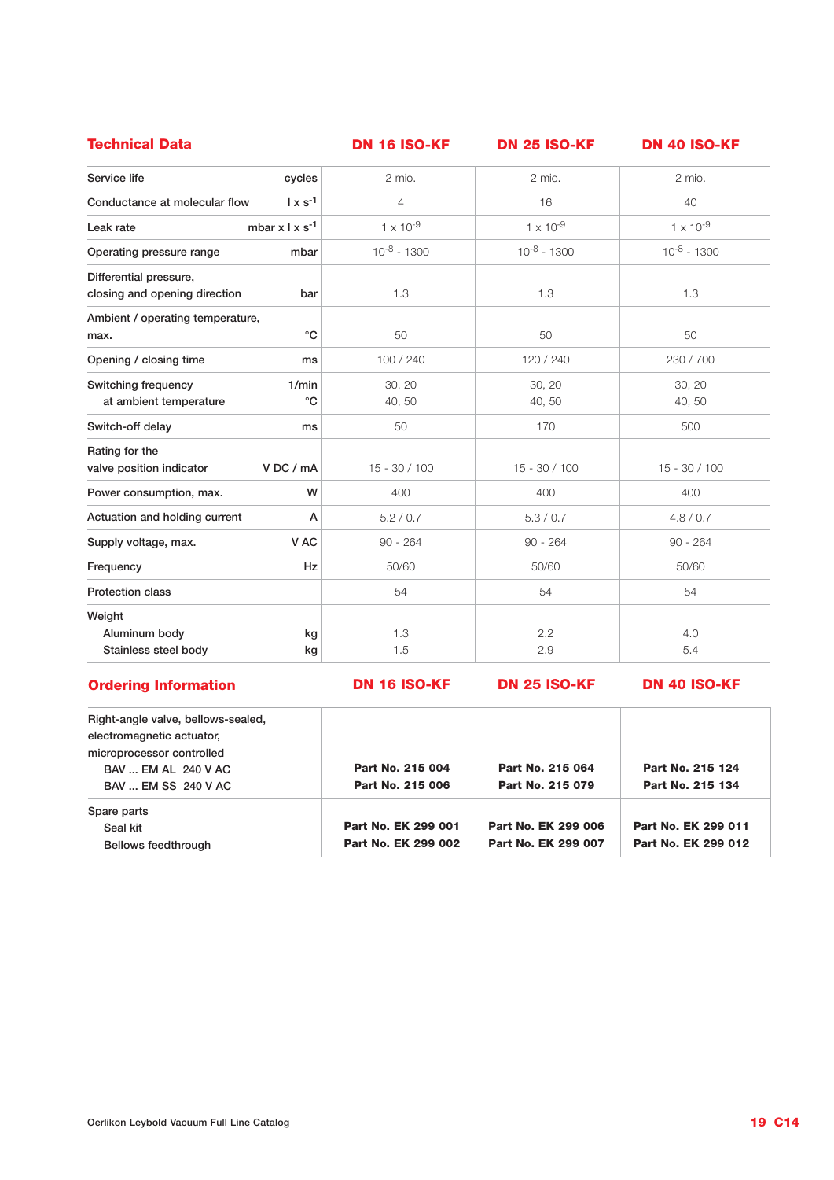## Technical Data

| Technical Data | | DN 16 ISO-KF | DN 25 ISO-KF | DN 40 ISO-KF |
|---|---|---|---|---|
| Service life | cycles | 2 mio. | 2 mio. | 2 mio. |
| Conductance at molecular flow | $l \times s^{-1}$ | 4 | 16 | 40 |
| Leak rate | $mbar \times l \times s^{-1}$ | $1 \times 10^{-9}$ | $1 \times 10^{-9}$ | $1 \times 10^{-9}$ |
| Operating pressure range | mbar | $10^{-8}$ - 1300 | $10^{-8}$ - 1300 | $10^{-8}$ - 1300 |
| Differential pressure, closing and opening direction | bar | 1.3 | 1.3 | 1.3 |
| Ambient / operating temperature, max. | °C | 50 | 50 | 50 |
| Opening / closing time | ms | 100 / 240 | 120 / 240 | 230 / 700 |
| Switching frequency<br>at ambient temperature | 1/min<br>°C | 30, 20<br>40, 50 | 30, 20<br>40, 50 | 30, 20<br>40, 50 |
| Switch-off delay | ms | 50 | 170 | 500 |
| Rating for the valve position indicator | V DC / mA | 15 - 30 / 100 | 15 - 30 / 100 | 15 - 30 / 100 |
| Power consumption, max. | W | 400 | 400 | 400 |
| Actuation and holding current | A | 5.2 / 0.7 | 5.3 / 0.7 | 4.8 / 0.7 |
| Supply voltage, max. | V AC | 90 - 264 | 90 - 264 | 90 - 264 |
| Frequency | Hz | 50/60 | 50/60 | 50/60 |
| Protection class | | 54 | 54 | 54 |
| Weight<br>Aluminum body<br>Stainless steel body | <br>kg<br>kg | <br>1.3<br>1.5 | <br>2.2<br>2.9 | <br>4.0<br>5.4 |

## Ordering Information

| Ordering Information | DN 16 ISO-KF | DN 25 ISO-KF | DN 40 ISO-KF |
|---|---|---|---|
| Right-angle valve, bellows-sealed, electromagnetic actuator, microprocessor controlled<br>BAV ... EM AL 240 V AC<br>BAV ... EM SS 240 V AC | <br>**Part No. 215 004**<br>**Part No. 215 006** | <br>**Part No. 215 064**<br>**Part No. 215 079** | <br>**Part No. 215 124**<br>**Part No. 215 134** |
| Spare parts<br>Seal kit<br>Bellows feedthrough | <br>**Part No. EK 299 001**<br>**Part No. EK 299 002** | <br>**Part No. EK 299 006**<br>**Part No. EK 299 007** | <br>**Part No. EK 299 011**<br>**Part No. EK 299 012** |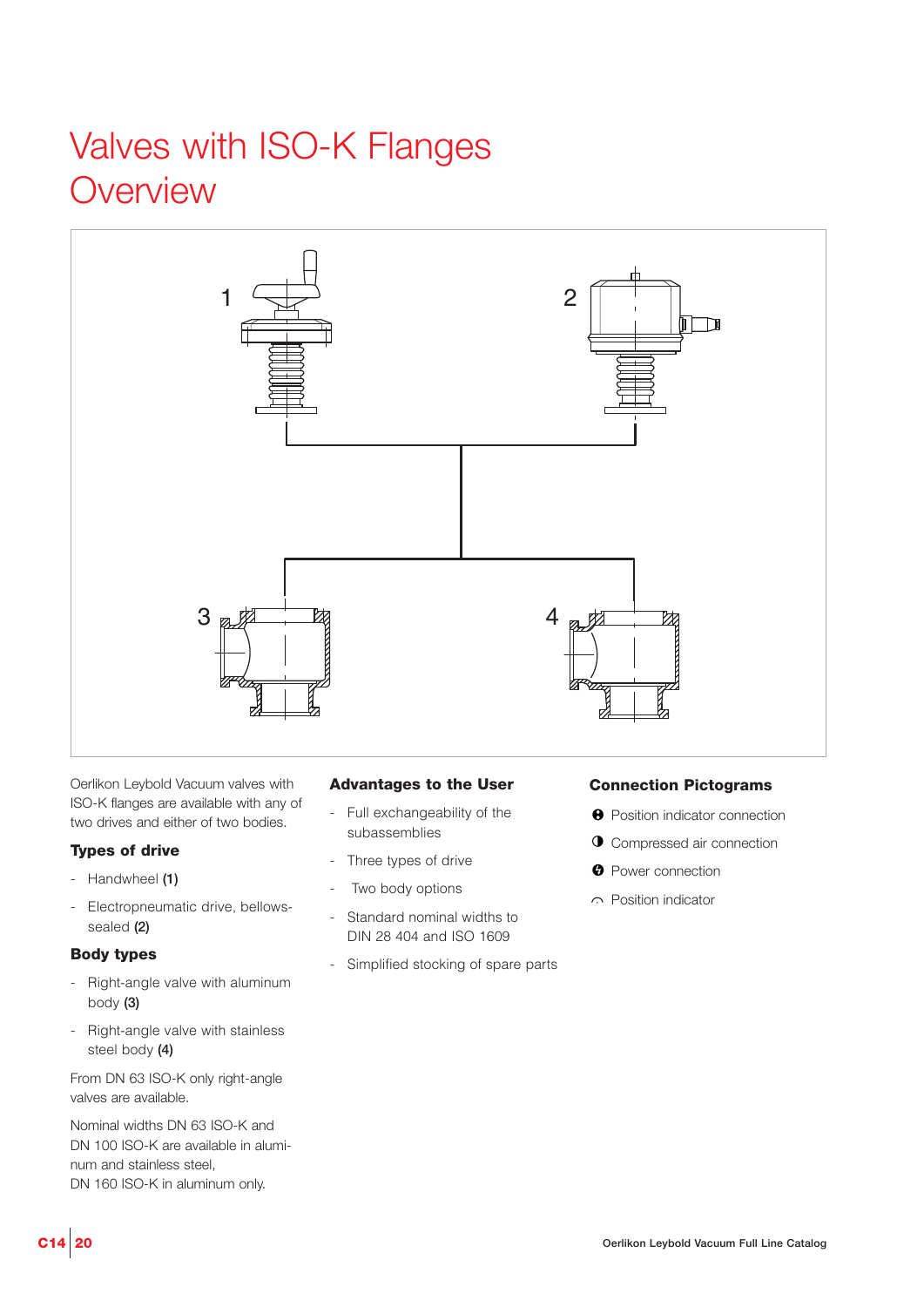# Valves with ISO-K Flanges
# Overview

Oerlikon Leybold Vacuum valves with ISO-K flanges are available with any of two drives and either of two bodies.

### Types of drive

- Handwheel **(1)**
- Electropneumatic drive, bellows-sealed **(2)**

### Body types

- Right-angle valve with aluminum body **(3)**
- Right-angle valve with stainless steel body **(4)**

From DN 63 ISO-K only right-angle valves are available.

Nominal widths DN 63 ISO-K and DN 100 ISO-K are available in aluminum and stainless steel, DN 160 ISO-K in aluminum only.

### Advantages to the User

- Full exchangeability of the subassemblies
- Three types of drive
- Two body options
- Standard nominal widths to DIN 28 404 and ISO 1609
- Simplified stocking of spare parts

### Connection Pictograms

- ❸ Position indicator connection
- ◑ Compressed air connection
- ❹ Power connection
- ⌒ Position indicator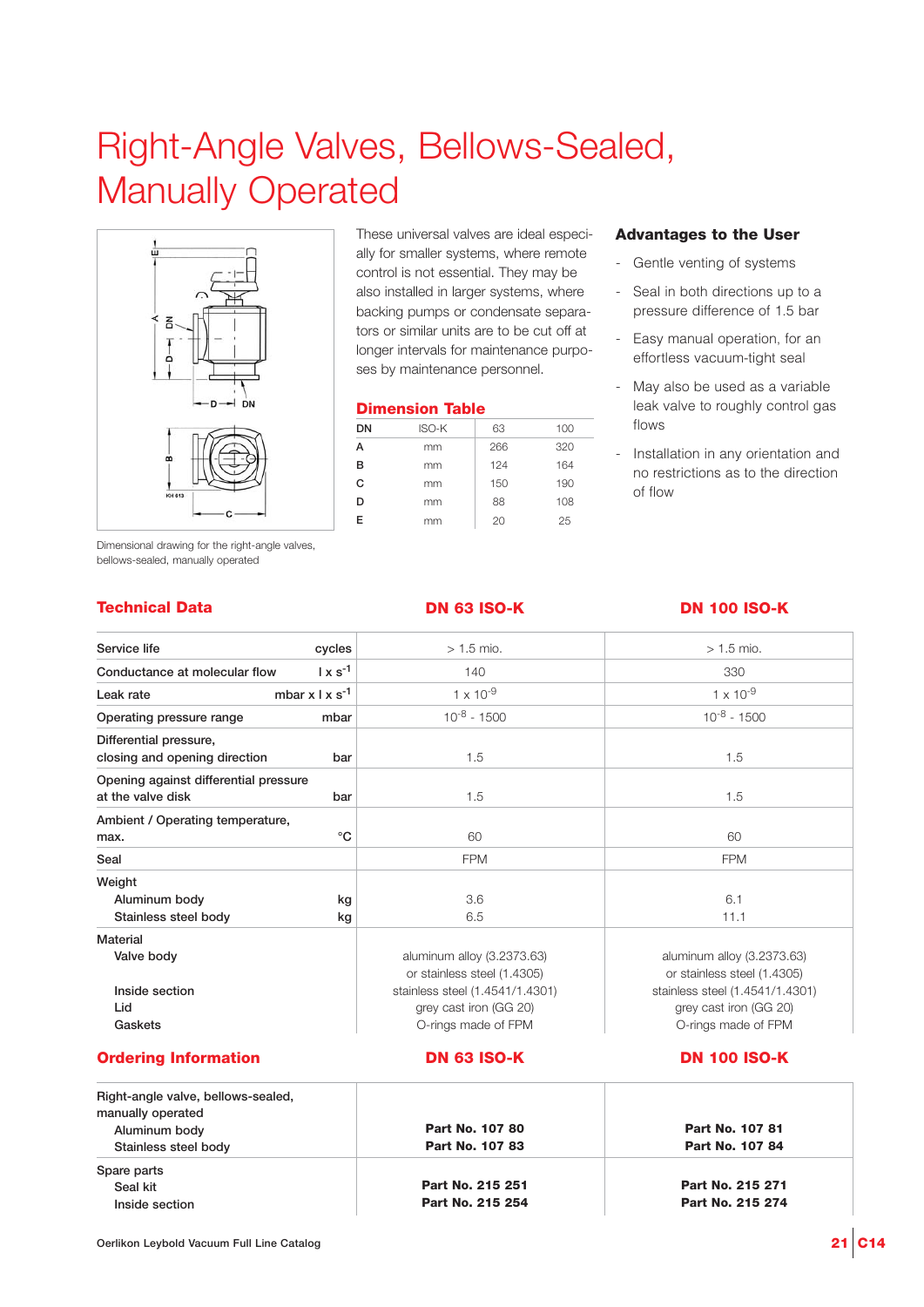# Right-Angle Valves, Bellows-Sealed, Manually Operated

Dimensional drawing for the right-angle valves, bellows-sealed, manually operated

These universal valves are ideal especially for smaller systems, where remote control is not essential. They may be also installed in larger systems, where backing pumps or condensate separators or similar units are to be cut off at longer intervals for maintenance purposes by maintenance personnel.

## Dimension Table

| DN | ISO-K | 63 | 100 |
|---|---|---|---|
| A | mm | 266 | 320 |
| B | mm | 124 | 164 |
| C | mm | 150 | 190 |
| D | mm | 88 | 108 |
| E | mm | 20 | 25 |

## Advantages to the User

- Gentle venting of systems
- Seal in both directions up to a pressure difference of 1.5 bar
- Easy manual operation, for an effortless vacuum-tight seal
- May also be used as a variable leak valve to roughly control gas flows
- Installation in any orientation and no restrictions as to the direction of flow

## Technical Data

| Technical Data | | DN 63 ISO-K | DN 100 ISO-K |
|---|---|---|---|
| Service life | cycles | > 1.5 mio. | > 1.5 mio. |
| Conductance at molecular flow | $l \times s^{-1}$ | 140 | 330 |
| Leak rate | $mbar \times l \times s^{-1}$ | $1 \times 10^{-9}$ | $1 \times 10^{-9}$ |
| Operating pressure range | mbar | $10^{-8}$ - 1500 | $10^{-8}$ - 1500 |
| Differential pressure, closing and opening direction | bar | 1.5 | 1.5 |
| Opening against differential pressure at the valve disk | bar | 1.5 | 1.5 |
| Ambient / Operating temperature, max. | °C | 60 | 60 |
| Seal | | FPM | FPM |
| Weight | | | |
| Aluminum body | kg | 3.6 | 6.1 |
| Stainless steel body | kg | 6.5 | 11.1 |
| Material | | | |
| Valve body | | aluminum alloy (3.2373.63) or stainless steel (1.4305) | aluminum alloy (3.2373.63) or stainless steel (1.4305) |
| Inside section | | stainless steel (1.4541/1.4301) | stainless steel (1.4541/1.4301) |
| Lid | | grey cast iron (GG 20) | grey cast iron (GG 20) |
| Gaskets | | O-rings made of FPM | O-rings made of FPM |

## Ordering Information

| Ordering Information | DN 63 ISO-K | DN 100 ISO-K |
|---|---|---|
| Right-angle valve, bellows-sealed, manually operated | | |
| Aluminum body | **Part No. 107 80** | **Part No. 107 81** |
| Stainless steel body | **Part No. 107 83** | **Part No. 107 84** |
| Spare parts | | |
| Seal kit | **Part No. 215 251** | **Part No. 215 271** |
| Inside section | **Part No. 215 254** | **Part No. 215 274** |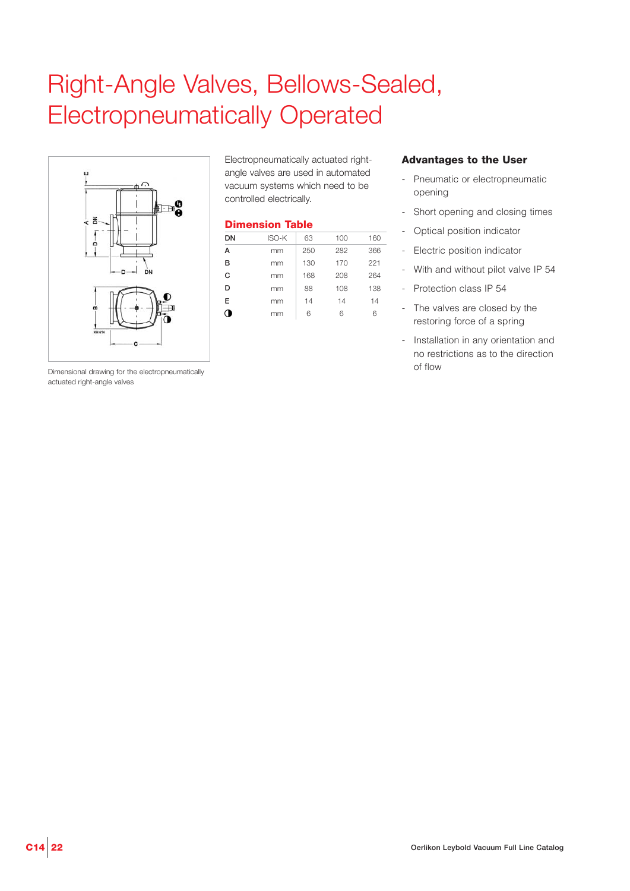# Right-Angle Valves, Bellows-Sealed, Electropneumatically Operated

Dimensional drawing for the electropneumatically actuated right-angle valves

Electropneumatically actuated right-angle valves are used in automated vacuum systems which need to be controlled electrically.

## Dimension Table

| DN | ISO-K | 63 | 100 | 160 |
|---|---|---|---|---|
| A | mm | 250 | 282 | 366 |
| B | mm | 130 | 170 | 221 |
| C | mm | 168 | 208 | 264 |
| D | mm | 88 | 108 | 138 |
| E | mm | 14 | 14 | 14 |
| ◑ | mm | 6 | 6 | 6 |

## Advantages to the User

- Pneumatic or electropneumatic opening
- Short opening and closing times
- Optical position indicator
- Electric position indicator
- With and without pilot valve IP 54
- Protection class IP 54
- The valves are closed by the restoring force of a spring
- Installation in any orientation and no restrictions as to the direction of flow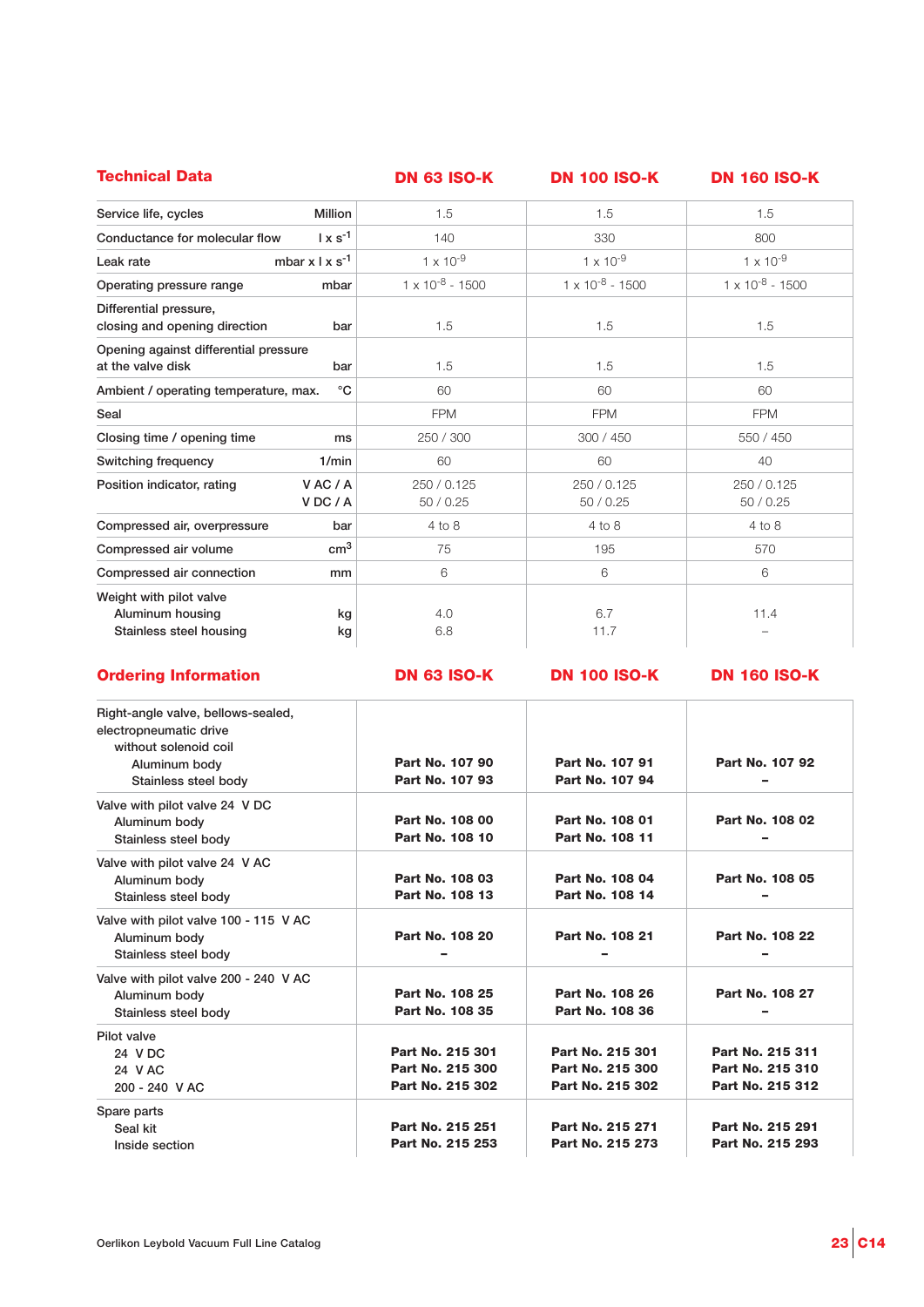## Technical Data

| Technical Data | | DN 63 ISO-K | DN 100 ISO-K | DN 160 ISO-K |
|---|---|---|---|---|
| Service life, cycles | Million | 1.5 | 1.5 | 1.5 |
| Conductance for molecular flow | $l \times s^{-1}$ | 140 | 330 | 800 |
| Leak rate | $mbar \times l \times s^{-1}$ | $1 \times 10^{-9}$ | $1 \times 10^{-9}$ | $1 \times 10^{-9}$ |
| Operating pressure range | mbar | $1 \times 10^{-8}$ - 1500 | $1 \times 10^{-8}$ - 1500 | $1 \times 10^{-8}$ - 1500 |
| Differential pressure, closing and opening direction | bar | 1.5 | 1.5 | 1.5 |
| Opening against differential pressure at the valve disk | bar | 1.5 | 1.5 | 1.5 |
| Ambient / operating temperature, max. | °C | 60 | 60 | 60 |
| Seal | | FPM | FPM | FPM |
| Closing time / opening time | ms | 250 / 300 | 300 / 450 | 550 / 450 |
| Switching frequency | 1/min | 60 | 60 | 40 |
| Position indicator, rating | V AC / A<br>V DC / A | 250 / 0.125<br>50 / 0.25 | 250 / 0.125<br>50 / 0.25 | 250 / 0.125<br>50 / 0.25 |
| Compressed air, overpressure | bar | 4 to 8 | 4 to 8 | 4 to 8 |
| Compressed air volume | $cm^3$ | 75 | 195 | 570 |
| Compressed air connection | mm | 6 | 6 | 6 |
| Weight with pilot valve<br>Aluminum housing<br>Stainless steel housing | <br>kg<br>kg | <br>4.0<br>6.8 | <br>6.7<br>11.7 | <br>11.4<br>– |

## Ordering Information

| Ordering Information | DN 63 ISO-K | DN 100 ISO-K | DN 160 ISO-K |
|---|---|---|---|
| Right-angle valve, bellows-sealed, electropneumatic drive<br>without solenoid coil<br>Aluminum body<br>Stainless steel body | <br><br>**Part No. 107 90**<br>**Part No. 107 93** | <br><br>**Part No. 107 91**<br>**Part No. 107 94** | <br><br>**Part No. 107 92**<br>**–** |
| Valve with pilot valve 24 V DC<br>Aluminum body<br>Stainless steel body | <br>**Part No. 108 00**<br>**Part No. 108 10** | <br>**Part No. 108 01**<br>**Part No. 108 11** | <br>**Part No. 108 02**<br>**–** |
| Valve with pilot valve 24 V AC<br>Aluminum body<br>Stainless steel body | <br>**Part No. 108 03**<br>**Part No. 108 13** | <br>**Part No. 108 04**<br>**Part No. 108 14** | <br>**Part No. 108 05**<br>**–** |
| Valve with pilot valve 100 - 115 V AC<br>Aluminum body<br>Stainless steel body | <br>**Part No. 108 20**<br>**–** | <br>**Part No. 108 21**<br>**–** | <br>**Part No. 108 22**<br>**–** |
| Valve with pilot valve 200 - 240 V AC<br>Aluminum body<br>Stainless steel body | <br>**Part No. 108 25**<br>**Part No. 108 35** | <br>**Part No. 108 26**<br>**Part No. 108 36** | <br>**Part No. 108 27**<br>**–** |
| Pilot valve<br>24 V DC<br>24 V AC<br>200 - 240 V AC | <br>**Part No. 215 301**<br>**Part No. 215 300**<br>**Part No. 215 302** | <br>**Part No. 215 301**<br>**Part No. 215 300**<br>**Part No. 215 302** | <br>**Part No. 215 311**<br>**Part No. 215 310**<br>**Part No. 215 312** |
| Spare parts<br>Seal kit<br>Inside section | <br>**Part No. 215 251**<br>**Part No. 215 253** | <br>**Part No. 215 271**<br>**Part No. 215 273** | <br>**Part No. 215 291**<br>**Part No. 215 293** |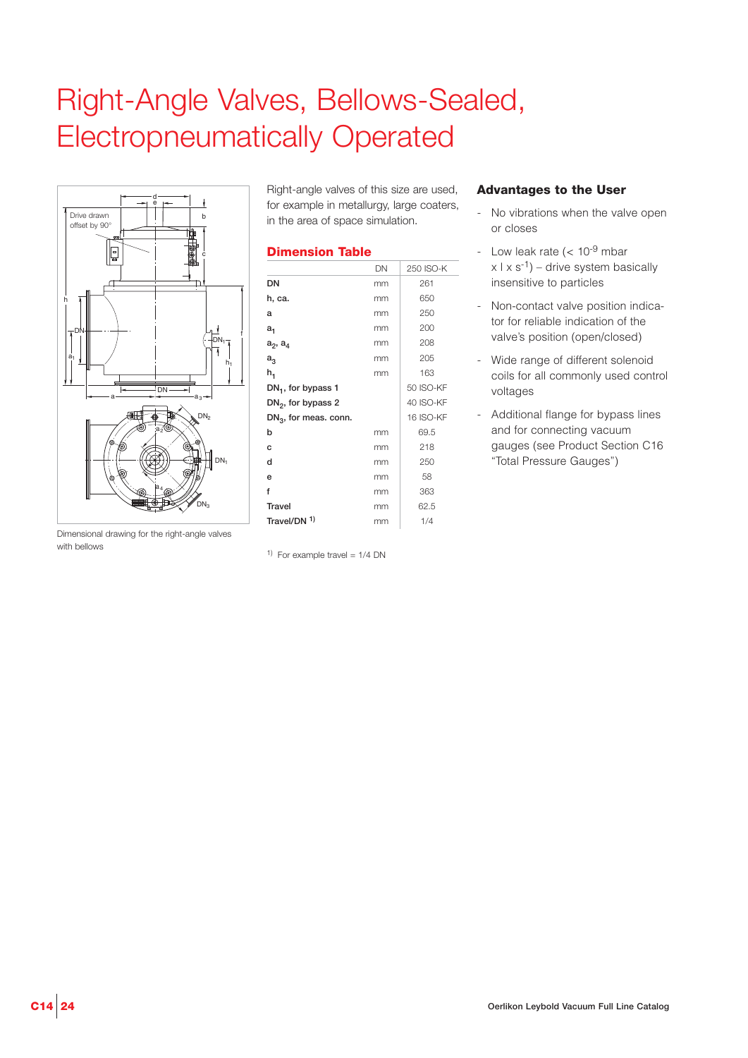# Right-Angle Valves, Bellows-Sealed, Electropneumatically Operated

Dimensional drawing for the right-angle valves with bellows

Right-angle valves of this size are used, for example in metallurgy, large coaters, in the area of space simulation.

## Dimension Table

| | DN | 250 ISO-K |
|---|---|---|
| **DN** | mm | 261 |
| **h, ca.** | mm | 650 |
| **a** | mm | 250 |
| **$a_1$** | mm | 200 |
| **$a_2$, $a_4$** | mm | 208 |
| **$a_3$** | mm | 205 |
| **$h_1$** | mm | 163 |
| **$DN_1$, for bypass 1** | | 50 ISO-KF |
| **$DN_2$, for bypass 2** | | 40 ISO-KF |
| **$DN_3$, for meas. conn.** | | 16 ISO-KF |
| **b** | mm | 69.5 |
| **c** | mm | 218 |
| **d** | mm | 250 |
| **e** | mm | 58 |
| **f** | mm | 363 |
| **Travel** | mm | 62.5 |
| **Travel/DN** [1] | mm | 1/4 |

[1] For example travel = 1/4 DN

## Advantages to the User

- No vibrations when the valve open or closes
- Low leak rate (< $10^{-9}$ mbar x l x $s^{-1}$) – drive system basically insensitive to particles
- Non-contact valve position indicator for reliable indication of the valve's position (open/closed)
- Wide range of different solenoid coils for all commonly used control voltages
- Additional flange for bypass lines and for connecting vacuum gauges (see Product Section C16 "Total Pressure Gauges")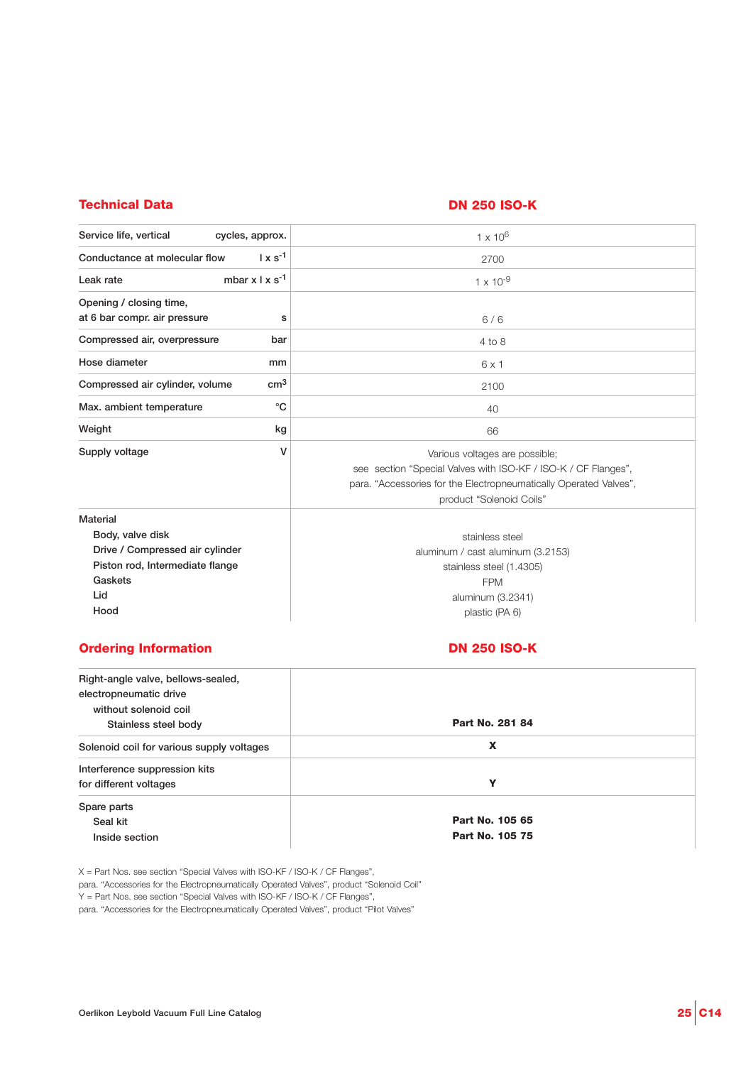## Technical Data

| | | DN 250 ISO-K |
|---|---|---|
| Service life, vertical | cycles, approx. | $1 \times 10^6$ |
| Conductance at molecular flow | $l \times s^{-1}$ | 2700 |
| Leak rate | $mbar \times l \times s^{-1}$ | $1 \times 10^{-9}$ |
| Opening / closing time, at 6 bar compr. air pressure | s | 6 / 6 |
| Compressed air, overpressure | bar | 4 to 8 |
| Hose diameter | mm | 6 x 1 |
| Compressed air cylinder, volume | $cm^3$ | 2100 |
| Max. ambient temperature | °C | 40 |
| Weight | kg | 66 |
| Supply voltage | V | Various voltages are possible; see section "Special Valves with ISO-KF / ISO-K / CF Flanges", para. "Accessories for the Electropneumatically Operated Valves", product "Solenoid Coils" |
| Material | | |
| Body, valve disk | | stainless steel |
| Drive / Compressed air cylinder | | aluminum / cast aluminum (3.2153) |
| Piston rod, Intermediate flange | | stainless steel (1.4305) |
| Gaskets | | FPM |
| Lid | | aluminum (3.2341) |
| Hood | | plastic (PA 6) |

## Ordering Information

| | DN 250 ISO-K |
|---|---|
| Right-angle valve, bellows-sealed, electropneumatic drive without solenoid coil Stainless steel body | **Part No. 281 84** |
| Solenoid coil for various supply voltages | **X** |
| Interference suppression kits for different voltages | **Y** |
| Spare parts | |
| Seal kit | **Part No. 105 65** |
| Inside section | **Part No. 105 75** |

X = Part Nos. see section "Special Valves with ISO-KF / ISO-K / CF Flanges", para. "Accessories for the Electropneumatically Operated Valves", product "Solenoid Coil"
Y = Part Nos. see section "Special Valves with ISO-KF / ISO-K / CF Flanges", para. "Accessories for the Electropneumatically Operated Valves", product "Pilot Valves"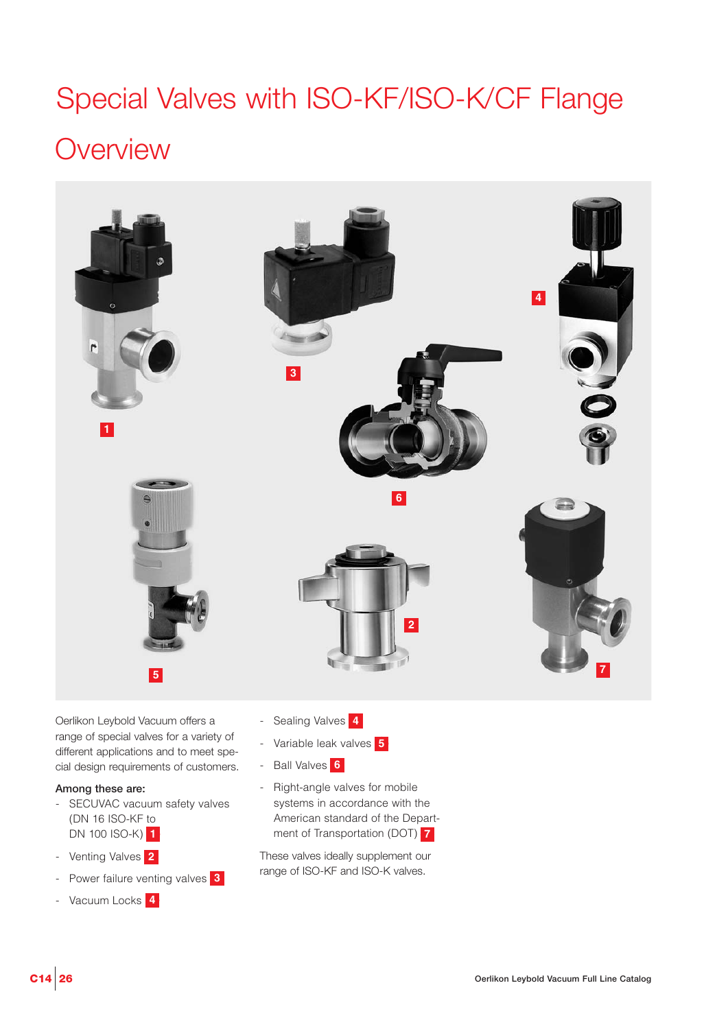# Special Valves with ISO-KF/ISO-K/CF Flange

## Overview

Oerlikon Leybold Vacuum offers a range of special valves for a variety of different applications and to meet special design requirements of customers.

**Among these are:**

- SECUVAC vacuum safety valves (DN 16 ISO-KF to DN 100 ISO-K) 1
- Venting Valves 2
- Power failure venting valves 3
- Vacuum Locks 4
- Sealing Valves 4
- Variable leak valves 5
- Ball Valves 6
- Right-angle valves for mobile systems in accordance with the American standard of the Department of Transportation (DOT) 7

These valves ideally supplement our range of ISO-KF and ISO-K valves.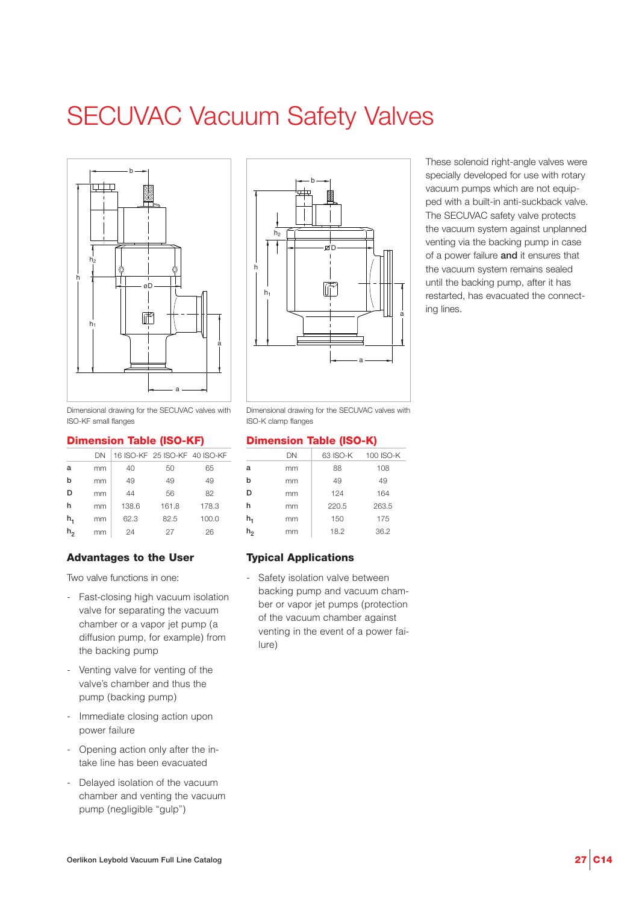# SECUVAC Vacuum Safety Valves

These solenoid right-angle valves were specially developed for use with rotary vacuum pumps which are not equipped with a built-in anti-suckback valve. The SECUVAC safety valve protects the vacuum system against unplanned venting via the backing pump in case of a power failure **and** it ensures that the vacuum system remains sealed until the backing pump, after it has restarted, has evacuated the connecting lines.

Dimensional drawing for the SECUVAC valves with ISO-KF small flanges

Dimensional drawing for the SECUVAC valves with ISO-K clamp flanges

## Dimension Table (ISO-KF)

| | DN | 16 ISO-KF | 25 ISO-KF | 40 ISO-KF |
|---|---|---|---|---|
| a | mm | 40 | 50 | 65 |
| b | mm | 49 | 49 | 49 |
| D | mm | 44 | 56 | 82 |
| h | mm | 138.6 | 161.8 | 178.3 |
| $h_1$ | mm | 62.3 | 82.5 | 100.0 |
| $h_2$ | mm | 24 | 27 | 26 |

## Dimension Table (ISO-K)

| | DN | 63 ISO-K | 100 ISO-K |
|---|---|---|---|
| a | mm | 88 | 108 |
| b | mm | 49 | 49 |
| D | mm | 124 | 164 |
| h | mm | 220.5 | 263.5 |
| $h_1$ | mm | 150 | 175 |
| $h_2$ | mm | 18.2 | 36.2 |

### Advantages to the User

Two valve functions in one:

- Fast-closing high vacuum isolation valve for separating the vacuum chamber or a vapor jet pump (a diffusion pump, for example) from the backing pump
- Venting valve for venting of the valve's chamber and thus the pump (backing pump)
- Immediate closing action upon power failure
- Opening action only after the intake line has been evacuated
- Delayed isolation of the vacuum chamber and venting the vacuum pump (negligible "gulp")

### Typical Applications

- Safety isolation valve between backing pump and vacuum chamber or vapor jet pumps (protection of the vacuum chamber against venting in the event of a power failure)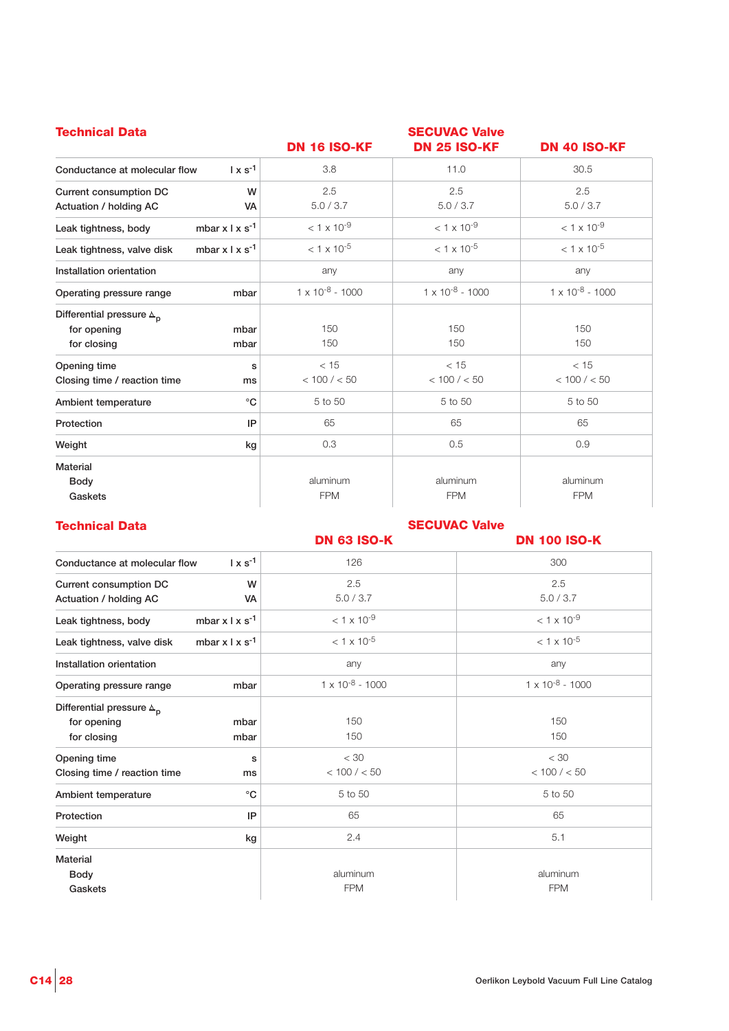## Technical Data

| | | SECUVAC Valve DN 16 ISO-KF | SECUVAC Valve DN 25 ISO-KF | SECUVAC Valve DN 40 ISO-KF |
|---|---|---|---|---|
| Conductance at molecular flow | $l \times s^{-1}$ | 3.8 | 11.0 | 30.5 |
| Current consumption DC<br>Actuation / holding AC | W<br>VA | 2.5<br>5.0 / 3.7 | 2.5<br>5.0 / 3.7 | 2.5<br>5.0 / 3.7 |
| Leak tightness, body | $mbar \times l \times s^{-1}$ | $< 1 \times 10^{-9}$ | $< 1 \times 10^{-9}$ | $< 1 \times 10^{-9}$ |
| Leak tightness, valve disk | $mbar \times l \times s^{-1}$ | $< 1 \times 10^{-5}$ | $< 1 \times 10^{-5}$ | $< 1 \times 10^{-5}$ |
| Installation orientation | | any | any | any |
| Operating pressure range | mbar | $1 \times 10^{-8}$ - 1000 | $1 \times 10^{-8}$ - 1000 | $1 \times 10^{-8}$ - 1000 |
| Differential pressure $\Delta_p$<br>for opening<br>for closing | <br>mbar<br>mbar | <br>150<br>150 | <br>150<br>150 | <br>150<br>150 |
| Opening time<br>Closing time / reaction time | s<br>ms | < 15<br>< 100 / < 50 | < 15<br>< 100 / < 50 | < 15<br>< 100 / < 50 |
| Ambient temperature | °C | 5 to 50 | 5 to 50 | 5 to 50 |
| Protection | IP | 65 | 65 | 65 |
| Weight | kg | 0.3 | 0.5 | 0.9 |
| Material<br>Body<br>Gaskets | | <br>aluminum<br>FPM | <br>aluminum<br>FPM | <br>aluminum<br>FPM |

## Technical Data

| | | SECUVAC Valve DN 63 ISO-K | SECUVAC Valve DN 100 ISO-K |
|---|---|---|---|
| Conductance at molecular flow | $l \times s^{-1}$ | 126 | 300 |
| Current consumption DC<br>Actuation / holding AC | W<br>VA | 2.5<br>5.0 / 3.7 | 2.5<br>5.0 / 3.7 |
| Leak tightness, body | $mbar \times l \times s^{-1}$ | $< 1 \times 10^{-9}$ | $< 1 \times 10^{-9}$ |
| Leak tightness, valve disk | $mbar \times l \times s^{-1}$ | $< 1 \times 10^{-5}$ | $< 1 \times 10^{-5}$ |
| Installation orientation | | any | any |
| Operating pressure range | mbar | $1 \times 10^{-8}$ - 1000 | $1 \times 10^{-8}$ - 1000 |
| Differential pressure $\Delta_p$<br>for opening<br>for closing | <br>mbar<br>mbar | <br>150<br>150 | <br>150<br>150 |
| Opening time<br>Closing time / reaction time | s<br>ms | < 30<br>< 100 / < 50 | < 30<br>< 100 / < 50 |
| Ambient temperature | °C | 5 to 50 | 5 to 50 |
| Protection | IP | 65 | 65 |
| Weight | kg | 2.4 | 5.1 |
| Material<br>Body<br>Gaskets | | <br>aluminum<br>FPM | <br>aluminum<br>FPM |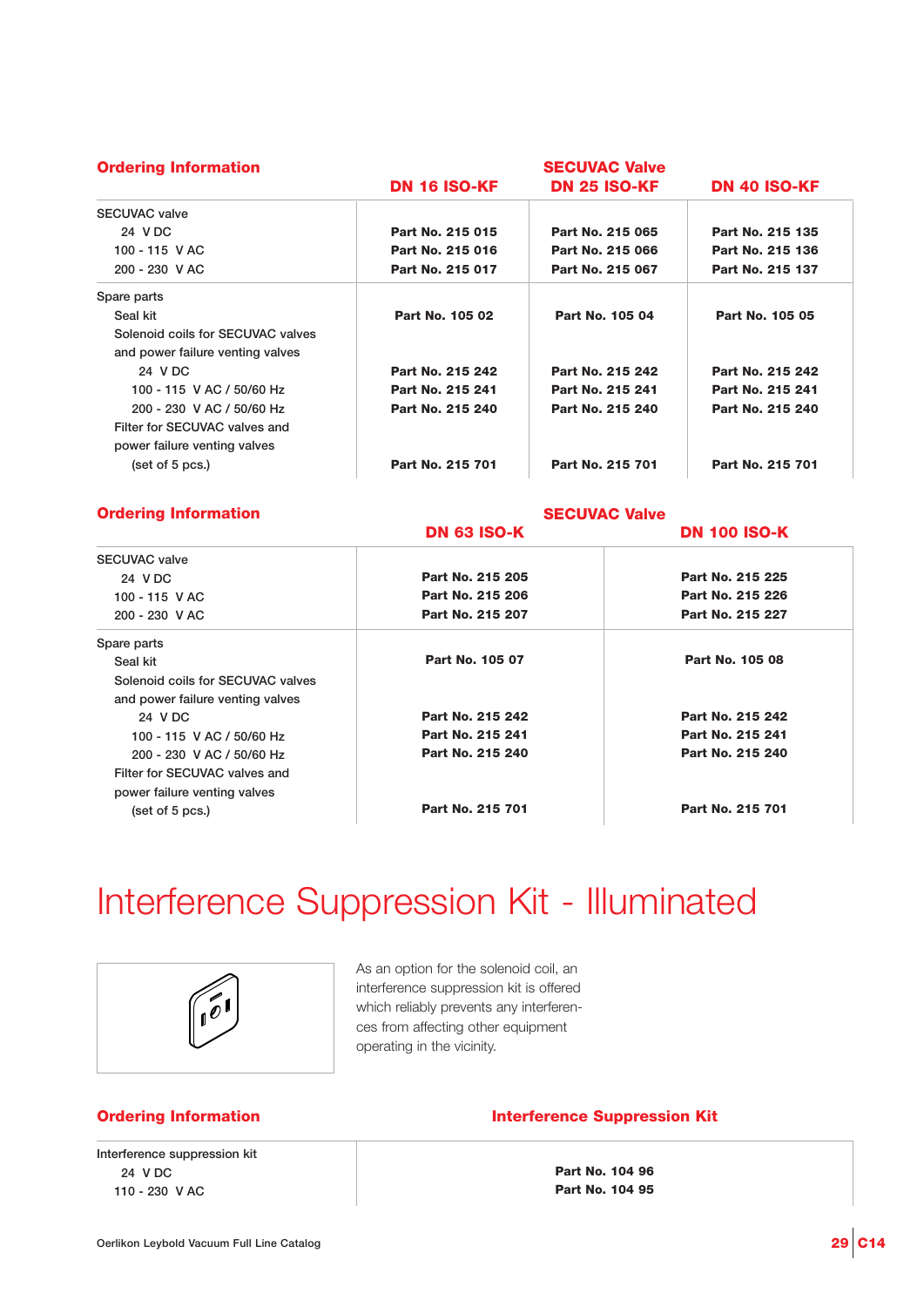## Ordering Information

| | SECUVAC Valve | | |
|---|---|---|---|
| | DN 16 ISO-KF | DN 25 ISO-KF | DN 40 ISO-KF |
| SECUVAC valve | | | |
| 24 V DC | Part No. 215 015 | Part No. 215 065 | Part No. 215 135 |
| 100 - 115 V AC | Part No. 215 016 | Part No. 215 066 | Part No. 215 136 |
| 200 - 230 V AC | Part No. 215 017 | Part No. 215 067 | Part No. 215 137 |
| Spare parts | | | |
| Seal kit | Part No. 105 02 | Part No. 105 04 | Part No. 105 05 |
| Solenoid coils for SECUVAC valves and power failure venting valves | | | |
| 24 V DC | Part No. 215 242 | Part No. 215 242 | Part No. 215 242 |
| 100 - 115 V AC / 50/60 Hz | Part No. 215 241 | Part No. 215 241 | Part No. 215 241 |
| 200 - 230 V AC / 50/60 Hz | Part No. 215 240 | Part No. 215 240 | Part No. 215 240 |
| Filter for SECUVAC valves and power failure venting valves (set of 5 pcs.) | Part No. 215 701 | Part No. 215 701 | Part No. 215 701 |

## Ordering Information

| | SECUVAC Valve | |
|---|---|---|
| | DN 63 ISO-K | DN 100 ISO-K |
| SECUVAC valve | | |
| 24 V DC | Part No. 215 205 | Part No. 215 225 |
| 100 - 115 V AC | Part No. 215 206 | Part No. 215 226 |
| 200 - 230 V AC | Part No. 215 207 | Part No. 215 227 |
| Spare parts | | |
| Seal kit | Part No. 105 07 | Part No. 105 08 |
| Solenoid coils for SECUVAC valves and power failure venting valves | | |
| 24 V DC | Part No. 215 242 | Part No. 215 242 |
| 100 - 115 V AC / 50/60 Hz | Part No. 215 241 | Part No. 215 241 |
| 200 - 230 V AC / 50/60 Hz | Part No. 215 240 | Part No. 215 240 |
| Filter for SECUVAC valves and power failure venting valves (set of 5 pcs.) | Part No. 215 701 | Part No. 215 701 |

# Interference Suppression Kit - Illuminated

As an option for the solenoid coil, an interference suppression kit is offered which reliably prevents any interferences from affecting other equipment operating in the vicinity.

## Ordering Information

| | Interference Suppression Kit |
|---|---|
| Interference suppression kit | |
| 24 V DC | Part No. 104 96 |
| 110 - 230 V AC | Part No. 104 95 |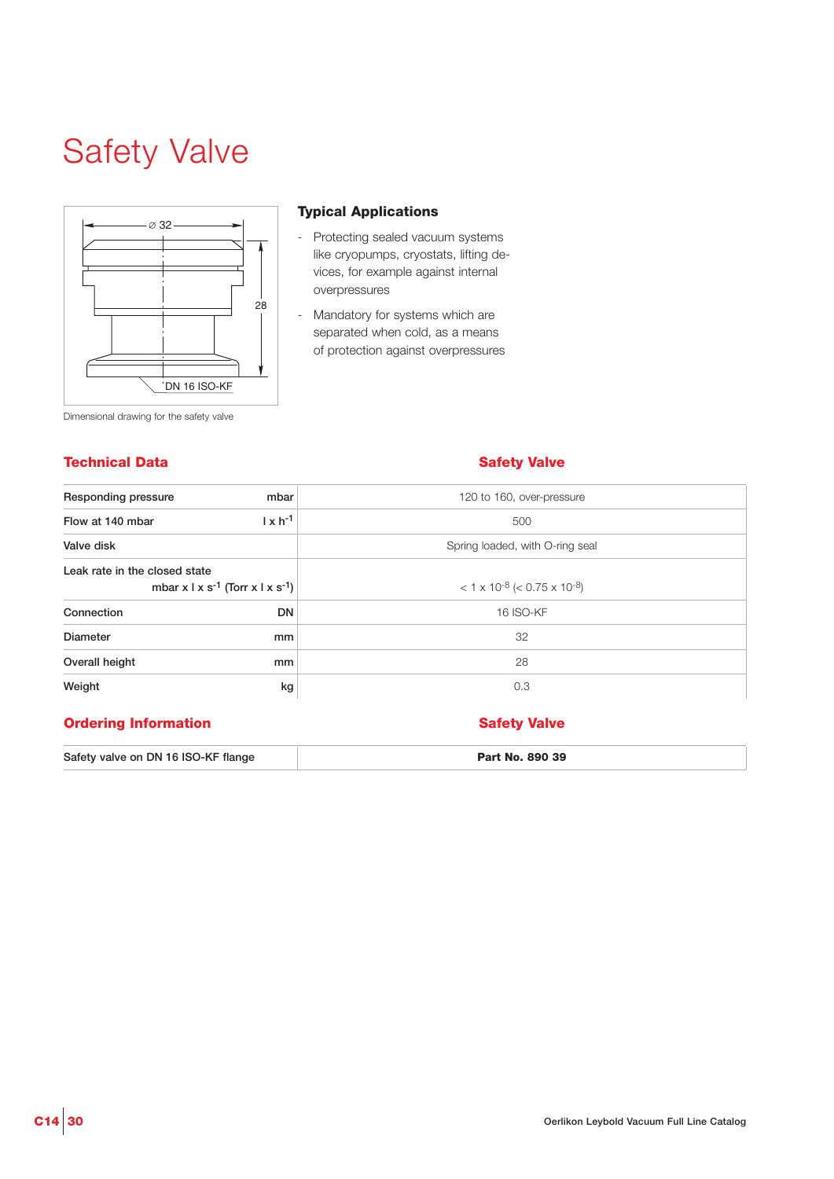# Safety Valve

Dimensional drawing for the safety valve

### Typical Applications

- Protecting sealed vacuum systems like cryopumps, cryostats, lifting devices, for example against internal overpressures
- Mandatory for systems which are separated when cold, as a means of protection against overpressures

## Technical Data

| Technical Data | | Safety Valve |
|---|---|---|
| Responding pressure | mbar | 120 to 160, over-pressure |
| Flow at 140 mbar | $l \times h^{-1}$ | 500 |
| Valve disk | | Spring loaded, with O-ring seal |
| Leak rate in the closed state | $mbar \times l \times s^{-1}$ ($Torr \times l \times s^{-1}$) | $< 1 \times 10^{-8}$ ($< 0.75 \times 10^{-8}$) |
| Connection | DN | 16 ISO-KF |
| Diameter | mm | 32 |
| Overall height | mm | 28 |
| Weight | kg | 0.3 |

## Ordering Information

| Ordering Information | Safety Valve |
|---|---|
| Safety valve on DN 16 ISO-KF flange | **Part No. 890 39** |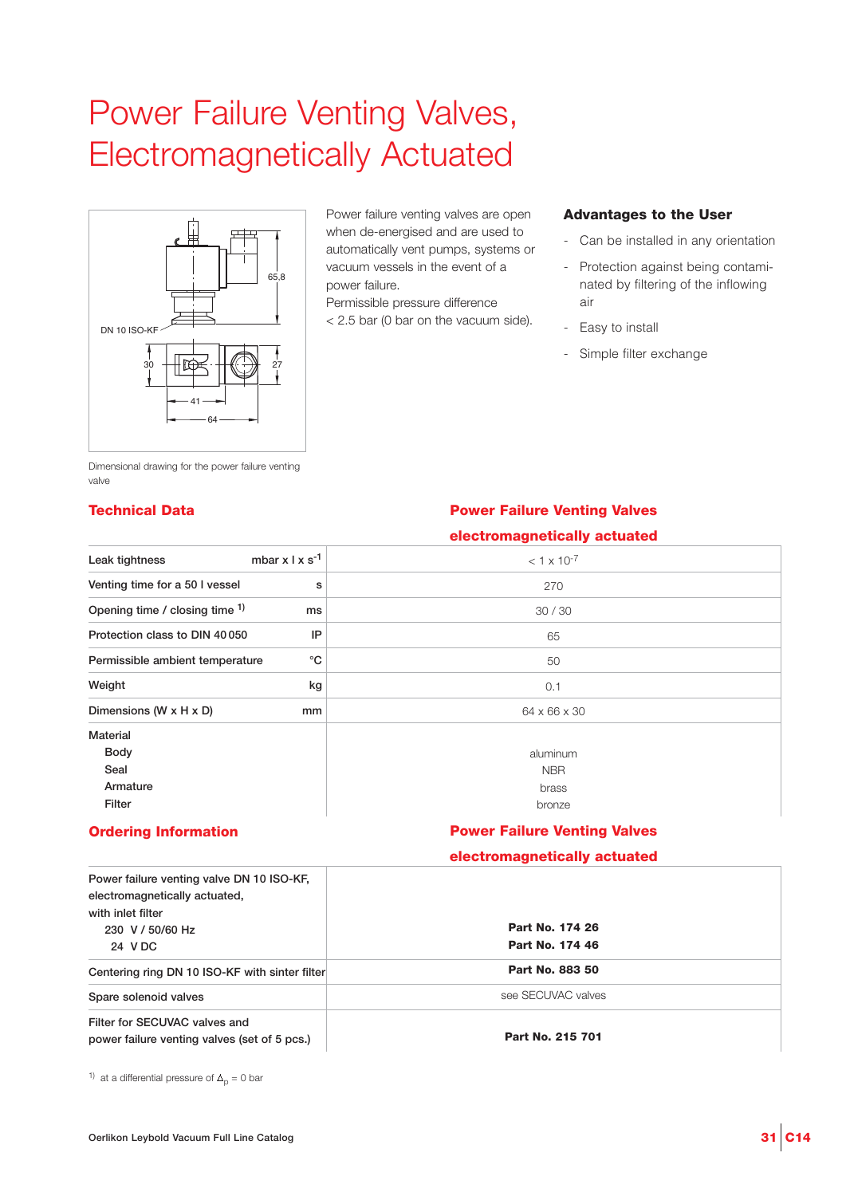# Power Failure Venting Valves, Electromagnetically Actuated

Dimensional drawing for the power failure venting valve

Power failure venting valves are open when de-energised and are used to automatically vent pumps, systems or vacuum vessels in the event of a power failure.
Permissible pressure difference < 2.5 bar (0 bar on the vacuum side).

### Advantages to the User

- Can be installed in any orientation
- Protection against being contaminated by filtering of the inflowing air
- Easy to install
- Simple filter exchange

## Technical Data

| | | Power Failure Venting Valves electromagnetically actuated |
|---|---|---|
| Leak tightness | mbar x l x $s^{-1}$ | < 1 x $10^{-7}$ |
| Venting time for a 50 l vessel | s | 270 |
| Opening time / closing time [1] | ms | 30 / 30 |
| Protection class to DIN 40 050 | IP | 65 |
| Permissible ambient temperature | °C | 50 |
| Weight | kg | 0.1 |
| Dimensions (W x H x D) | mm | 64 x 66 x 30 |
| Material | | |
| Body | | aluminum |
| Seal | | NBR |
| Armature | | brass |
| Filter | | bronze |

## Ordering Information

| | Power Failure Venting Valves electromagnetically actuated |
|---|---|
| Power failure venting valve DN 10 ISO-KF, electromagnetically actuated, with inlet filter | |
| 230 V / 50/60 Hz | **Part No. 174 26** |
| 24 V DC | **Part No. 174 46** |
| Centering ring DN 10 ISO-KF with sinter filter | **Part No. 883 50** |
| Spare solenoid valves | see SECUVAC valves |
| Filter for SECUVAC valves and power failure venting valves (set of 5 pcs.) | **Part No. 215 701** |

[1] at a differential pressure of $\Delta_p$ = 0 bar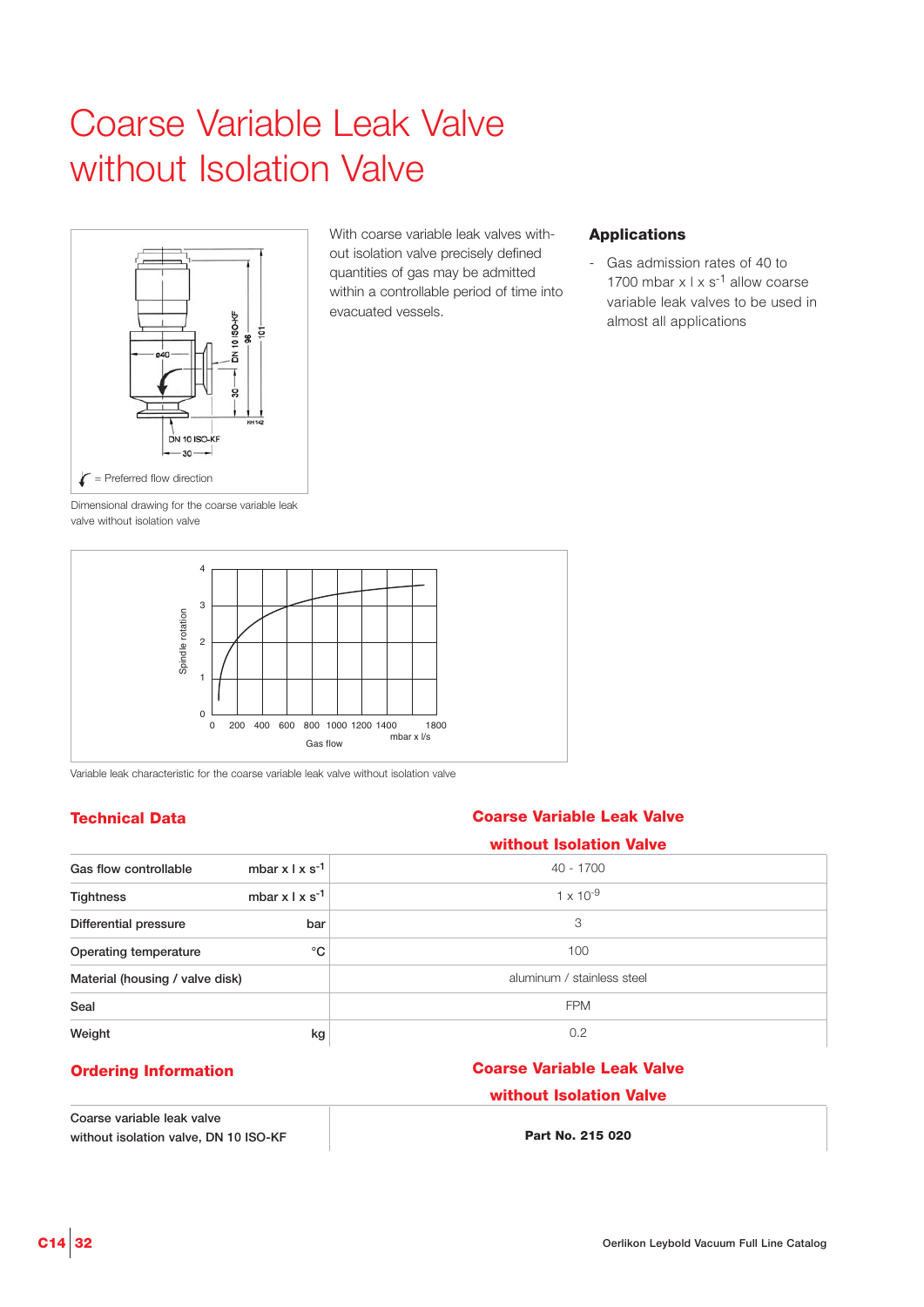# Coarse Variable Leak Valve without Isolation Valve

= Preferred flow direction

Dimensional drawing for the coarse variable leak valve without isolation valve

With coarse variable leak valves without isolation valve precisely defined quantities of gas may be admitted within a controllable period of time into evacuated vessels.

### Applications

- Gas admission rates of 40 to 1700 mbar x l x $s^{-1}$ allow coarse variable leak valves to be used in almost all applications

Variable leak characteristic for the coarse variable leak valve without isolation valve

## Technical Data

| | | Coarse Variable Leak Valve without Isolation Valve |
|---|---|---|
| Gas flow controllable | mbar x l x $s^{-1}$ | 40 - 1700 |
| Tightness | mbar x l x $s^{-1}$ | 1 x $10^{-9}$ |
| Differential pressure | bar | 3 |
| Operating temperature | °C | 100 |
| Material (housing / valve disk) | | aluminum / stainless steel |
| Seal | | FPM |
| Weight | kg | 0.2 |

## Ordering Information

| | Coarse Variable Leak Valve without Isolation Valve |
|---|---|
| Coarse variable leak valve without isolation valve, DN 10 ISO-KF | **Part No. 215 020** |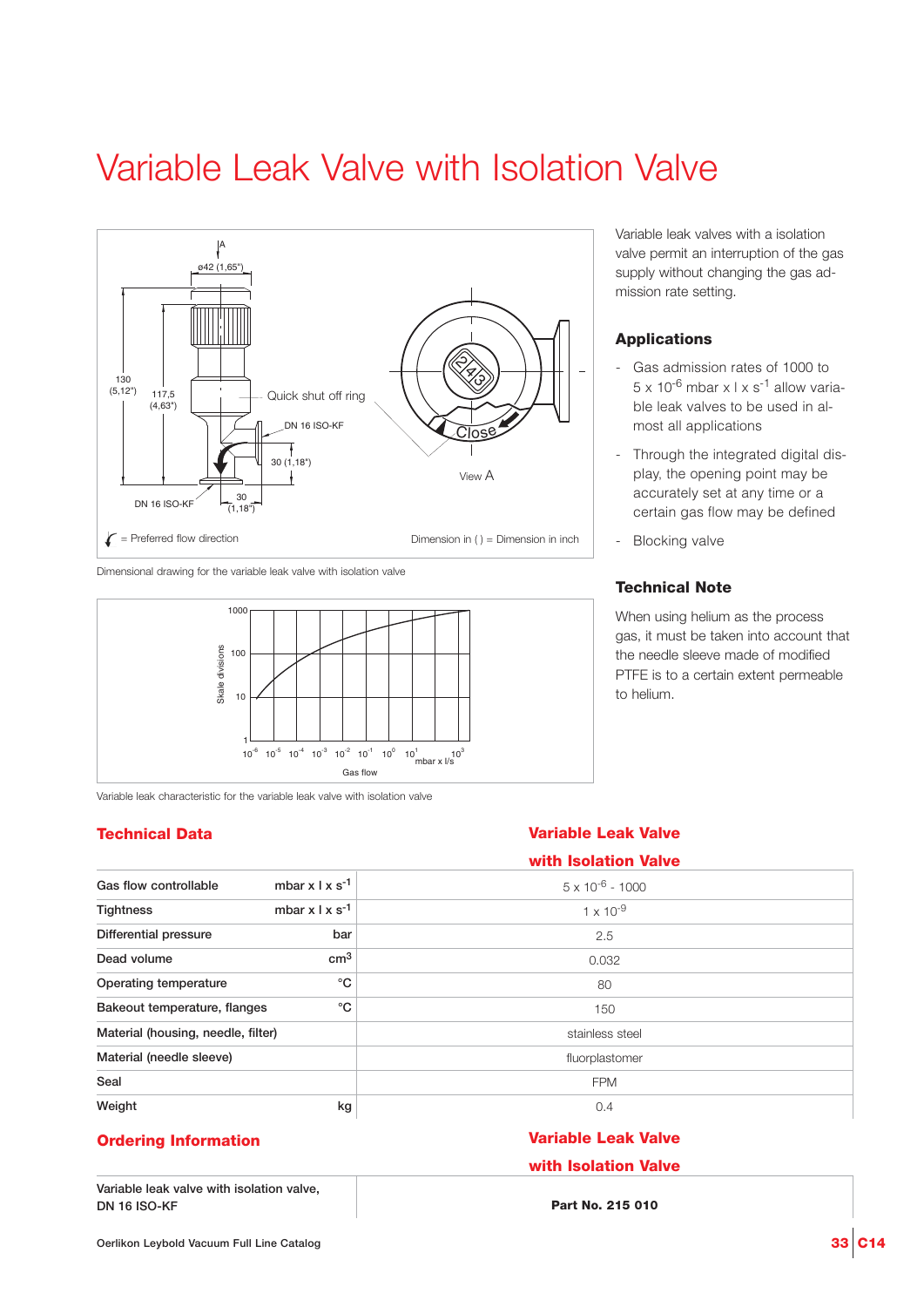# Variable Leak Valve with Isolation Valve

Dimensional drawing for the variable leak valve with isolation valve

Variable leak characteristic for the variable leak valve with isolation valve

Variable leak valves with a isolation valve permit an interruption of the gas supply without changing the gas admission rate setting.

### Applications

- Gas admission rates of 1000 to 5 x $10^{-6}$ mbar x l x $s^{-1}$ allow variable leak valves to be used in almost all applications
- Through the integrated digital display, the opening point may be accurately set at any time or a certain gas flow may be defined
- Blocking valve

### Technical Note

When using helium as the process gas, it must be taken into account that the needle sleeve made of modified PTFE is to a certain extent permeable to helium.

## Technical Data

| | | Variable Leak Valve with Isolation Valve |
|---|---|---|
| Gas flow controllable | mbar x l x $s^{-1}$ | 5 x $10^{-6}$ - 1000 |
| Tightness | mbar x l x $s^{-1}$ | 1 x $10^{-9}$ |
| Differential pressure | bar | 2.5 |
| Dead volume | $cm^3$ | 0.032 |
| Operating temperature | °C | 80 |
| Bakeout temperature, flanges | °C | 150 |
| Material (housing, needle, filter) | | stainless steel |
| Material (needle sleeve) | | fluorplastomer |
| Seal | | FPM |
| Weight | kg | 0.4 |

## Ordering Information

| | Variable Leak Valve with Isolation Valve |
|---|---|
| Variable leak valve with isolation valve, DN 16 ISO-KF | **Part No. 215 010** |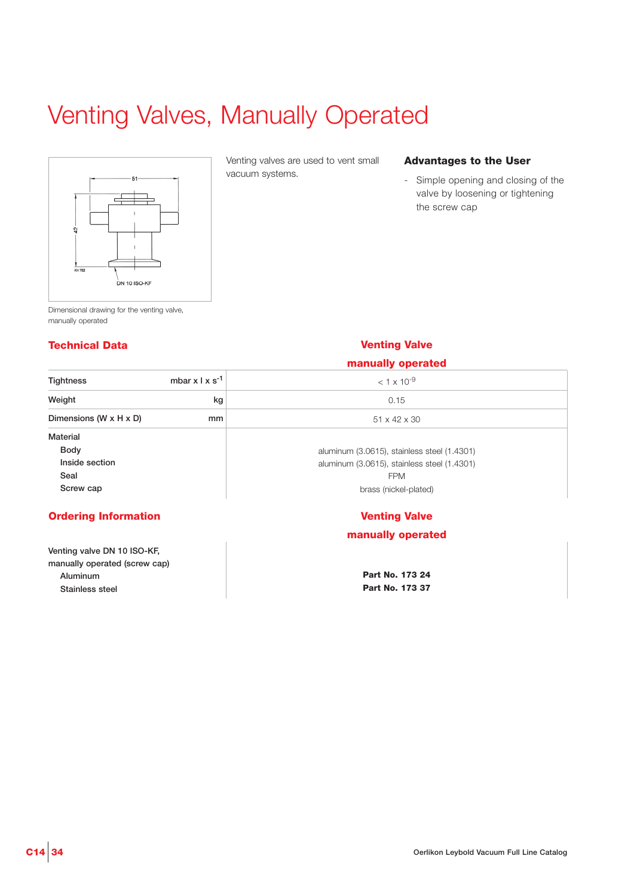# Venting Valves, Manually Operated

Dimensional drawing for the venting valve, manually operated

Venting valves are used to vent small vacuum systems.

### Advantages to the User

- Simple opening and closing of the valve by loosening or tightening the screw cap

## Technical Data

| | | Venting Valve manually operated |
|---|---|---|
| Tightness | mbar x l x $s^{-1}$ | $< 1 \times 10^{-9}$ |
| Weight | kg | 0.15 |
| Dimensions (W x H x D) | mm | 51 x 42 x 30 |
| Material | | |
| Body | | aluminum (3.0615), stainless steel (1.4301) |
| Inside section | | aluminum (3.0615), stainless steel (1.4301) |
| Seal | | FPM |
| Screw cap | | brass (nickel-plated) |

## Ordering Information

| | Venting Valve manually operated |
|---|---|
| Venting valve DN 10 ISO-KF, manually operated (screw cap) | |
| Aluminum | **Part No. 173 24** |
| Stainless steel | **Part No. 173 37** |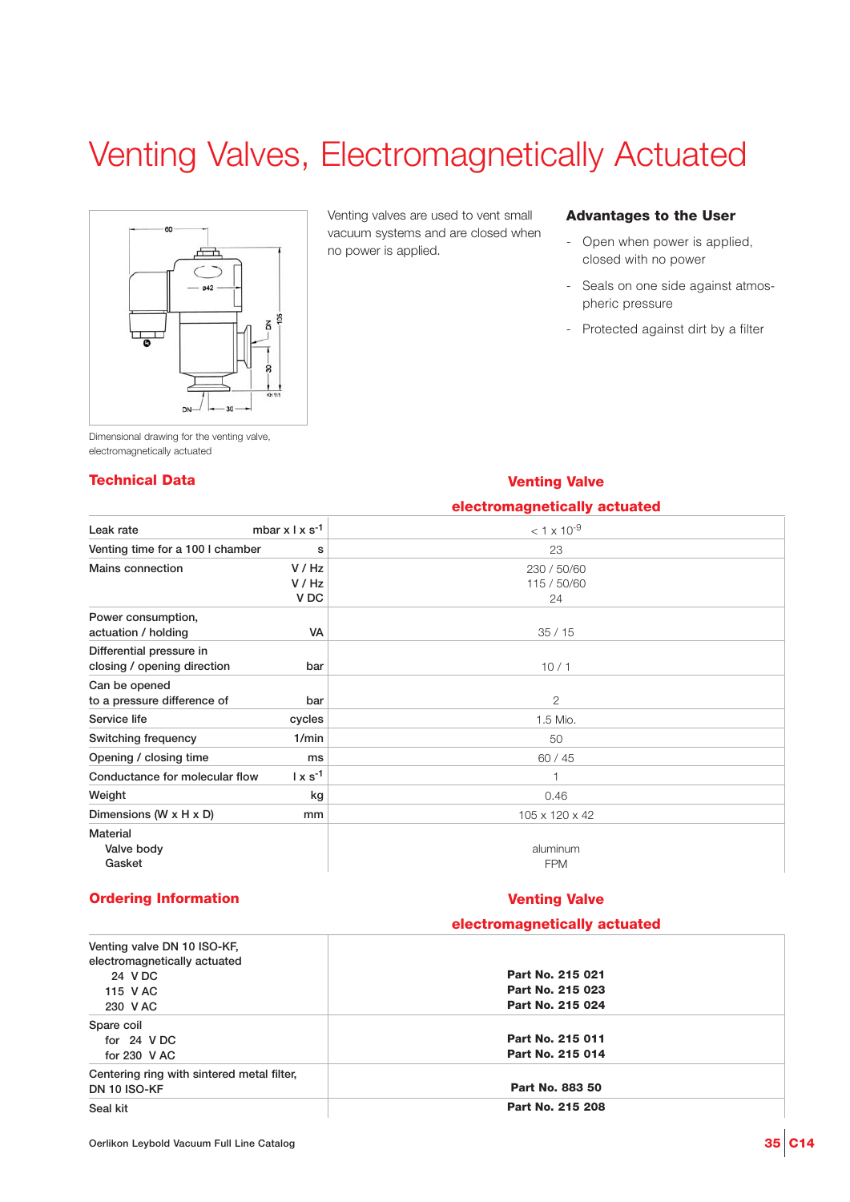# Venting Valves, Electromagnetically Actuated

Dimensional drawing for the venting valve, electromagnetically actuated

Venting valves are used to vent small vacuum systems and are closed when no power is applied.

### Advantages to the User

- Open when power is applied, closed with no power
- Seals on one side against atmospheric pressure
- Protected against dirt by a filter

## Technical Data

| | | Venting Valve electromagnetically actuated |
|---|---|---|
| Leak rate | mbar x l x $s^{-1}$ | $< 1 \times 10^{-9}$ |
| Venting time for a 100 l chamber | s | 23 |
| Mains connection | V / Hz<br>V / Hz<br>V DC | 230 / 50/60<br>115 / 50/60<br>24 |
| Power consumption, actuation / holding | VA | 35 / 15 |
| Differential pressure in closing / opening direction | bar | 10 / 1 |
| Can be opened to a pressure difference of | bar | 2 |
| Service life | cycles | 1.5 Mio. |
| Switching frequency | 1/min | 50 |
| Opening / closing time | ms | 60 / 45 |
| Conductance for molecular flow | l x $s^{-1}$ | 1 |
| Weight | kg | 0.46 |
| Dimensions (W x H x D) | mm | 105 x 120 x 42 |
| Material<br>Valve body<br>Gasket | | <br>aluminum<br>FPM |

## Ordering Information

| | Venting Valve electromagnetically actuated |
|---|---|
| Venting valve DN 10 ISO-KF, electromagnetically actuated<br>24 V DC<br>115 V AC<br>230 V AC | <br><br>**Part No. 215 021**<br>**Part No. 215 023**<br>**Part No. 215 024** |
| Spare coil<br>for 24 V DC<br>for 230 V AC | <br>**Part No. 215 011**<br>**Part No. 215 014** |
| Centering ring with sintered metal filter, DN 10 ISO-KF | **Part No. 883 50** |
| Seal kit | **Part No. 215 208** |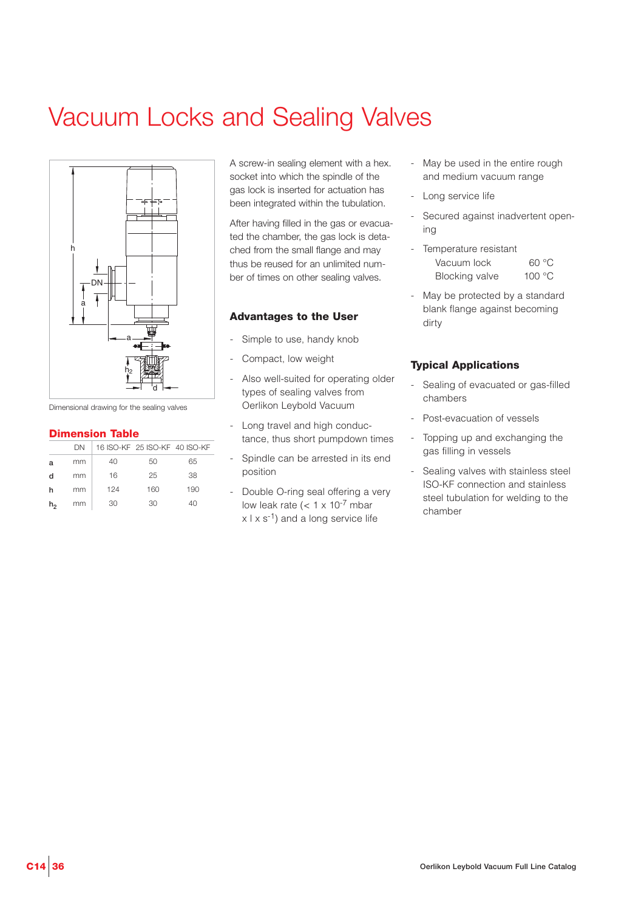# Vacuum Locks and Sealing Valves

Dimensional drawing for the sealing valves

## Dimension Table

| | DN | 16 ISO-KF | 25 ISO-KF | 40 ISO-KF |
|---|---|---|---|---|
| a | mm | 40 | 50 | 65 |
| d | mm | 16 | 25 | 38 |
| h | mm | 124 | 160 | 190 |
| $h_2$ | mm | 30 | 30 | 40 |

A screw-in sealing element with a hex. socket into which the spindle of the gas lock is inserted for actuation has been integrated within the tubulation.

After having filled in the gas or evacuated the chamber, the gas lock is detached from the small flange and may thus be reused for an unlimited number of times on other sealing valves.

### Advantages to the User

- Simple to use, handy knob
- Compact, low weight
- Also well-suited for operating older types of sealing valves from Oerlikon Leybold Vacuum
- Long travel and high conductance, thus short pumpdown times
- Spindle can be arrested in its end position
- Double O-ring seal offering a very low leak rate (< 1 x $10^{-7}$ mbar x l x $s^{-1}$) and a long service life
- May be used in the entire rough and medium vacuum range
- Long service life
- Secured against inadvertent opening
- Temperature resistant
  - Vacuum lock 60 °C
  - Blocking valve 100 °C
- May be protected by a standard blank flange against becoming dirty

### Typical Applications

- Sealing of evacuated or gas-filled chambers
- Post-evacuation of vessels
- Topping up and exchanging the gas filling in vessels
- Sealing valves with stainless steel ISO-KF connection and stainless steel tubulation for welding to the chamber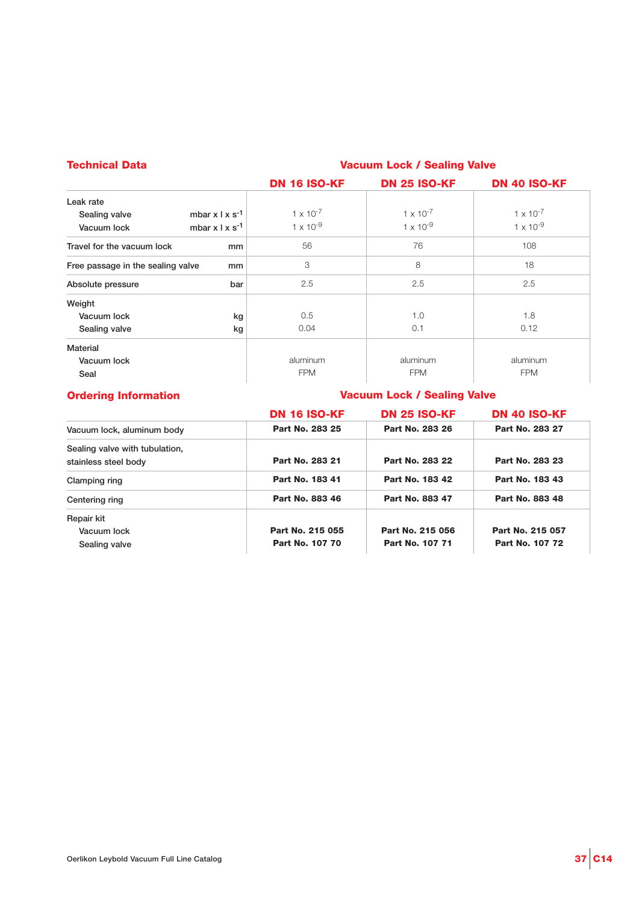## Technical Data

| | | Vacuum Lock / Sealing Valve | | |
|---|---|---|---|---|
| | | **DN 16 ISO-KF** | **DN 25 ISO-KF** | **DN 40 ISO-KF** |
| Leak rate | | | | |
| Sealing valve | mbar x l x $s^{-1}$ | $1 \times 10^{-7}$ | $1 \times 10^{-7}$ | $1 \times 10^{-7}$ |
| Vacuum lock | mbar x l x $s^{-1}$ | $1 \times 10^{-9}$ | $1 \times 10^{-9}$ | $1 \times 10^{-9}$ |
| Travel for the vacuum lock | mm | 56 | 76 | 108 |
| Free passage in the sealing valve | mm | 3 | 8 | 18 |
| Absolute pressure | bar | 2.5 | 2.5 | 2.5 |
| Weight | | | | |
| Vacuum lock | kg | 0.5 | 1.0 | 1.8 |
| Sealing valve | kg | 0.04 | 0.1 | 0.12 |
| Material | | | | |
| Vacuum lock | | aluminum | aluminum | aluminum |
| Seal | | FPM | FPM | FPM |

## Ordering Information

| | Vacuum Lock / Sealing Valve | | |
|---|---|---|---|
| | **DN 16 ISO-KF** | **DN 25 ISO-KF** | **DN 40 ISO-KF** |
| Vacuum lock, aluminum body | **Part No. 283 25** | **Part No. 283 26** | **Part No. 283 27** |
| Sealing valve with tubulation, stainless steel body | **Part No. 283 21** | **Part No. 283 22** | **Part No. 283 23** |
| Clamping ring | **Part No. 183 41** | **Part No. 183 42** | **Part No. 183 43** |
| Centering ring | **Part No. 883 46** | **Part No. 883 47** | **Part No. 883 48** |
| Repair kit | | | |
| Vacuum lock | **Part No. 215 055** | **Part No. 215 056** | **Part No. 215 057** |
| Sealing valve | **Part No. 107 70** | **Part No. 107 71** | **Part No. 107 72** |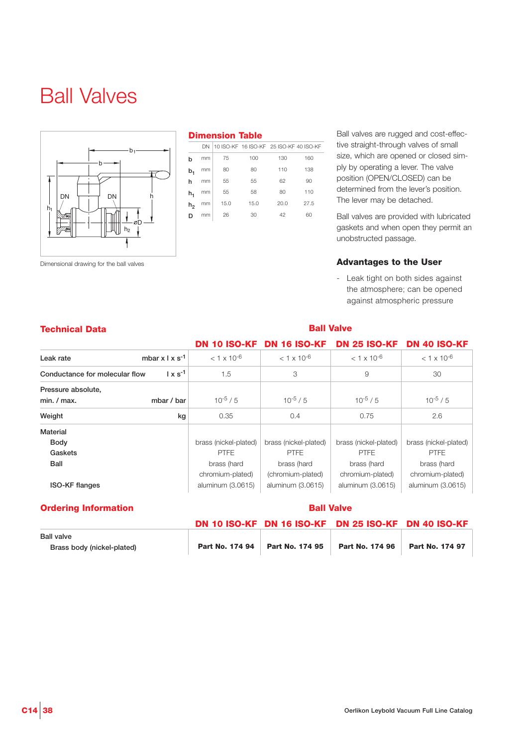# Ball Valves

Dimensional drawing for the ball valves

## Dimension Table

| | DN | 10 ISO-KF | 16 ISO-KF | 25 ISO-KF | 40 ISO-KF |
|---|---|---|---|---|---|
| b | mm | 75 | 100 | 130 | 160 |
| $b_1$ | mm | 80 | 80 | 110 | 138 |
| h | mm | 55 | 55 | 62 | 90 |
| $h_1$ | mm | 55 | 58 | 80 | 110 |
| $h_2$ | mm | 15.0 | 15.0 | 20.0 | 27.5 |
| D | mm | 26 | 30 | 42 | 60 |

Ball valves are rugged and cost-effective straight-through valves of small size, which are opened or closed simply by operating a lever. The valve position (OPEN/CLOSED) can be determined from the lever's position. The lever may be detached.

Ball valves are provided with lubricated gaskets and when open they permit an unobstructed passage.

### Advantages to the User

- Leak tight on both sides against the atmosphere; can be opened against atmospheric pressure

## Technical Data

| | | Ball Valve | | | |
|---|---|---|---|---|---|
| | | DN 10 ISO-KF | DN 16 ISO-KF | DN 25 ISO-KF | DN 40 ISO-KF |
| Leak rate | $mbar \times l \times s^{-1}$ | $< 1 \times 10^{-6}$ | $< 1 \times 10^{-6}$ | $< 1 \times 10^{-6}$ | $< 1 \times 10^{-6}$ |
| Conductance for molecular flow | $l \times s^{-1}$ | 1.5 | 3 | 9 | 30 |
| Pressure absolute, min. / max. | mbar / bar | $10^{-5}$ / 5 | $10^{-5}$ / 5 | $10^{-5}$ / 5 | $10^{-5}$ / 5 |
| Weight | kg | 0.35 | 0.4 | 0.75 | 2.6 |
| Material | | | | | |
| Body | | brass (nickel-plated) | brass (nickel-plated) | brass (nickel-plated) | brass (nickel-plated) |
| Gaskets | | PTFE | PTFE | PTFE | PTFE |
| Ball | | brass (hard chromium-plated) | brass (hard (chromium-plated) | brass (hard chromium-plated) | brass (hard chromium-plated) |
| ISO-KF flanges | | aluminum (3.0615) | aluminum (3.0615) | aluminum (3.0615) | aluminum (3.0615) |

## Ordering Information

| | Ball Valve | | | |
|---|---|---|---|---|
| | DN 10 ISO-KF | DN 16 ISO-KF | DN 25 ISO-KF | DN 40 ISO-KF |
| Ball valve<br>Brass body (nickel-plated) | **Part No. 174 94** | **Part No. 174 95** | **Part No. 174 96** | **Part No. 174 97** |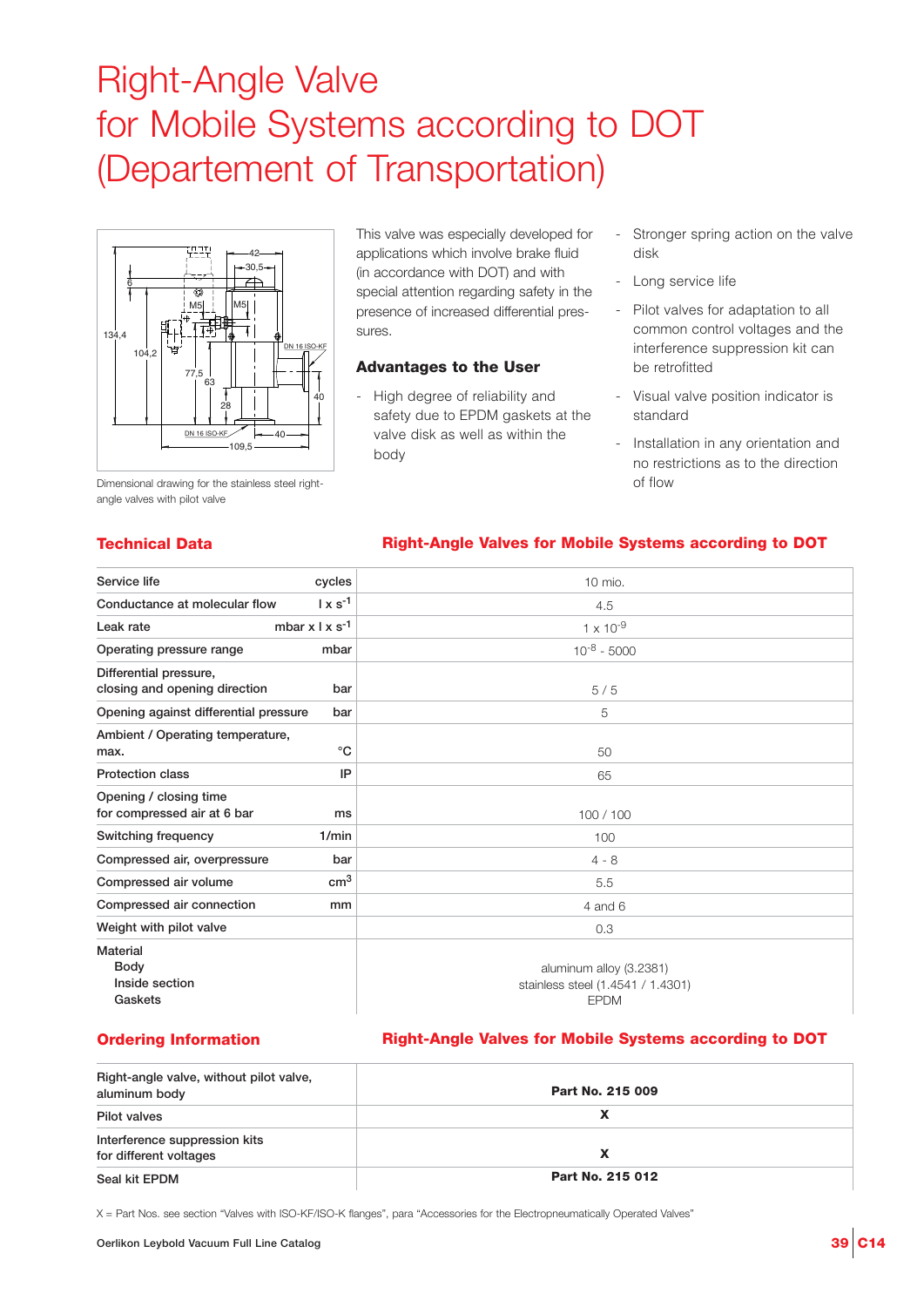# Right-Angle Valve for Mobile Systems according to DOT (Departement of Transportation)

Dimensional drawing for the stainless steel right-angle valves with pilot valve

This valve was especially developed for applications which involve brake fluid (in accordance with DOT) and with special attention regarding safety in the presence of increased differential pressures.

### Advantages to the User

- High degree of reliability and safety due to EPDM gaskets at the valve disk as well as within the body
- Stronger spring action on the valve disk
- Long service life
- Pilot valves for adaptation to all common control voltages and the interference suppression kit can be retrofitted
- Visual valve position indicator is standard
- Installation in any orientation and no restrictions as to the direction of flow

## Technical Data

### Right-Angle Valves for Mobile Systems according to DOT

| Parameter | Unit | Value |
|---|---|---|
| Service life | cycles | 10 mio. |
| Conductance at molecular flow | $l \times s^{-1}$ | 4.5 |
| Leak rate | $mbar \times l \times s^{-1}$ | $1 \times 10^{-9}$ |
| Operating pressure range | mbar | $10^{-8}$ - 5000 |
| Differential pressure, closing and opening direction | bar | 5 / 5 |
| Opening against differential pressure | bar | 5 |
| Ambient / Operating temperature, max. | °C | 50 |
| Protection class | IP | 65 |
| Opening / closing time for compressed air at 6 bar | ms | 100 / 100 |
| Switching frequency | 1/min | 100 |
| Compressed air, overpressure | bar | 4 - 8 |
| Compressed air volume | $cm^3$ | 5.5 |
| Compressed air connection | mm | 4 and 6 |
| Weight with pilot valve | | 0.3 |
| Material: Body / Inside section / Gaskets | | aluminum alloy (3.2381) / stainless steel (1.4541 / 1.4301) / EPDM |

## Ordering Information

### Right-Angle Valves for Mobile Systems according to DOT

| Item | Part No. |
|---|---|
| Right-angle valve, without pilot valve, aluminum body | **Part No. 215 009** |
| Pilot valves | **X** |
| Interference suppression kits for different voltages | **X** |
| Seal kit EPDM | **Part No. 215 012** |

X = Part Nos. see section "Valves with ISO-KF/ISO-K flanges", para "Accessories for the Electropneumatically Operated Valves"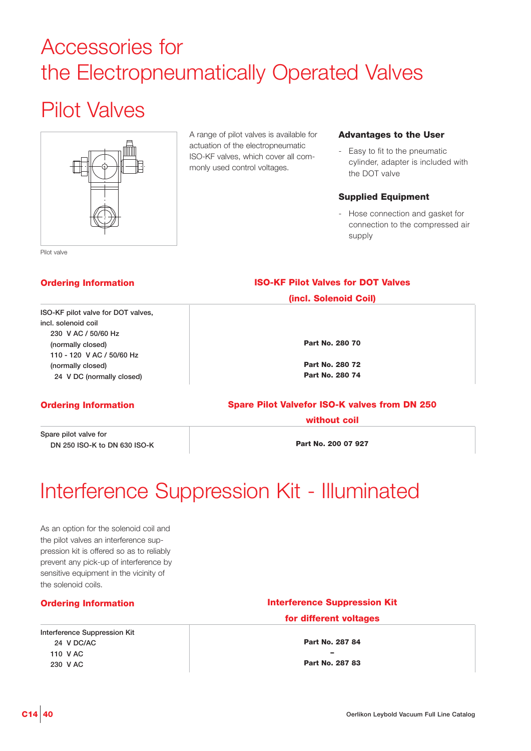# Accessories for the Electropneumatically Operated Valves

## Pilot Valves

Pilot valve

A range of pilot valves is available for actuation of the electropneumatic ISO-KF valves, which cover all commonly used control voltages.

### Advantages to the User

- Easy to fit to the pneumatic cylinder, adapter is included with the DOT valve

### Supplied Equipment

- Hose connection and gasket for connection to the compressed air supply

| Ordering Information | ISO-KF Pilot Valves for DOT Valves (incl. Solenoid Coil) |
|---|---|
| ISO-KF pilot valve for DOT valves, incl. solenoid coil | |
| 230 V AC / 50/60 Hz (normally closed) | **Part No. 280 70** |
| 110 - 120 V AC / 50/60 Hz (normally closed) | **Part No. 280 72** |
| 24 V DC (normally closed) | **Part No. 280 74** |

| Ordering Information | Spare Pilot Valvefor ISO-K valves from DN 250 without coil |
|---|---|
| Spare pilot valve for DN 250 ISO-K to DN 630 ISO-K | **Part No. 200 07 927** |

## Interference Suppression Kit - Illuminated

As an option for the solenoid coil and the pilot valves an interference suppression kit is offered so as to reliably prevent any pick-up of interference by sensitive equipment in the vicinity of the solenoid coils.

| Ordering Information | Interference Suppression Kit for different voltages |
|---|---|
| Interference Suppression Kit | |
| 24 V DC/AC | **Part No. 287 84** |
| 110 V AC | **–** |
| 230 V AC | **Part No. 287 83** |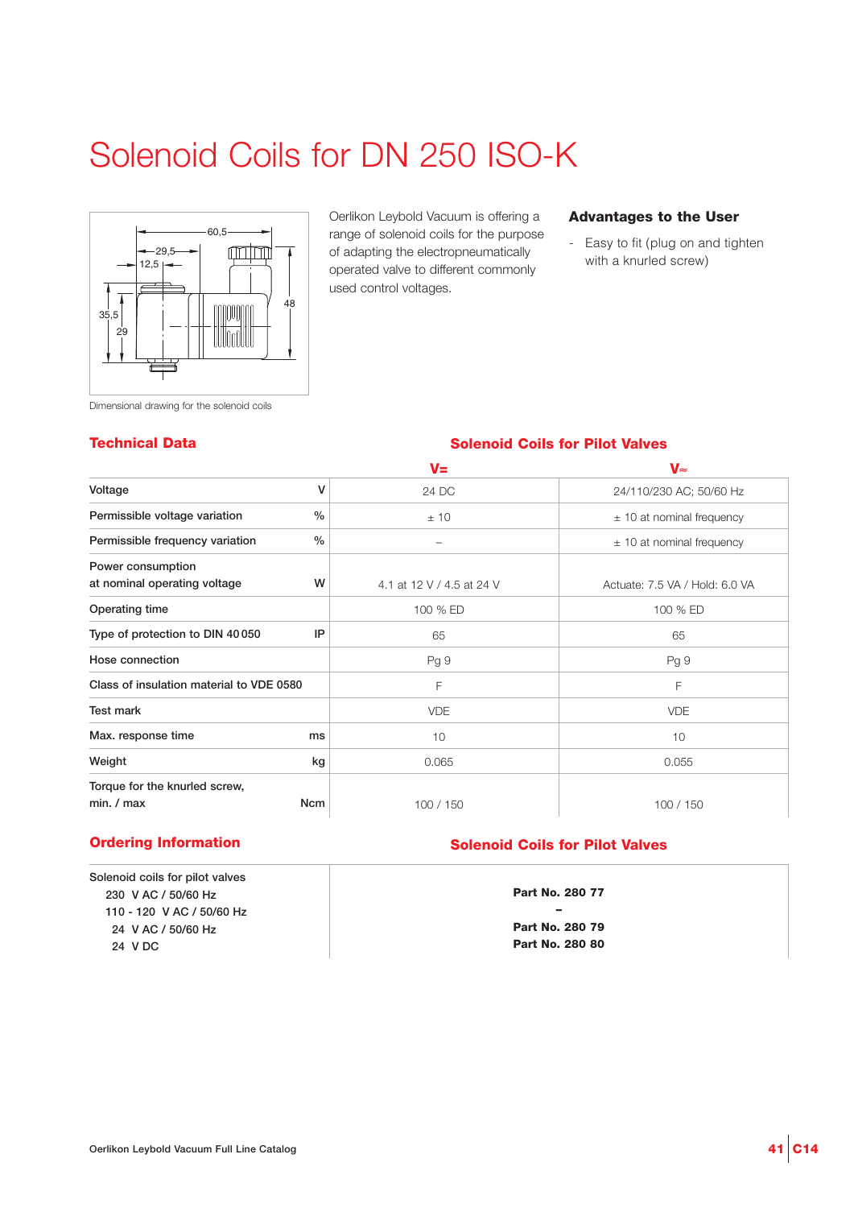# Solenoid Coils for DN 250 ISO-K

Dimensional drawing for the solenoid coils

Oerlikon Leybold Vacuum is offering a range of solenoid coils for the purpose of adapting the electropneumatically operated valve to different commonly used control voltages.

### Advantages to the User

- Easy to fit (plug on and tighten with a knurled screw)

## Technical Data

### Solenoid Coils for Pilot Valves

| | | V= | V≈ |
|---|---|---|---|
| Voltage | V | 24 DC | 24/110/230 AC; 50/60 Hz |
| Permissible voltage variation | % | ± 10 | ± 10 at nominal frequency |
| Permissible frequency variation | % | – | ± 10 at nominal frequency |
| Power consumption at nominal operating voltage | W | 4.1 at 12 V / 4.5 at 24 V | Actuate: 7.5 VA / Hold: 6.0 VA |
| Operating time | | 100 % ED | 100 % ED |
| Type of protection to DIN 40 050 | IP | 65 | 65 |
| Hose connection | | Pg 9 | Pg 9 |
| Class of insulation material to VDE 0580 | | F | F |
| Test mark | | VDE | VDE |
| Max. response time | ms | 10 | 10 |
| Weight | kg | 0.065 | 0.055 |
| Torque for the knurled screw, min. / max | Ncm | 100 / 150 | 100 / 150 |

## Ordering Information

### Solenoid Coils for Pilot Valves

| Solenoid coils for pilot valves | |
|---|---|
| 230 V AC / 50/60 Hz | **Part No. 280 77** |
| 110 - 120 V AC / 50/60 Hz | **–** |
| 24 V AC / 50/60 Hz | **Part No. 280 79** |
| 24 V DC | **Part No. 280 80** |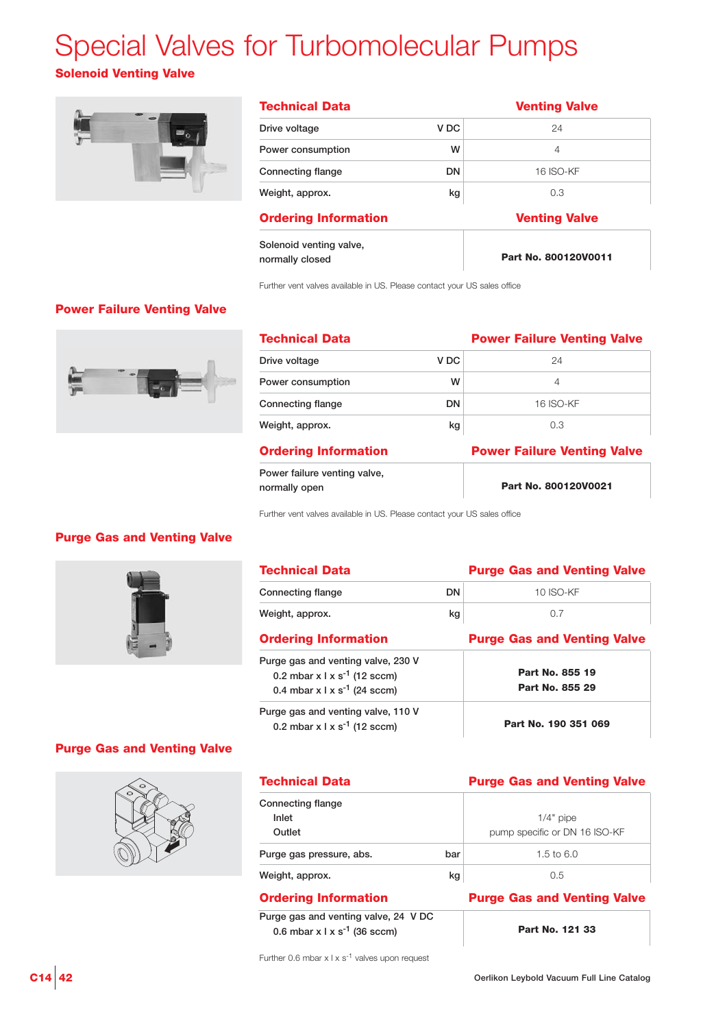# Special Valves for Turbomolecular Pumps

## Solenoid Venting Valve

| Technical Data | | Venting Valve |
|---|---|---|
| Drive voltage | V DC | 24 |
| Power consumption | W | 4 |
| Connecting flange | DN | 16 ISO-KF |
| Weight, approx. | kg | 0.3 |

| Ordering Information | Venting Valve |
|---|---|
| Solenoid venting valve, normally closed | **Part No. 800120V0011** |

Further vent valves available in US. Please contact your US sales office

## Power Failure Venting Valve

| Technical Data | | Power Failure Venting Valve |
|---|---|---|
| Drive voltage | V DC | 24 |
| Power consumption | W | 4 |
| Connecting flange | DN | 16 ISO-KF |
| Weight, approx. | kg | 0.3 |

| Ordering Information | Power Failure Venting Valve |
|---|---|
| Power failure venting valve, normally open | **Part No. 800120V0021** |

Further vent valves available in US. Please contact your US sales office

## Purge Gas and Venting Valve

| Technical Data | | Purge Gas and Venting Valve |
|---|---|---|
| Connecting flange | DN | 10 ISO-KF |
| Weight, approx. | kg | 0.7 |

| Ordering Information | Purge Gas and Venting Valve |
|---|---|
| Purge gas and venting valve, 230 V<br>0.2 mbar x l x $s^{-1}$ (12 sccm)<br>0.4 mbar x l x $s^{-1}$ (24 sccm) | **Part No. 855 19**<br>**Part No. 855 29** |
| Purge gas and venting valve, 110 V<br>0.2 mbar x l x $s^{-1}$ (12 sccm) | **Part No. 190 351 069** |

## Purge Gas and Venting Valve

| Technical Data | | Purge Gas and Venting Valve |
|---|---|---|
| Connecting flange<br>Inlet<br>Outlet | | <br>1/4" pipe<br>pump specific or DN 16 ISO-KF |
| Purge gas pressure, abs. | bar | 1.5 to 6.0 |
| Weight, approx. | kg | 0.5 |

| Ordering Information | Purge Gas and Venting Valve |
|---|---|
| Purge gas and venting valve, 24 V DC<br>0.6 mbar x l x $s^{-1}$ (36 sccm) | **Part No. 121 33** |

Further 0.6 mbar x l x $s^{-1}$ valves upon request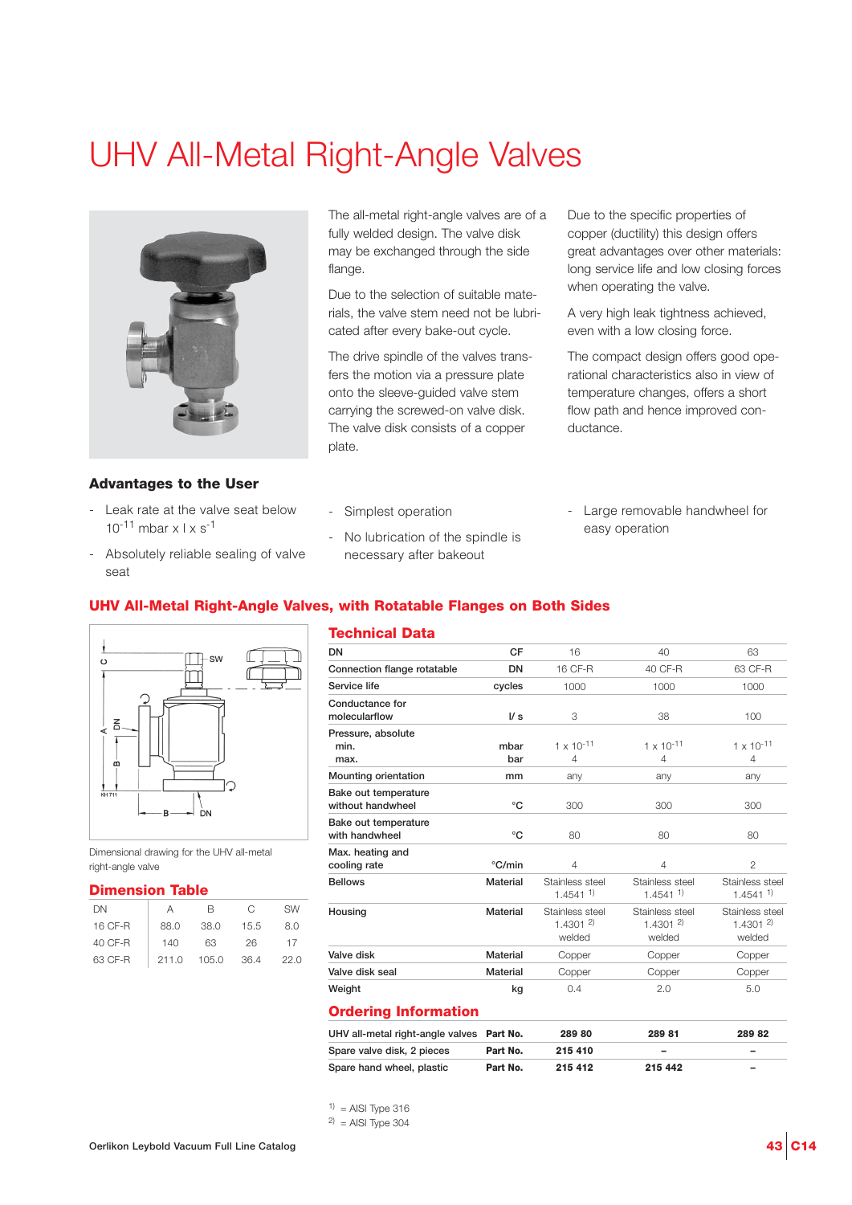# UHV All-Metal Right-Angle Valves

The all-metal right-angle valves are of a fully welded design. The valve disk may be exchanged through the side flange.

Due to the selection of suitable materials, the valve stem need not be lubricated after every bake-out cycle.

The drive spindle of the valves transfers the motion via a pressure plate onto the sleeve-guided valve stem carrying the screwed-on valve disk. The valve disk consists of a copper plate.

Due to the specific properties of copper (ductility) this design offers great advantages over other materials: long service life and low closing forces when operating the valve.

A very high leak tightness achieved, even with a low closing force.

The compact design offers good operational characteristics also in view of temperature changes, offers a short flow path and hence improved conductance.

### Advantages to the User

- Leak rate at the valve seat below $10^{-11}$ mbar x l x $s^{-1}$
- Absolutely reliable sealing of valve seat
- Simplest operation
- No lubrication of the spindle is necessary after bakeout
- Large removable handwheel for easy operation

## UHV All-Metal Right-Angle Valves, with Rotatable Flanges on Both Sides

Dimensional drawing for the UHV all-metal right-angle valve

### Dimension Table

| DN | A | B | C | SW |
|---|---|---|---|---|
| 16 CF-R | 88.0 | 38.0 | 15.5 | 8.0 |
| 40 CF-R | 140 | 63 | 26 | 17 |
| 63 CF-R | 211.0 | 105.0 | 36.4 | 22.0 |

### Technical Data

| DN | CF | 16 | 40 | 63 |
|---|---|---|---|---|
| Connection flange rotatable | DN | 16 CF-R | 40 CF-R | 63 CF-R |
| Service life | cycles | 1000 | 1000 | 1000 |
| Conductance for molecularflow | l/ s | 3 | 38 | 100 |
| Pressure, absolute min. | mbar | $1 \times 10^{-11}$ | $1 \times 10^{-11}$ | $1 \times 10^{-11}$ |
| max. | bar | 4 | 4 | 4 |
| Mounting orientation | mm | any | any | any |
| Bake out temperature without handwheel | °C | 300 | 300 | 300 |
| Bake out temperature with handwheel | °C | 80 | 80 | 80 |
| Max. heating and cooling rate | °C/min | 4 | 4 | 2 |
| Bellows | Material | Stainless steel 1.4541 [1] | Stainless steel 1.4541 [1] | Stainless steel 1.4541 [1] |
| Housing | Material | Stainless steel 1.4301 [2] welded | Stainless steel 1.4301 [2] welded | Stainless steel 1.4301 [2] welded |
| Valve disk | Material | Copper | Copper | Copper |
| Valve disk seal | Material | Copper | Copper | Copper |
| Weight | kg | 0.4 | 2.0 | 5.0 |

### Ordering Information

| | | | | |
|---|---|---|---|---|
| UHV all-metal right-angle valves | Part No. | 289 80 | 289 81 | 289 82 |
| Spare valve disk, 2 pieces | Part No. | 215 410 | – | – |
| Spare hand wheel, plastic | Part No. | 215 412 | 215 442 | – |

[1] = AISI Type 316
[2] = AISI Type 304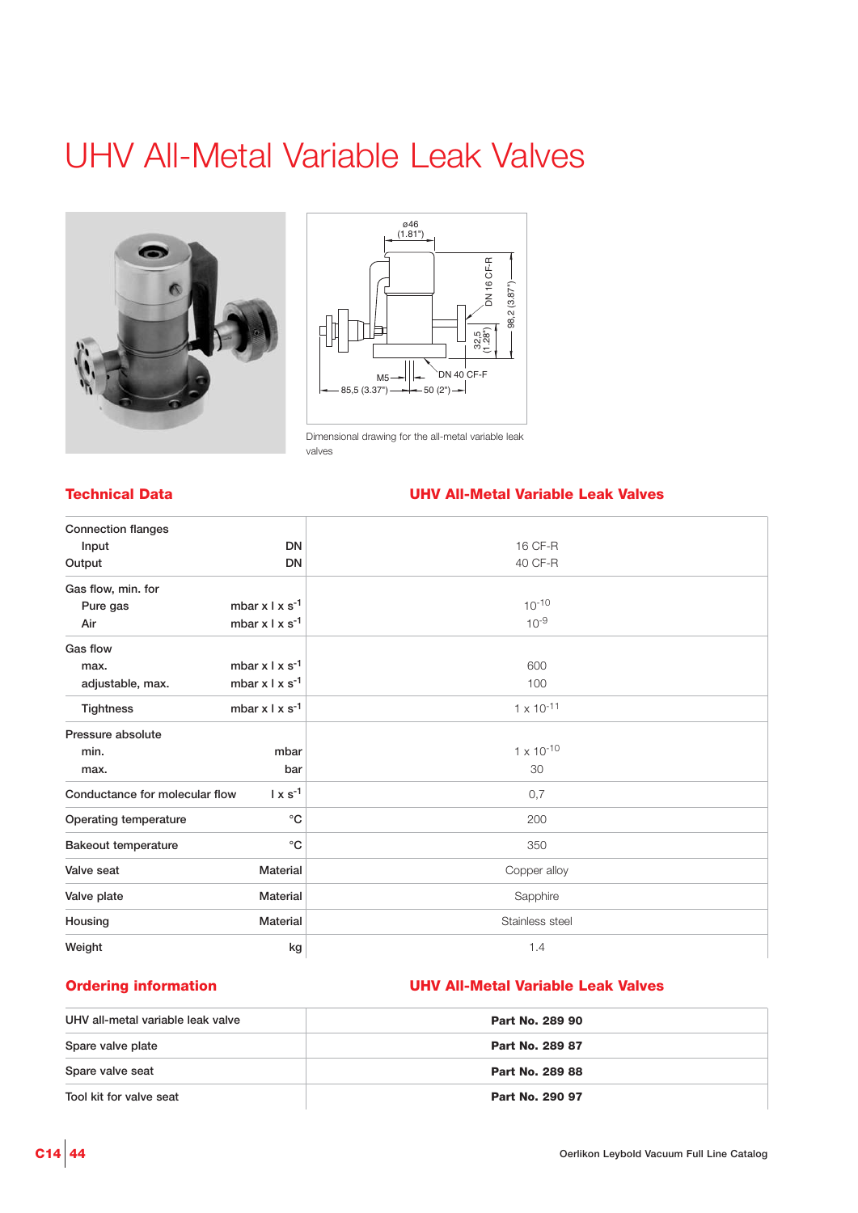# UHV All-Metal Variable Leak Valves

Dimensional drawing for the all-metal variable leak valves

## Technical Data

| | | UHV All-Metal Variable Leak Valves |
|---|---|---|
| Connection flanges | | |
| Input | DN | 16 CF-R |
| Output | DN | 40 CF-R |
| Gas flow, min. for | | |
| Pure gas | mbar x l x s$^{-1}$ | $10^{-10}$ |
| Air | mbar x l x s$^{-1}$ | $10^{-9}$ |
| Gas flow | | |
| max. | mbar x l x s$^{-1}$ | 600 |
| adjustable, max. | mbar x l x s$^{-1}$ | 100 |
| Tightness | mbar x l x s$^{-1}$ | $1 \times 10^{-11}$ |
| Pressure absolute | | |
| min. | mbar | $1 \times 10^{-10}$ |
| max. | bar | 30 |
| Conductance for molecular flow | l x s$^{-1}$ | 0,7 |
| Operating temperature | °C | 200 |
| Bakeout temperature | °C | 350 |
| Valve seat | Material | Copper alloy |
| Valve plate | Material | Sapphire |
| Housing | Material | Stainless steel |
| Weight | kg | 1.4 |

## Ordering information

| | UHV All-Metal Variable Leak Valves |
|---|---|
| UHV all-metal variable leak valve | **Part No. 289 90** |
| Spare valve plate | **Part No. 289 87** |
| Spare valve seat | **Part No. 289 88** |
| Tool kit for valve seat | **Part No. 290 97** |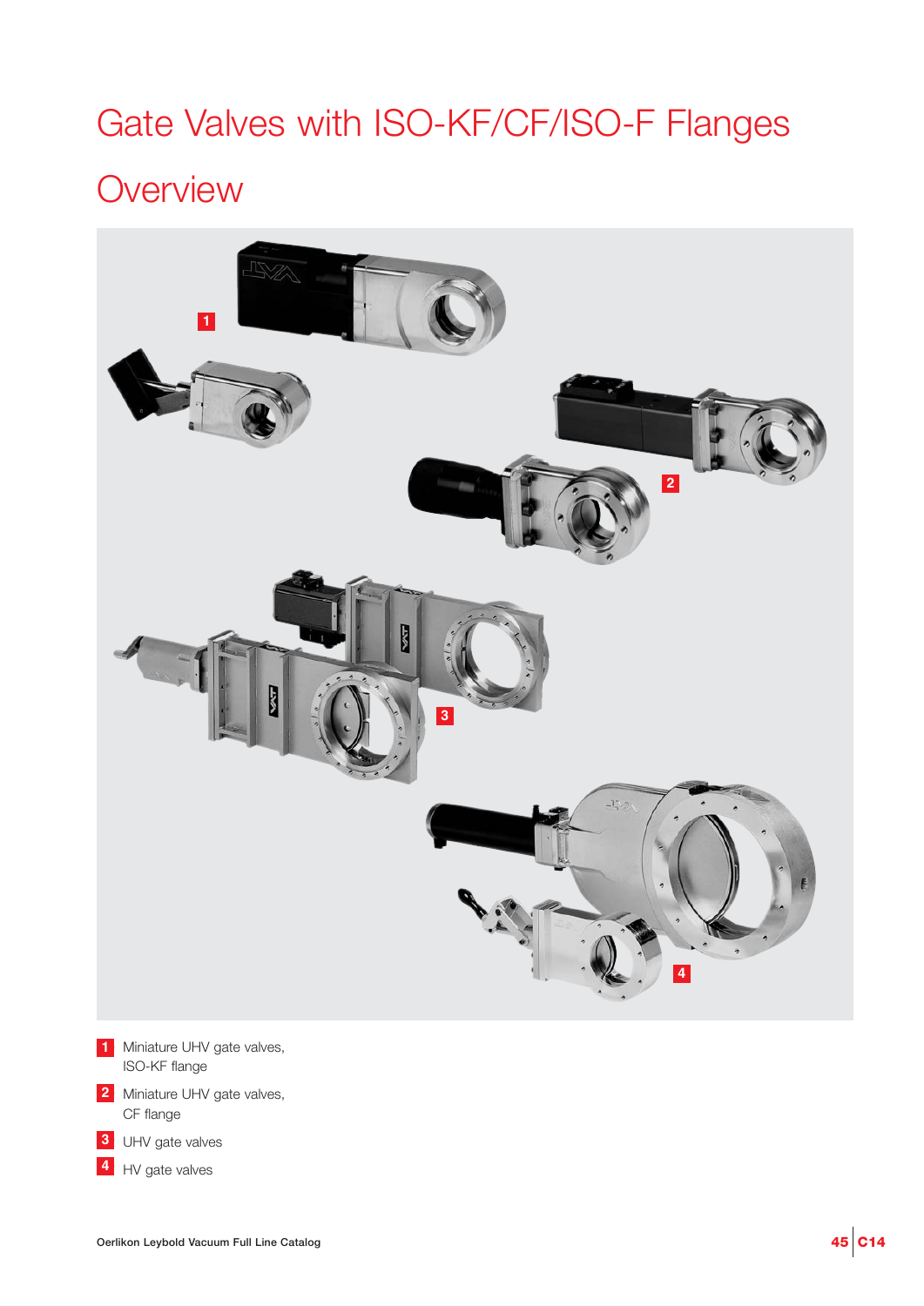# Gate Valves with ISO-KF/CF/ISO-F Flanges

## Overview

1 Miniature UHV gate valves, ISO-KF flange

2 Miniature UHV gate valves, CF flange

3 UHV gate valves

4 HV gate valves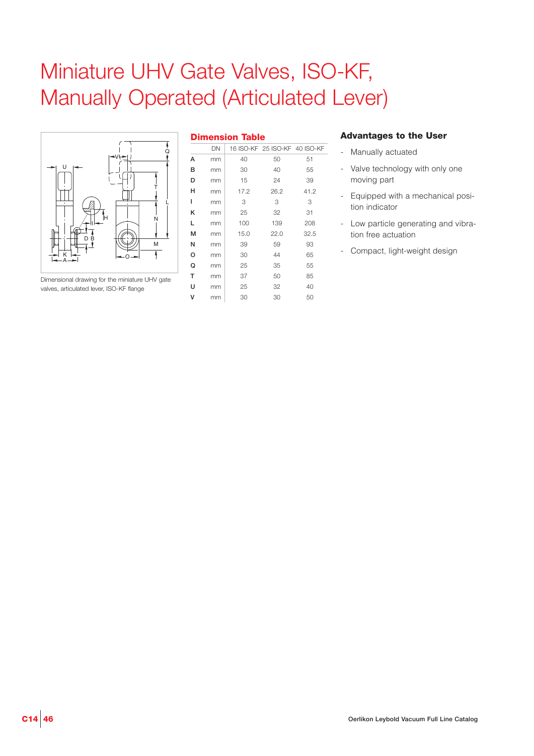# Miniature UHV Gate Valves, ISO-KF, Manually Operated (Articulated Lever)

Dimensional drawing for the miniature UHV gate valves, articulated lever, ISO-KF flange

## Dimension Table

| | DN | 16 ISO-KF | 25 ISO-KF | 40 ISO-KF |
|---|---|---|---|---|
| **A** | mm | 40 | 50 | 51 |
| **B** | mm | 30 | 40 | 55 |
| **D** | mm | 15 | 24 | 39 |
| **H** | mm | 17.2 | 26.2 | 41.2 |
| **I** | mm | 3 | 3 | 3 |
| **K** | mm | 25 | 32 | 31 |
| **L** | mm | 100 | 139 | 208 |
| **M** | mm | 15.0 | 22.0 | 32.5 |
| **N** | mm | 39 | 59 | 93 |
| **O** | mm | 30 | 44 | 65 |
| **Q** | mm | 25 | 35 | 55 |
| **T** | mm | 37 | 50 | 85 |
| **U** | mm | 25 | 32 | 40 |
| **V** | mm | 30 | 30 | 50 |

## Advantages to the User

- Manually actuated
- Valve technology with only one moving part
- Equipped with a mechanical position indicator
- Low particle generating and vibration free actuation
- Compact, light-weight design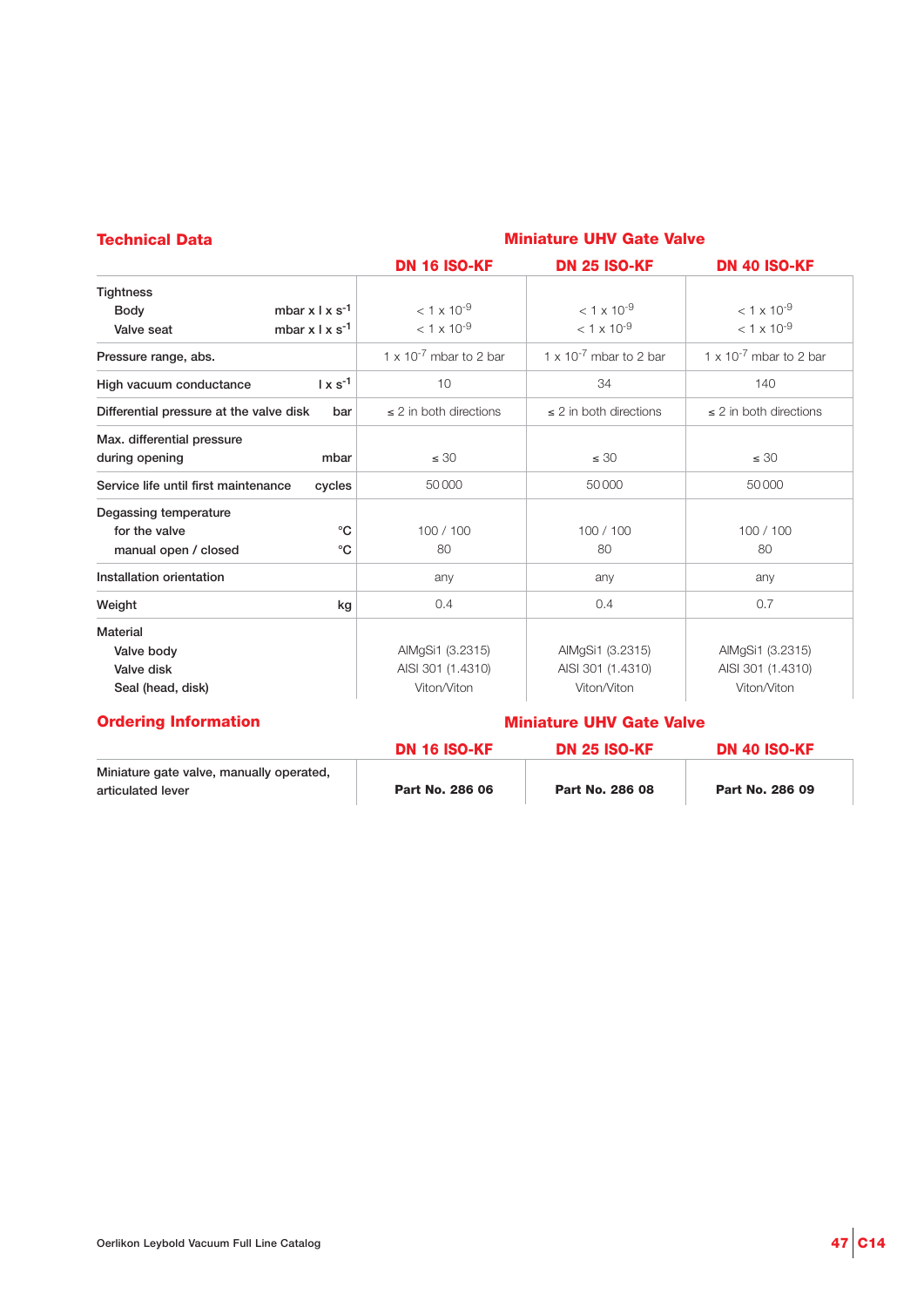## Technical Data

| | Miniature UHV Gate Valve | | |
|---|---|---|---|
| | **DN 16 ISO-KF** | **DN 25 ISO-KF** | **DN 40 ISO-KF** |
| Tightness | | | |
| Body mbar x l x $s^{-1}$ | $< 1 \times 10^{-9}$ | $< 1 \times 10^{-9}$ | $< 1 \times 10^{-9}$ |
| Valve seat mbar x l x $s^{-1}$ | $< 1 \times 10^{-9}$ | $< 1 \times 10^{-9}$ | $< 1 \times 10^{-9}$ |
| Pressure range, abs. | $1 \times 10^{-7}$ mbar to 2 bar | $1 \times 10^{-7}$ mbar to 2 bar | $1 \times 10^{-7}$ mbar to 2 bar |
| High vacuum conductance l x $s^{-1}$ | 10 | 34 | 140 |
| Differential pressure at the valve disk bar | ≤ 2 in both directions | ≤ 2 in both directions | ≤ 2 in both directions |
| Max. differential pressure during opening mbar | ≤ 30 | ≤ 30 | ≤ 30 |
| Service life until first maintenance cycles | 50 000 | 50 000 | 50 000 |
| Degassing temperature | | | |
| for the valve °C | 100 / 100 | 100 / 100 | 100 / 100 |
| manual open / closed °C | 80 | 80 | 80 |
| Installation orientation | any | any | any |
| Weight kg | 0.4 | 0.4 | 0.7 |
| Material | | | |
| Valve body | AlMgSi1 (3.2315) | AlMgSi1 (3.2315) | AlMgSi1 (3.2315) |
| Valve disk | AISI 301 (1.4310) | AISI 301 (1.4310) | AISI 301 (1.4310) |
| Seal (head, disk) | Viton/Viton | Viton/Viton | Viton/Viton |

## Ordering Information

| | Miniature UHV Gate Valve | | |
|---|---|---|---|
| | **DN 16 ISO-KF** | **DN 25 ISO-KF** | **DN 40 ISO-KF** |
| Miniature gate valve, manually operated, articulated lever | **Part No. 286 06** | **Part No. 286 08** | **Part No. 286 09** |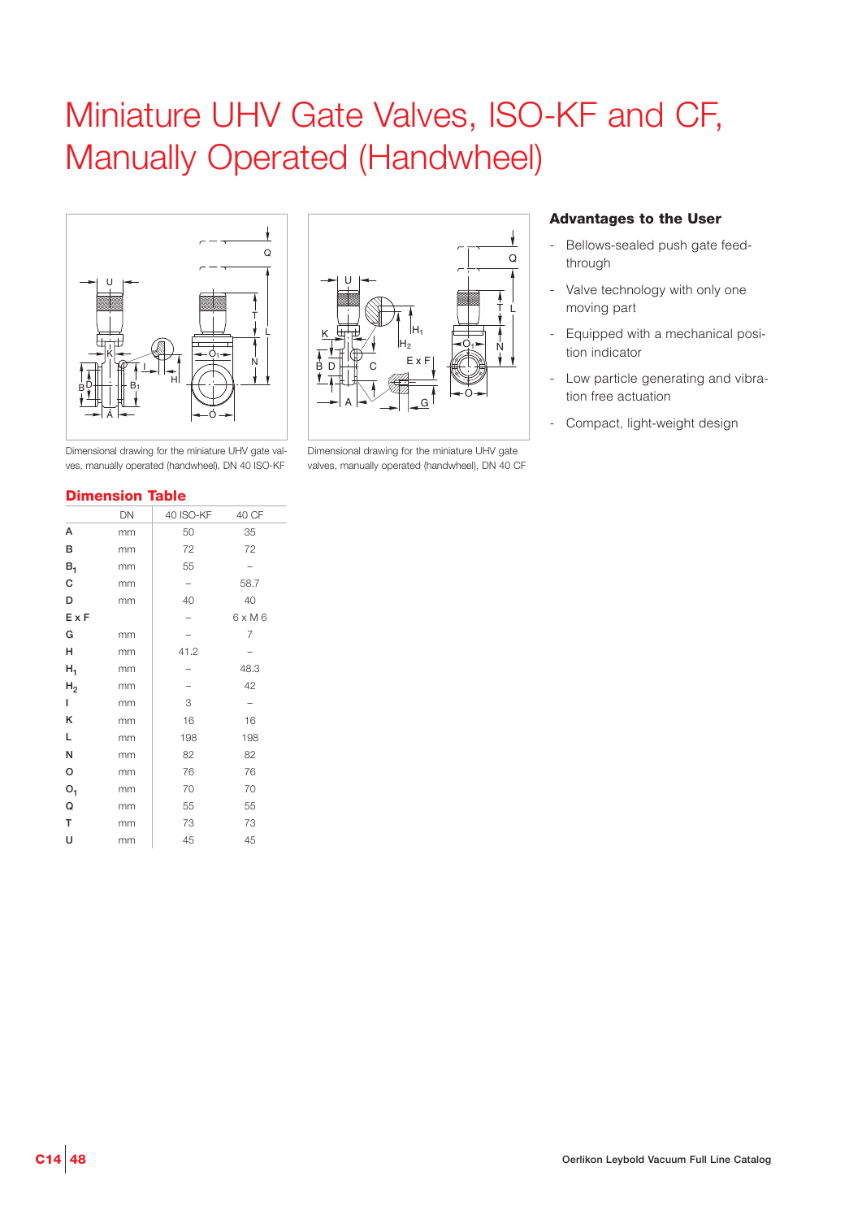# Miniature UHV Gate Valves, ISO-KF and CF, Manually Operated (Handwheel)

Dimensional drawing for the miniature UHV gate valves, manually operated (handwheel), DN 40 ISO-KF

Dimensional drawing for the miniature UHV gate valves, manually operated (handwheel), DN 40 CF

## Advantages to the User

- Bellows-sealed push gate feed-through
- Valve technology with only one moving part
- Equipped with a mechanical position indicator
- Low particle generating and vibration free actuation
- Compact, light-weight design

## Dimension Table

| | DN | 40 ISO-KF | 40 CF |
|---|---|---|---|
| A | mm | 50 | 35 |
| B | mm | 72 | 72 |
| $B_1$ | mm | 55 | – |
| C | mm | – | 58.7 |
| D | mm | 40 | 40 |
| E x F | | – | 6 x M 6 |
| G | mm | – | 7 |
| H | mm | 41.2 | – |
| $H_1$ | mm | – | 48.3 |
| $H_2$ | mm | – | 42 |
| I | mm | 3 | – |
| K | mm | 16 | 16 |
| L | mm | 198 | 198 |
| N | mm | 82 | 82 |
| O | mm | 76 | 76 |
| $O_1$ | mm | 70 | 70 |
| Q | mm | 55 | 55 |
| T | mm | 73 | 73 |
| U | mm | 45 | 45 |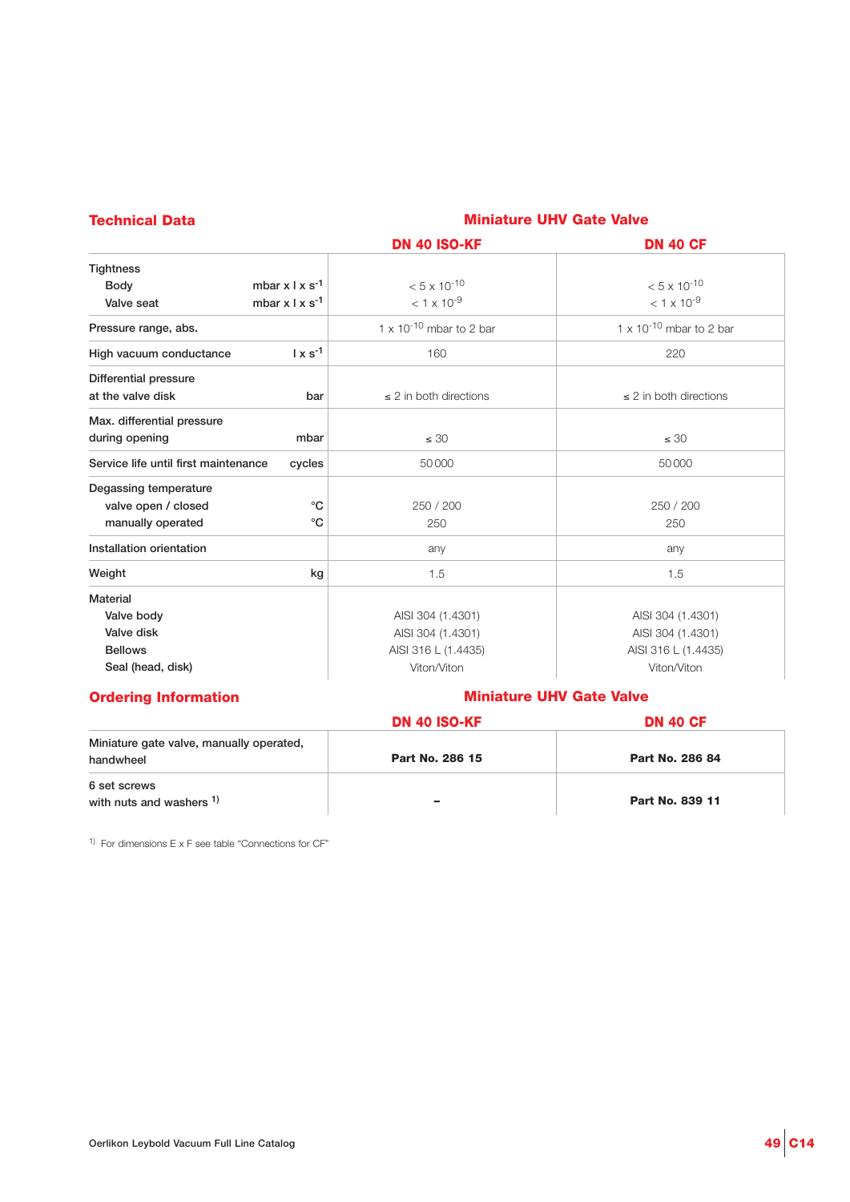## Technical Data

| | Miniature UHV Gate Valve | |
|---|---|---|
| | **DN 40 ISO-KF** | **DN 40 CF** |
| Tightness<br>Body mbar x l x $s^{-1}$<br>Valve seat mbar x l x $s^{-1}$ | $< 5 \times 10^{-10}$<br>$< 1 \times 10^{-9}$ | $< 5 \times 10^{-10}$<br>$< 1 \times 10^{-9}$ |
| Pressure range, abs. | $1 \times 10^{-10}$ mbar to 2 bar | $1 \times 10^{-10}$ mbar to 2 bar |
| High vacuum conductance l x $s^{-1}$ | 160 | 220 |
| Differential pressure at the valve disk bar | ≤ 2 in both directions | ≤ 2 in both directions |
| Max. differential pressure during opening mbar | ≤ 30 | ≤ 30 |
| Service life until first maintenance cycles | 50 000 | 50 000 |
| Degassing temperature<br>valve open / closed °C<br>manually operated °C | 250 / 200<br>250 | 250 / 200<br>250 |
| Installation orientation | any | any |
| Weight kg | 1.5 | 1.5 |
| Material<br>Valve body<br>Valve disk<br>Bellows<br>Seal (head, disk) | AISI 304 (1.4301)<br>AISI 304 (1.4301)<br>AISI 316 L (1.4435)<br>Viton/Viton | AISI 304 (1.4301)<br>AISI 304 (1.4301)<br>AISI 316 L (1.4435)<br>Viton/Viton |

## Ordering Information

| | Miniature UHV Gate Valve | |
|---|---|---|
| | **DN 40 ISO-KF** | **DN 40 CF** |
| Miniature gate valve, manually operated, handwheel | **Part No. 286 15** | **Part No. 286 84** |
| 6 set screws with nuts and washers [1] | – | **Part No. 839 11** |

[1] For dimensions E x F see table "Connections for CF"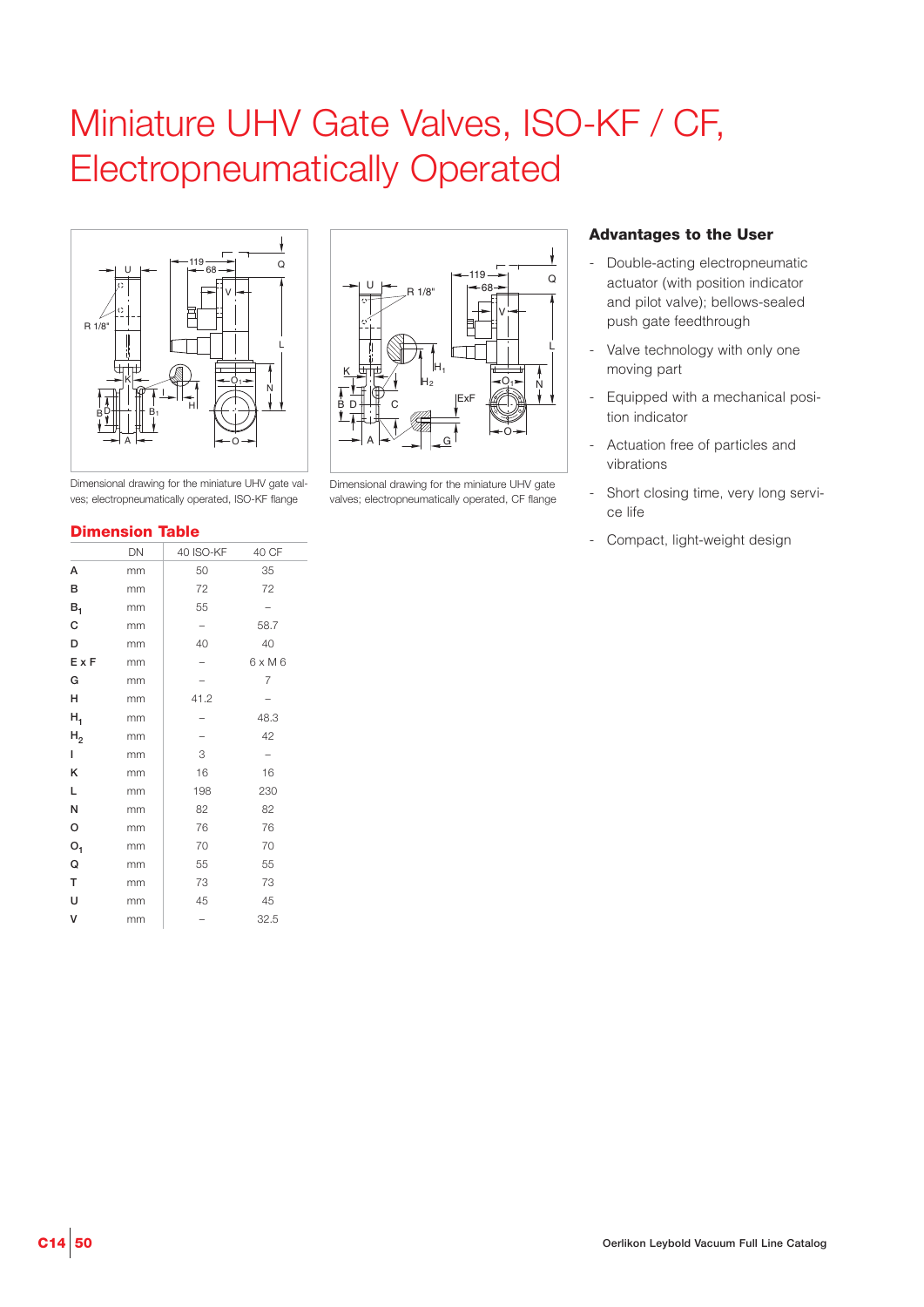# Miniature UHV Gate Valves, ISO-KF / CF, Electropneumatically Operated

Dimensional drawing for the miniature UHV gate valves; electropneumatically operated, ISO-KF flange

Dimensional drawing for the miniature UHV gate valves; electropneumatically operated, CF flange

## Dimension Table

| | DN | 40 ISO-KF | 40 CF |
|---|---|---|---|
| A | mm | 50 | 35 |
| B | mm | 72 | 72 |
| $B_1$ | mm | 55 | – |
| C | mm | – | 58.7 |
| D | mm | 40 | 40 |
| E x F | mm | – | 6 x M 6 |
| G | mm | – | 7 |
| H | mm | 41.2 | – |
| $H_1$ | mm | – | 48.3 |
| $H_2$ | mm | – | 42 |
| I | mm | 3 | – |
| K | mm | 16 | 16 |
| L | mm | 198 | 230 |
| N | mm | 82 | 82 |
| O | mm | 76 | 76 |
| $O_1$ | mm | 70 | 70 |
| Q | mm | 55 | 55 |
| T | mm | 73 | 73 |
| U | mm | 45 | 45 |
| V | mm | – | 32.5 |

### Advantages to the User

- Double-acting electropneumatic actuator (with position indicator and pilot valve); bellows-sealed push gate feedthrough
- Valve technology with only one moving part
- Equipped with a mechanical position indicator
- Actuation free of particles and vibrations
- Short closing time, very long service life
- Compact, light-weight design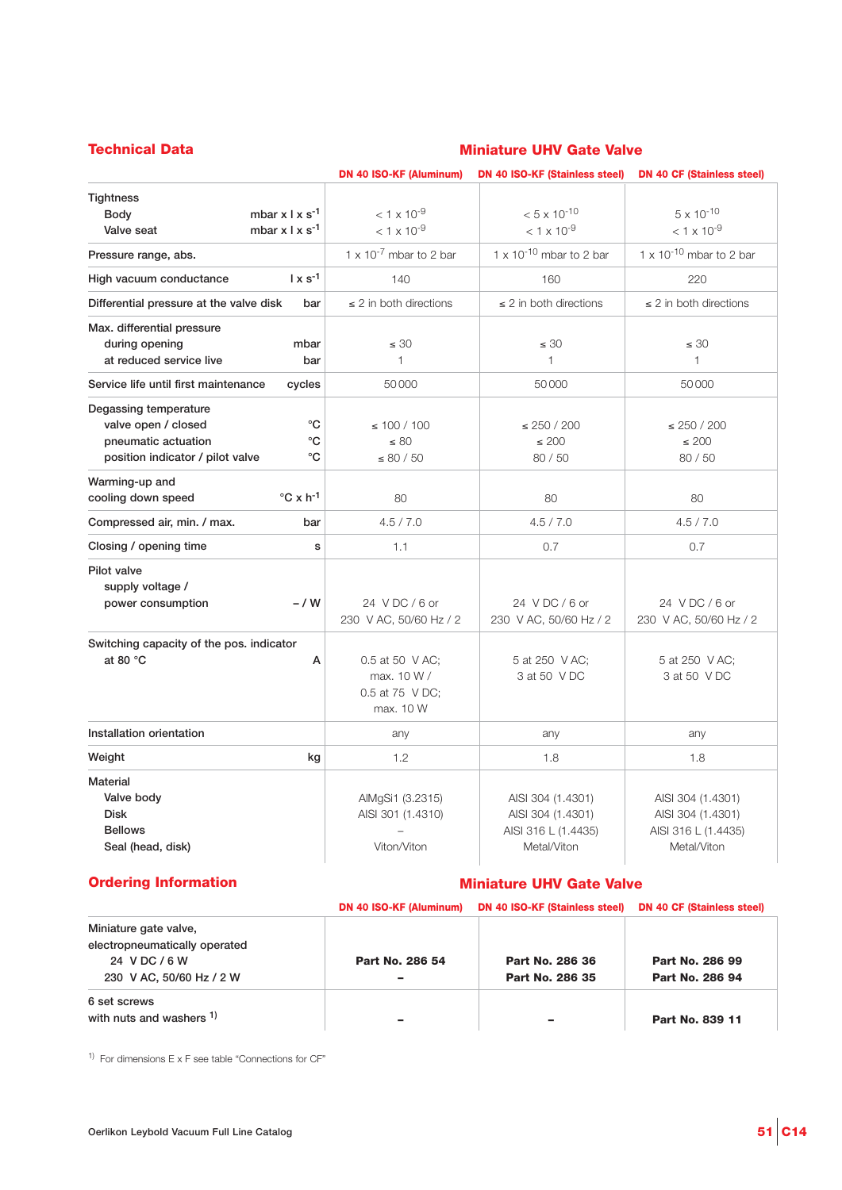## Technical Data

### Miniature UHV Gate Valve

| | | DN 40 ISO-KF (Aluminum) | DN 40 ISO-KF (Stainless steel) | DN 40 CF (Stainless steel) |
|---|---|---|---|---|
| Tightness<br>Body<br>Valve seat | <br>$mbar \times l \times s^{-1}$<br>$mbar \times l \times s^{-1}$ | <br>$< 1 \times 10^{-9}$<br>$< 1 \times 10^{-9}$ | <br>$< 5 \times 10^{-10}$<br>$< 1 \times 10^{-9}$ | <br>$5 \times 10^{-10}$<br>$< 1 \times 10^{-9}$ |
| Pressure range, abs. | | $1 \times 10^{-7}$ mbar to 2 bar | $1 \times 10^{-10}$ mbar to 2 bar | $1 \times 10^{-10}$ mbar to 2 bar |
| High vacuum conductance | $l \times s^{-1}$ | 140 | 160 | 220 |
| Differential pressure at the valve disk | bar | ≤ 2 in both directions | ≤ 2 in both directions | ≤ 2 in both directions |
| Max. differential pressure<br>during opening<br>at reduced service live | <br>mbar<br>bar | <br>≤ 30<br>1 | <br>≤ 30<br>1 | <br>≤ 30<br>1 |
| Service life until first maintenance | cycles | 50000 | 50000 | 50000 |
| Degassing temperature<br>valve open / closed<br>pneumatic actuation<br>position indicator / pilot valve | <br>°C<br>°C<br>°C | <br>≤ 100 / 100<br>≤ 80<br>≤ 80 / 50 | <br>≤ 250 / 200<br>≤ 200<br>80 / 50 | <br>≤ 250 / 200<br>≤ 200<br>80 / 50 |
| Warming-up and cooling down speed | $°C \times h^{-1}$ | 80 | 80 | 80 |
| Compressed air, min. / max. | bar | 4.5 / 7.0 | 4.5 / 7.0 | 4.5 / 7.0 |
| Closing / opening time | s | 1.1 | 0.7 | 0.7 |
| Pilot valve<br>supply voltage /<br>power consumption | <br><br>– / W | 24 V DC / 6 or<br>230 V AC, 50/60 Hz / 2 | 24 V DC / 6 or<br>230 V AC, 50/60 Hz / 2 | 24 V DC / 6 or<br>230 V AC, 50/60 Hz / 2 |
| Switching capacity of the pos. indicator<br>at 80 °C | <br>A | 0.5 at 50 V AC;<br>max. 10 W /<br>0.5 at 75 V DC;<br>max. 10 W | 5 at 250 V AC;<br>3 at 50 V DC | 5 at 250 V AC;<br>3 at 50 V DC |
| Installation orientation | | any | any | any |
| Weight | kg | 1.2 | 1.8 | 1.8 |
| Material<br>Valve body<br>Disk<br>Bellows<br>Seal (head, disk) | | <br>AlMgSi1 (3.2315)<br>AISI 301 (1.4310)<br>–<br>Viton/Viton | <br>AISI 304 (1.4301)<br>AISI 304 (1.4301)<br>AISI 316 L (1.4435)<br>Metal/Viton | <br>AISI 304 (1.4301)<br>AISI 304 (1.4301)<br>AISI 316 L (1.4435)<br>Metal/Viton |

## Ordering Information

### Miniature UHV Gate Valve

| | DN 40 ISO-KF (Aluminum) | DN 40 ISO-KF (Stainless steel) | DN 40 CF (Stainless steel) |
|---|---|---|---|
| Miniature gate valve, electropneumatically operated<br>24 V DC / 6 W<br>230 V AC, 50/60 Hz / 2 W | <br>**Part No. 286 54**<br>– | <br>**Part No. 286 36**<br>**Part No. 286 35** | <br>**Part No. 286 99**<br>**Part No. 286 94** |
| 6 set screws with nuts and washers [1] | – | – | **Part No. 839 11** |

[1] For dimensions E x F see table "Connections for CF"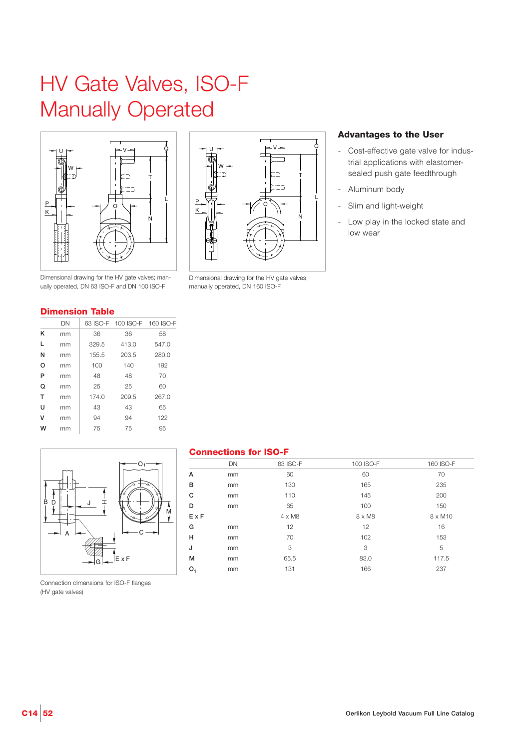# HV Gate Valves, ISO-F Manually Operated

Dimensional drawing for the HV gate valves; manually operated, DN 63 ISO-F and DN 100 ISO-F

Dimensional drawing for the HV gate valves; manually operated, DN 160 ISO-F

### Advantages to the User

- Cost-effective gate valve for industrial applications with elastomer-sealed push gate feedthrough
- Aluminum body
- Slim and light-weight
- Low play in the locked state and low wear

## Dimension Table

| | DN | 63 ISO-F | 100 ISO-F | 160 ISO-F |
|---|---|---|---|---|
| K | mm | 36 | 36 | 58 |
| L | mm | 329.5 | 413.0 | 547.0 |
| N | mm | 155.5 | 203.5 | 280.0 |
| O | mm | 100 | 140 | 192 |
| P | mm | 48 | 48 | 70 |
| Q | mm | 25 | 25 | 60 |
| T | mm | 174.0 | 209.5 | 267.0 |
| U | mm | 43 | 43 | 65 |
| V | mm | 94 | 94 | 122 |
| W | mm | 75 | 75 | 95 |

Connection dimensions for ISO-F flanges (HV gate valves)

## Connections for ISO-F

| | DN | 63 ISO-F | 100 ISO-F | 160 ISO-F |
|---|---|---|---|---|
| A | mm | 60 | 60 | 70 |
| B | mm | 130 | 165 | 235 |
| C | mm | 110 | 145 | 200 |
| D | mm | 65 | 100 | 150 |
| E x F | | 4 x M8 | 8 x M8 | 8 x M10 |
| G | mm | 12 | 12 | 16 |
| H | mm | 70 | 102 | 153 |
| J | mm | 3 | 3 | 5 |
| M | mm | 65.5 | 83.0 | 117.5 |
| $O_1$ | mm | 131 | 166 | 237 |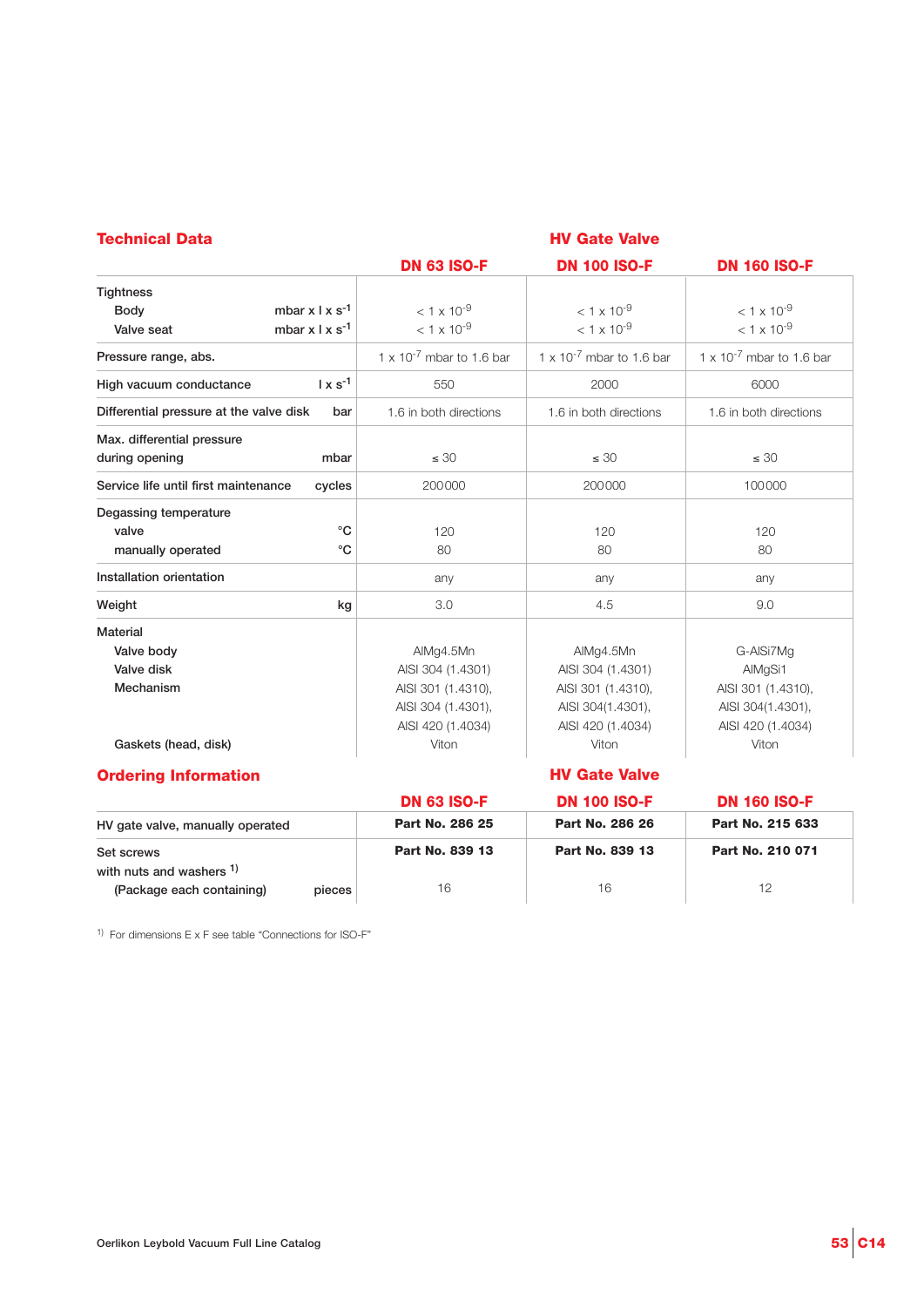## Technical Data

| | | HV Gate Valve | | |
|---|---|---|---|---|
| | | **DN 63 ISO-F** | **DN 100 ISO-F** | **DN 160 ISO-F** |
| Tightness | | | | |
| Body | $mbar \times l \times s^{-1}$ | $< 1 \times 10^{-9}$ | $< 1 \times 10^{-9}$ | $< 1 \times 10^{-9}$ |
| Valve seat | $mbar \times l \times s^{-1}$ | $< 1 \times 10^{-9}$ | $< 1 \times 10^{-9}$ | $< 1 \times 10^{-9}$ |
| Pressure range, abs. | | $1 \times 10^{-7}$ mbar to 1.6 bar | $1 \times 10^{-7}$ mbar to 1.6 bar | $1 \times 10^{-7}$ mbar to 1.6 bar |
| High vacuum conductance | $l \times s^{-1}$ | 550 | 2000 | 6000 |
| Differential pressure at the valve disk | bar | 1.6 in both directions | 1.6 in both directions | 1.6 in both directions |
| Max. differential pressure during opening | mbar | ≤ 30 | ≤ 30 | ≤ 30 |
| Service life until first maintenance | cycles | 200000 | 200000 | 100000 |
| Degassing temperature | | | | |
| valve | °C | 120 | 120 | 120 |
| manually operated | °C | 80 | 80 | 80 |
| Installation orientation | | any | any | any |
| Weight | kg | 3.0 | 4.5 | 9.0 |
| Material | | | | |
| Valve body | | AlMg4.5Mn | AlMg4.5Mn | G-AlSi7Mg |
| Valve disk | | AISI 304 (1.4301) | AISI 304 (1.4301) | AlMgSi1 |
| Mechanism | | AISI 301 (1.4310), AISI 304 (1.4301), AISI 420 (1.4034) | AISI 301 (1.4310), AISI 304(1.4301), AISI 420 (1.4034) | AISI 301 (1.4310), AISI 304(1.4301), AISI 420 (1.4034) |
| Gaskets (head, disk) | | Viton | Viton | Viton |

## Ordering Information

| | | HV Gate Valve | | |
|---|---|---|---|---|
| | | **DN 63 ISO-F** | **DN 100 ISO-F** | **DN 160 ISO-F** |
| HV gate valve, manually operated | | **Part No. 286 25** | **Part No. 286 26** | **Part No. 215 633** |
| Set screws with nuts and washers [1] | | **Part No. 839 13** | **Part No. 839 13** | **Part No. 210 071** |
| (Package each containing) | pieces | 16 | 16 | 12 |

[1] For dimensions E x F see table "Connections for ISO-F"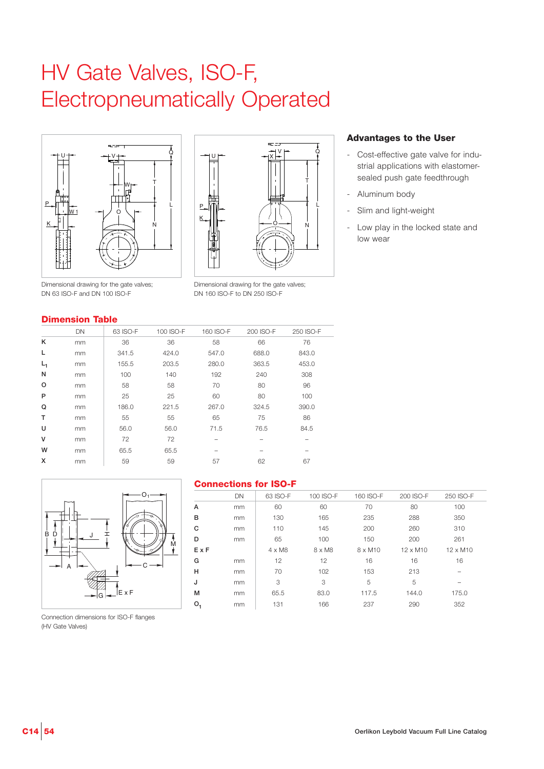# HV Gate Valves, ISO-F, Electropneumatically Operated

Dimensional drawing for the gate valves; DN 63 ISO-F and DN 100 ISO-F

Dimensional drawing for the gate valves; DN 160 ISO-F to DN 250 ISO-F

### Advantages to the User

- Cost-effective gate valve for industrial applications with elastomer-sealed push gate feedthrough
- Aluminum body
- Slim and light-weight
- Low play in the locked state and low wear

## Dimension Table

| | DN | 63 ISO-F | 100 ISO-F | 160 ISO-F | 200 ISO-F | 250 ISO-F |
|---|---|---|---|---|---|---|
| K | mm | 36 | 36 | 58 | 66 | 76 |
| L | mm | 341.5 | 424.0 | 547.0 | 688.0 | 843.0 |
| $L_1$ | mm | 155.5 | 203.5 | 280.0 | 363.5 | 453.0 |
| N | mm | 100 | 140 | 192 | 240 | 308 |
| O | mm | 58 | 58 | 70 | 80 | 96 |
| P | mm | 25 | 25 | 60 | 80 | 100 |
| Q | mm | 186.0 | 221.5 | 267.0 | 324.5 | 390.0 |
| T | mm | 55 | 55 | 65 | 75 | 86 |
| U | mm | 56.0 | 56.0 | 71.5 | 76.5 | 84.5 |
| V | mm | 72 | 72 | – | – | – |
| W | mm | 65.5 | 65.5 | – | – | – |
| X | mm | 59 | 59 | 57 | 62 | 67 |

Connection dimensions for ISO-F flanges (HV Gate Valves)

## Connections for ISO-F

| | DN | 63 ISO-F | 100 ISO-F | 160 ISO-F | 200 ISO-F | 250 ISO-F |
|---|---|---|---|---|---|---|
| A | mm | 60 | 60 | 70 | 80 | 100 |
| B | mm | 130 | 165 | 235 | 288 | 350 |
| C | mm | 110 | 145 | 200 | 260 | 310 |
| D | mm | 65 | 100 | 150 | 200 | 261 |
| E x F | | 4 x M8 | 8 x M8 | 8 x M10 | 12 x M10 | 12 x M10 |
| G | mm | 12 | 12 | 16 | 16 | 16 |
| H | mm | 70 | 102 | 153 | 213 | – |
| J | mm | 3 | 3 | 5 | 5 | – |
| M | mm | 65.5 | 83.0 | 117.5 | 144.0 | 175.0 |
| $O_1$ | mm | 131 | 166 | 237 | 290 | 352 |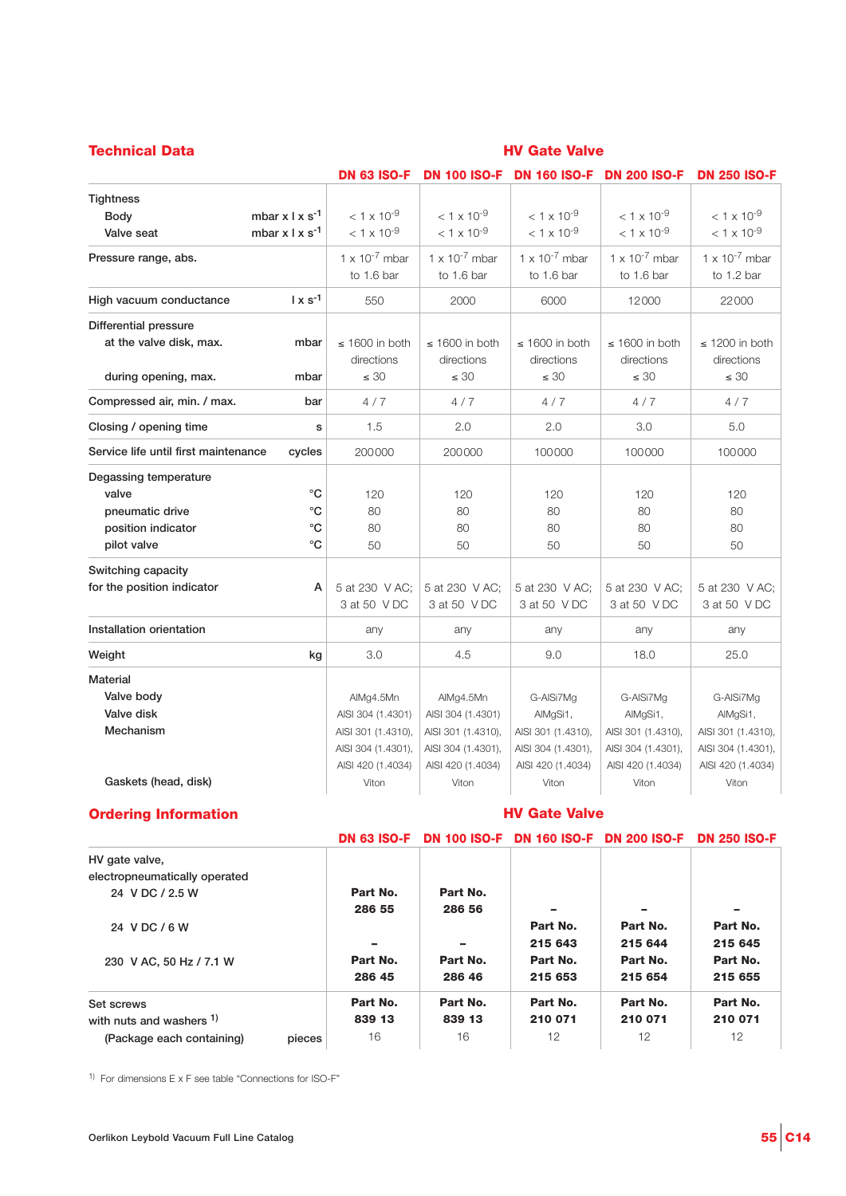## Technical Data

**HV Gate Valve**

| | | DN 63 ISO-F | DN 100 ISO-F | DN 160 ISO-F | DN 200 ISO-F | DN 250 ISO-F |
|---|---|---|---|---|---|---|
| Tightness | | | | | | |
| Body | mbar x l x $s^{-1}$ | $< 1 \times 10^{-9}$ | $< 1 \times 10^{-9}$ | $< 1 \times 10^{-9}$ | $< 1 \times 10^{-9}$ | $< 1 \times 10^{-9}$ |
| Valve seat | mbar x l x $s^{-1}$ | $< 1 \times 10^{-9}$ | $< 1 \times 10^{-9}$ | $< 1 \times 10^{-9}$ | $< 1 \times 10^{-9}$ | $< 1 \times 10^{-9}$ |
| Pressure range, abs. | | $1 \times 10^{-7}$ mbar to 1.6 bar | $1 \times 10^{-7}$ mbar to 1.6 bar | $1 \times 10^{-7}$ mbar to 1.6 bar | $1 \times 10^{-7}$ mbar to 1.6 bar | $1 \times 10^{-7}$ mbar to 1.2 bar |
| High vacuum conductance | l x $s^{-1}$ | 550 | 2000 | 6000 | 12000 | 22000 |
| Differential pressure | | | | | | |
| at the valve disk, max. | mbar | ≤ 1600 in both directions | ≤ 1600 in both directions | ≤ 1600 in both directions | ≤ 1600 in both directions | ≤ 1200 in both directions |
| during opening, max. | mbar | ≤ 30 | ≤ 30 | ≤ 30 | ≤ 30 | ≤ 30 |
| Compressed air, min. / max. | bar | 4 / 7 | 4 / 7 | 4 / 7 | 4 / 7 | 4 / 7 |
| Closing / opening time | s | 1.5 | 2.0 | 2.0 | 3.0 | 5.0 |
| Service life until first maintenance | cycles | 200000 | 200000 | 100000 | 100000 | 100000 |
| Degassing temperature | | | | | | |
| valve | °C | 120 | 120 | 120 | 120 | 120 |
| pneumatic drive | °C | 80 | 80 | 80 | 80 | 80 |
| position indicator | °C | 80 | 80 | 80 | 80 | 80 |
| pilot valve | °C | 50 | 50 | 50 | 50 | 50 |
| Switching capacity for the position indicator | A | 5 at 230 V AC; 3 at 50 V DC | 5 at 230 V AC; 3 at 50 V DC | 5 at 230 V AC; 3 at 50 V DC | 5 at 230 V AC; 3 at 50 V DC | 5 at 230 V AC; 3 at 50 V DC |
| Installation orientation | | any | any | any | any | any |
| Weight | kg | 3.0 | 4.5 | 9.0 | 18.0 | 25.0 |
| Material | | | | | | |
| Valve body | | AlMg4.5Mn | AlMg4.5Mn | G-AlSi7Mg | G-AlSi7Mg | G-AlSi7Mg |
| Valve disk | | AISI 304 (1.4301) | AISI 304 (1.4301) | AlMgSi1, | AlMgSi1, | AlMgSi1, |
| Mechanism | | AISI 301 (1.4310), AISI 304 (1.4301), AISI 420 (1.4034) | AISI 301 (1.4310), AISI 304 (1.4301), AISI 420 (1.4034) | AISI 301 (1.4310), AISI 304 (1.4301), AISI 420 (1.4034) | AISI 301 (1.4310), AISI 304 (1.4301), AISI 420 (1.4034) | AISI 301 (1.4310), AISI 304 (1.4301), AISI 420 (1.4034) |
| Gaskets (head, disk) | | Viton | Viton | Viton | Viton | Viton |

## Ordering Information

**HV Gate Valve**

| | | DN 63 ISO-F | DN 100 ISO-F | DN 160 ISO-F | DN 200 ISO-F | DN 250 ISO-F |
|---|---|---|---|---|---|---|
| HV gate valve, electropneumatically operated | | | | | | |
| 24 V DC / 2.5 W | | **Part No. 286 55** | **Part No. 286 56** | – | – | – |
| 24 V DC / 6 W | | – | – | **Part No. 215 643** | **Part No. 215 644** | **Part No. 215 645** |
| 230 V AC, 50 Hz / 7.1 W | | **Part No. 286 45** | **Part No. 286 46** | **Part No. 215 653** | **Part No. 215 654** | **Part No. 215 655** |
| Set screws with nuts and washers [1] | | **Part No. 839 13** | **Part No. 839 13** | **Part No. 210 071** | **Part No. 210 071** | **Part No. 210 071** |
| (Package each containing) | pieces | 16 | 16 | 12 | 12 | 12 |

[1] For dimensions E x F see table "Connections for ISO-F"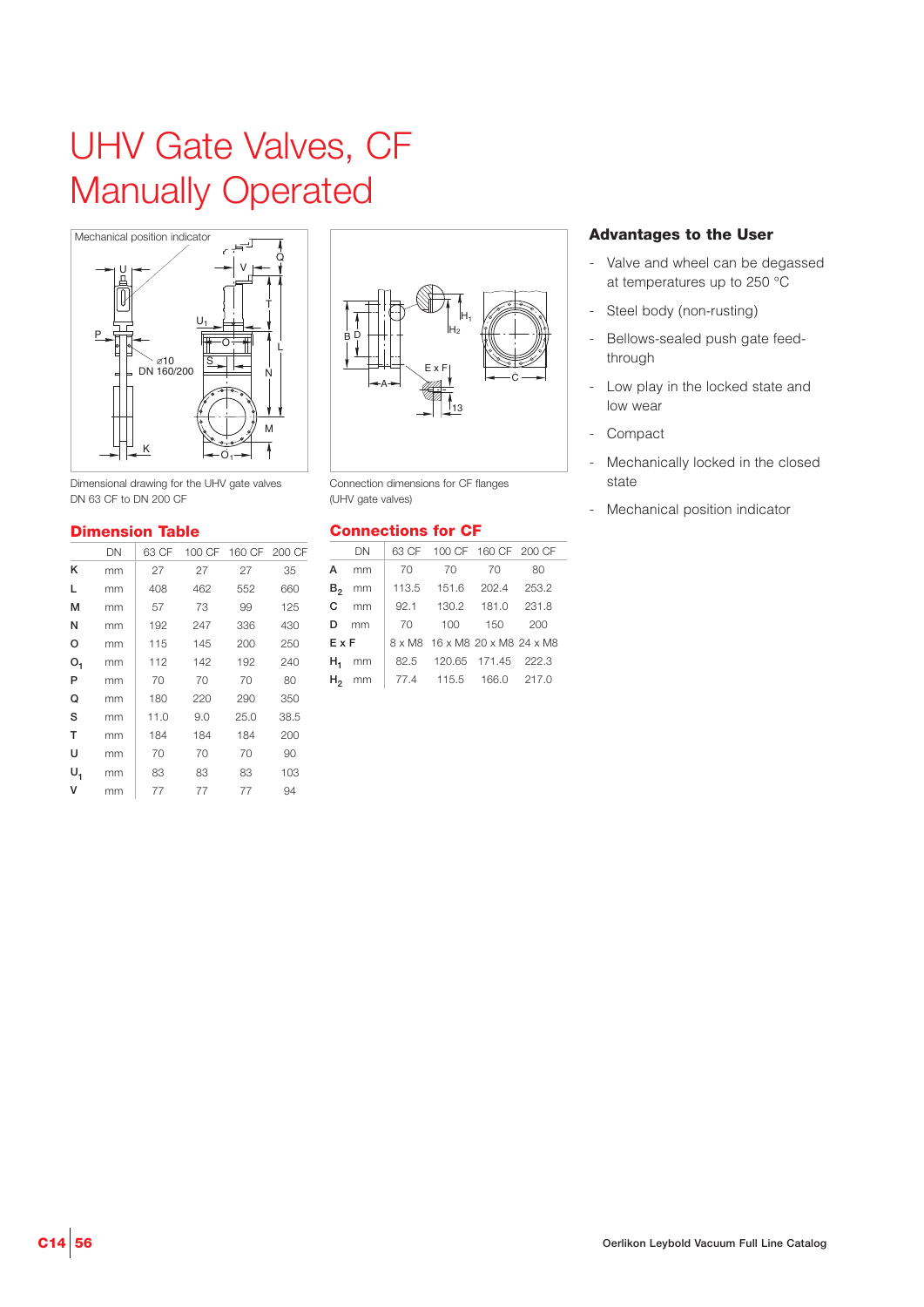# UHV Gate Valves, CF Manually Operated

Dimensional drawing for the UHV gate valves DN 63 CF to DN 200 CF

Connection dimensions for CF flanges (UHV gate valves)

## Advantages to the User

- Valve and wheel can be degassed at temperatures up to 250 °C
- Steel body (non-rusting)
- Bellows-sealed push gate feed-through
- Low play in the locked state and low wear
- Compact
- Mechanically locked in the closed state
- Mechanical position indicator

## Dimension Table

| | DN | 63 CF | 100 CF | 160 CF | 200 CF |
|---|---|---|---|---|---|
| K | mm | 27 | 27 | 27 | 35 |
| L | mm | 408 | 462 | 552 | 660 |
| M | mm | 57 | 73 | 99 | 125 |
| N | mm | 192 | 247 | 336 | 430 |
| O | mm | 115 | 145 | 200 | 250 |
| $O_1$ | mm | 112 | 142 | 192 | 240 |
| P | mm | 70 | 70 | 70 | 80 |
| Q | mm | 180 | 220 | 290 | 350 |
| S | mm | 11.0 | 9.0 | 25.0 | 38.5 |
| T | mm | 184 | 184 | 184 | 200 |
| U | mm | 70 | 70 | 70 | 90 |
| $U_1$ | mm | 83 | 83 | 83 | 103 |
| V | mm | 77 | 77 | 77 | 94 |

## Connections for CF

| | DN | 63 CF | 100 CF | 160 CF | 200 CF |
|---|---|---|---|---|---|
| A | mm | 70 | 70 | 70 | 80 |
| $B_2$ | mm | 113.5 | 151.6 | 202.4 | 253.2 |
| C | mm | 92.1 | 130.2 | 181.0 | 231.8 |
| D | mm | 70 | 100 | 150 | 200 |
| E x F | | 8 x M8 | 16 x M8 | 20 x M8 | 24 x M8 |
| $H_1$ | mm | 82.5 | 120.65 | 171.45 | 222.3 |
| $H_2$ | mm | 77.4 | 115.5 | 166.0 | 217.0 |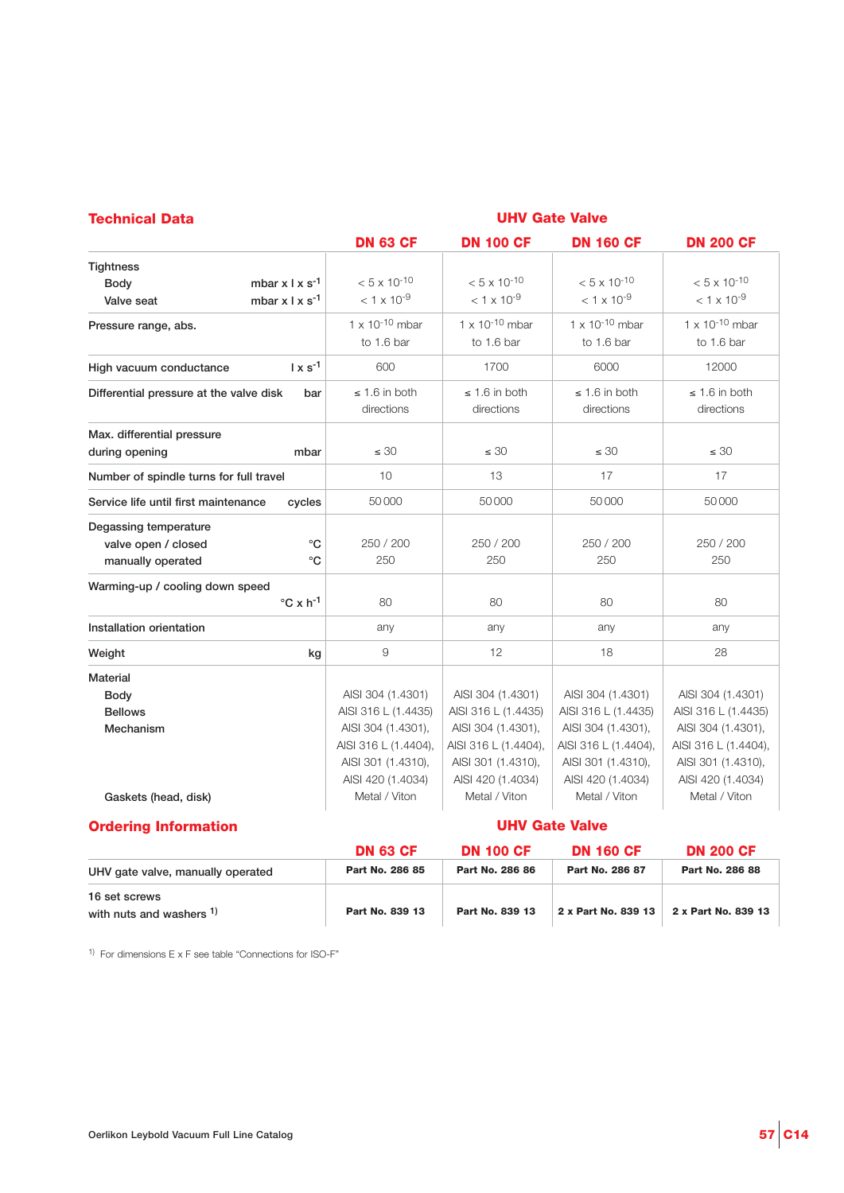## Technical Data

| | | UHV Gate Valve | | | |
|---|---|---|---|---|---|
| | | **DN 63 CF** | **DN 100 CF** | **DN 160 CF** | **DN 200 CF** |
| Tightness<br>Body<br>Valve seat | <br>$mbar \times l \times s^{-1}$<br>$mbar \times l \times s^{-1}$ | $< 5 \times 10^{-10}$<br>$< 1 \times 10^{-9}$ | $< 5 \times 10^{-10}$<br>$< 1 \times 10^{-9}$ | $< 5 \times 10^{-10}$<br>$< 1 \times 10^{-9}$ | $< 5 \times 10^{-10}$<br>$< 1 \times 10^{-9}$ |
| Pressure range, abs. | | $1 \times 10^{-10}$ mbar to 1.6 bar | $1 \times 10^{-10}$ mbar to 1.6 bar | $1 \times 10^{-10}$ mbar to 1.6 bar | $1 \times 10^{-10}$ mbar to 1.6 bar |
| High vacuum conductance | $l \times s^{-1}$ | 600 | 1700 | 6000 | 12000 |
| Differential pressure at the valve disk | bar | ≤ 1.6 in both directions | ≤ 1.6 in both directions | ≤ 1.6 in both directions | ≤ 1.6 in both directions |
| Max. differential pressure during opening | mbar | ≤ 30 | ≤ 30 | ≤ 30 | ≤ 30 |
| Number of spindle turns for full travel | | 10 | 13 | 17 | 17 |
| Service life until first maintenance | cycles | 50 000 | 50 000 | 50 000 | 50 000 |
| Degassing temperature<br>valve open / closed<br>manually operated | <br>°C<br>°C | <br>250 / 200<br>250 | <br>250 / 200<br>250 | <br>250 / 200<br>250 | <br>250 / 200<br>250 |
| Warming-up / cooling down speed | $°C \times h^{-1}$ | 80 | 80 | 80 | 80 |
| Installation orientation | | any | any | any | any |
| Weight | kg | 9 | 12 | 18 | 28 |
| Material<br>Body<br>Bellows<br>Mechanism<br><br>Gaskets (head, disk) | | <br>AISI 304 (1.4301)<br>AISI 316 L (1.4435)<br>AISI 304 (1.4301), AISI 316 L (1.4404), AISI 301 (1.4310), AISI 420 (1.4034)<br>Metal / Viton | <br>AISI 304 (1.4301)<br>AISI 316 L (1.4435)<br>AISI 304 (1.4301), AISI 316 L (1.4404), AISI 301 (1.4310), AISI 420 (1.4034)<br>Metal / Viton | <br>AISI 304 (1.4301)<br>AISI 316 L (1.4435)<br>AISI 304 (1.4301), AISI 316 L (1.4404), AISI 301 (1.4310), AISI 420 (1.4034)<br>Metal / Viton | <br>AISI 304 (1.4301)<br>AISI 316 L (1.4435)<br>AISI 304 (1.4301), AISI 316 L (1.4404), AISI 301 (1.4310), AISI 420 (1.4034)<br>Metal / Viton |

## Ordering Information

| | UHV Gate Valve | | | |
|---|---|---|---|---|
| | **DN 63 CF** | **DN 100 CF** | **DN 160 CF** | **DN 200 CF** |
| UHV gate valve, manually operated | **Part No. 286 85** | **Part No. 286 86** | **Part No. 286 87** | **Part No. 286 88** |
| 16 set screws with nuts and washers [1] | **Part No. 839 13** | **Part No. 839 13** | **2 x Part No. 839 13** | **2 x Part No. 839 13** |

[1] For dimensions E x F see table "Connections for ISO-F"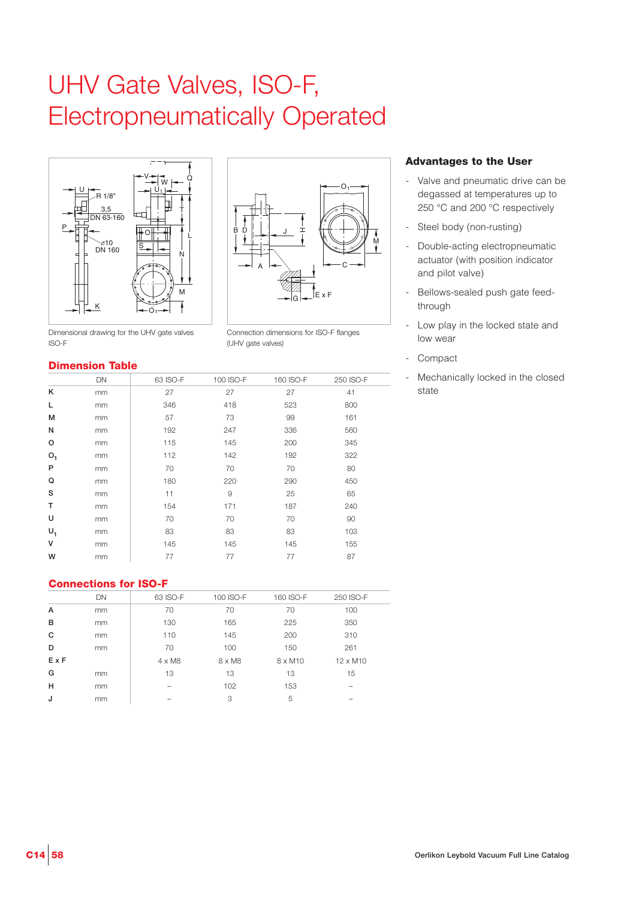# UHV Gate Valves, ISO-F, Electropneumatically Operated

Dimensional drawing for the UHV gate valves ISO-F

Connection dimensions for ISO-F flanges (UHV gate valves)

## Advantages to the User

- Valve and pneumatic drive can be degassed at temperatures up to 250 °C and 200 °C respectively
- Steel body (non-rusting)
- Double-acting electropneumatic actuator (with position indicator and pilot valve)
- Bellows-sealed push gate feed-through
- Low play in the locked state and low wear
- Compact
- Mechanically locked in the closed state

## Dimension Table

| | DN | 63 ISO-F | 100 ISO-F | 160 ISO-F | 250 ISO-F |
|---|---|---|---|---|---|
| K | mm | 27 | 27 | 27 | 41 |
| L | mm | 346 | 418 | 523 | 800 |
| M | mm | 57 | 73 | 99 | 161 |
| N | mm | 192 | 247 | 336 | 560 |
| O | mm | 115 | 145 | 200 | 345 |
| $O_1$ | mm | 112 | 142 | 192 | 322 |
| P | mm | 70 | 70 | 70 | 80 |
| Q | mm | 180 | 220 | 290 | 450 |
| S | mm | 11 | 9 | 25 | 65 |
| T | mm | 154 | 171 | 187 | 240 |
| U | mm | 70 | 70 | 70 | 90 |
| $U_1$ | mm | 83 | 83 | 83 | 103 |
| V | mm | 145 | 145 | 145 | 155 |
| W | mm | 77 | 77 | 77 | 87 |

## Connections for ISO-F

| | DN | 63 ISO-F | 100 ISO-F | 160 ISO-F | 250 ISO-F |
|---|---|---|---|---|---|
| A | mm | 70 | 70 | 70 | 100 |
| B | mm | 130 | 165 | 225 | 350 |
| C | mm | 110 | 145 | 200 | 310 |
| D | mm | 70 | 100 | 150 | 261 |
| E x F | | 4 x M8 | 8 x M8 | 8 x M10 | 12 x M10 |
| G | mm | 13 | 13 | 13 | 15 |
| H | mm | – | 102 | 153 | – |
| J | mm | – | 3 | 5 | – |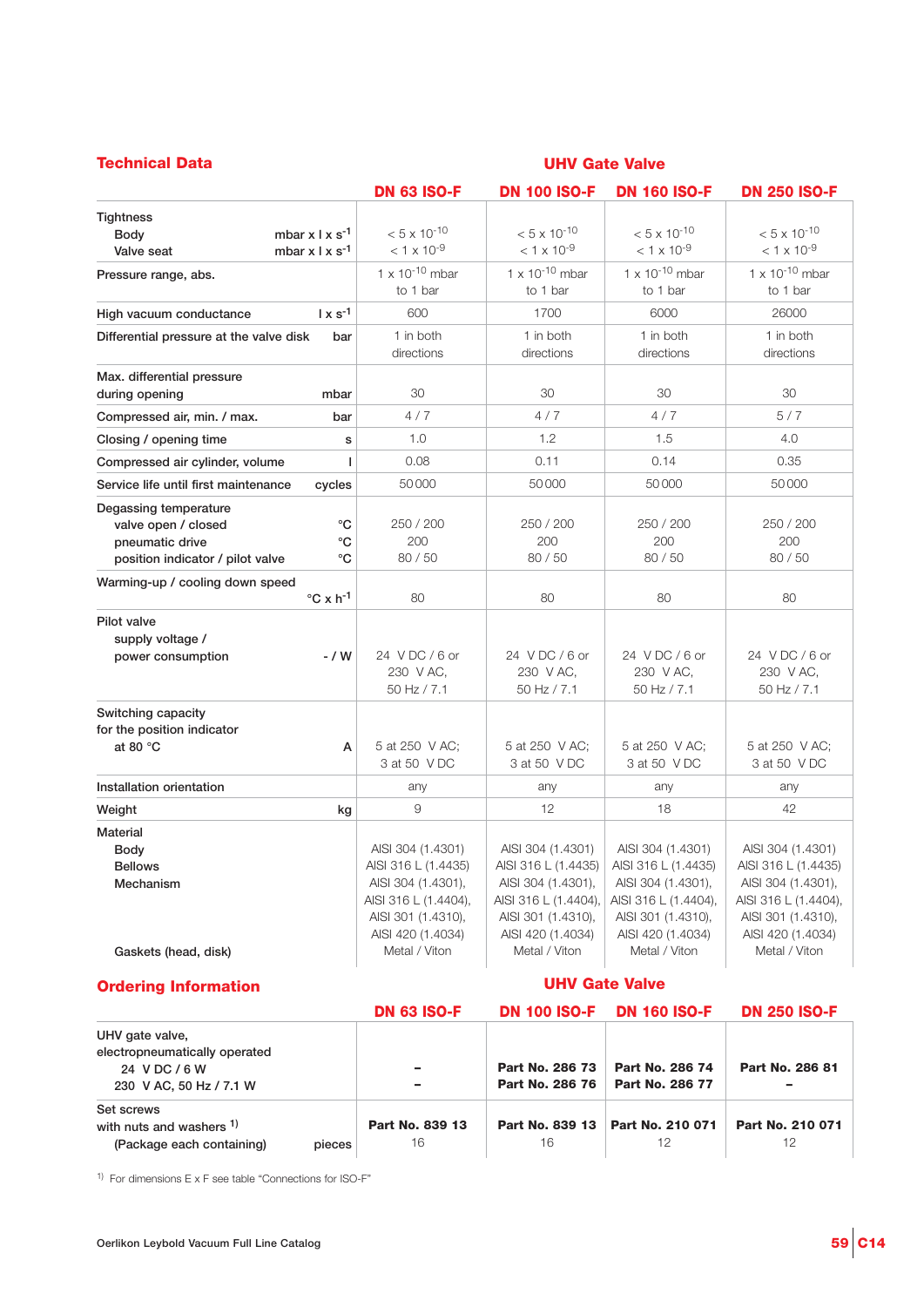## Technical Data

| | | UHV Gate Valve | | | |
|---|---|---|---|---|---|
| | | **DN 63 ISO-F** | **DN 100 ISO-F** | **DN 160 ISO-F** | **DN 250 ISO-F** |
| Tightness<br>Body<br>Valve seat | <br>$mbar \times l \times s^{-1}$<br>$mbar \times l \times s^{-1}$ | <br>$< 5 \times 10^{-10}$<br>$< 1 \times 10^{-9}$ | <br>$< 5 \times 10^{-10}$<br>$< 1 \times 10^{-9}$ | <br>$< 5 \times 10^{-10}$<br>$< 1 \times 10^{-9}$ | <br>$< 5 \times 10^{-10}$<br>$< 1 \times 10^{-9}$ |
| Pressure range, abs. | | $1 \times 10^{-10}$ mbar to 1 bar | $1 \times 10^{-10}$ mbar to 1 bar | $1 \times 10^{-10}$ mbar to 1 bar | $1 \times 10^{-10}$ mbar to 1 bar |
| High vacuum conductance | $l \times s^{-1}$ | 600 | 1700 | 6000 | 26000 |
| Differential pressure at the valve disk | bar | 1 in both directions | 1 in both directions | 1 in both directions | 1 in both directions |
| Max. differential pressure during opening | mbar | 30 | 30 | 30 | 30 |
| Compressed air, min. / max. | bar | 4 / 7 | 4 / 7 | 4 / 7 | 5 / 7 |
| Closing / opening time | s | 1.0 | 1.2 | 1.5 | 4.0 |
| Compressed air cylinder, volume | l | 0.08 | 0.11 | 0.14 | 0.35 |
| Service life until first maintenance | cycles | 50 000 | 50 000 | 50 000 | 50 000 |
| Degassing temperature<br>valve open / closed<br>pneumatic drive<br>position indicator / pilot valve | <br>°C<br>°C<br>°C | <br>250 / 200<br>200<br>80 / 50 | <br>250 / 200<br>200<br>80 / 50 | <br>250 / 200<br>200<br>80 / 50 | <br>250 / 200<br>200<br>80 / 50 |
| Warming-up / cooling down speed | $°C \times h^{-1}$ | 80 | 80 | 80 | 80 |
| Pilot valve<br>supply voltage /<br>power consumption | - / W | 24 V DC / 6 or 230 V AC, 50 Hz / 7.1 | 24 V DC / 6 or 230 V AC, 50 Hz / 7.1 | 24 V DC / 6 or 230 V AC, 50 Hz / 7.1 | 24 V DC / 6 or 230 V AC, 50 Hz / 7.1 |
| Switching capacity for the position indicator at 80 °C | A | 5 at 250 V AC; 3 at 50 V DC | 5 at 250 V AC; 3 at 50 V DC | 5 at 250 V AC; 3 at 50 V DC | 5 at 250 V AC; 3 at 50 V DC |
| Installation orientation | | any | any | any | any |
| Weight | kg | 9 | 12 | 18 | 42 |
| Material<br>Body<br>Bellows<br>Mechanism<br><br><br><br>Gaskets (head, disk) | | <br>AISI 304 (1.4301)<br>AISI 316 L (1.4435)<br>AISI 304 (1.4301),<br>AISI 316 L (1.4404),<br>AISI 301 (1.4310),<br>AISI 420 (1.4034)<br>Metal / Viton | <br>AISI 304 (1.4301)<br>AISI 316 L (1.4435)<br>AISI 304 (1.4301),<br>AISI 316 L (1.4404),<br>AISI 301 (1.4310),<br>AISI 420 (1.4034)<br>Metal / Viton | <br>AISI 304 (1.4301)<br>AISI 316 L (1.4435)<br>AISI 304 (1.4301),<br>AISI 316 L (1.4404),<br>AISI 301 (1.4310),<br>AISI 420 (1.4034)<br>Metal / Viton | <br>AISI 304 (1.4301)<br>AISI 316 L (1.4435)<br>AISI 304 (1.4301),<br>AISI 316 L (1.4404),<br>AISI 301 (1.4310),<br>AISI 420 (1.4034)<br>Metal / Viton |

## Ordering Information

| | | UHV Gate Valve | | | |
|---|---|---|---|---|---|
| | | **DN 63 ISO-F** | **DN 100 ISO-F** | **DN 160 ISO-F** | **DN 250 ISO-F** |
| UHV gate valve, electropneumatically operated<br>24 V DC / 6 W<br>230 V AC, 50 Hz / 7.1 W | | <br>–<br>– | <br>**Part No. 286 73**<br>**Part No. 286 76** | <br>**Part No. 286 74**<br>**Part No. 286 77** | <br>**Part No. 286 81**<br>– |
| Set screws with nuts and washers [1)]<br>(Package each containing) | pieces | **Part No. 839 13**<br>16 | **Part No. 839 13**<br>16 | **Part No. 210 071**<br>12 | **Part No. 210 071**<br>12 |

[1)] For dimensions E x F see table “Connections for ISO-F”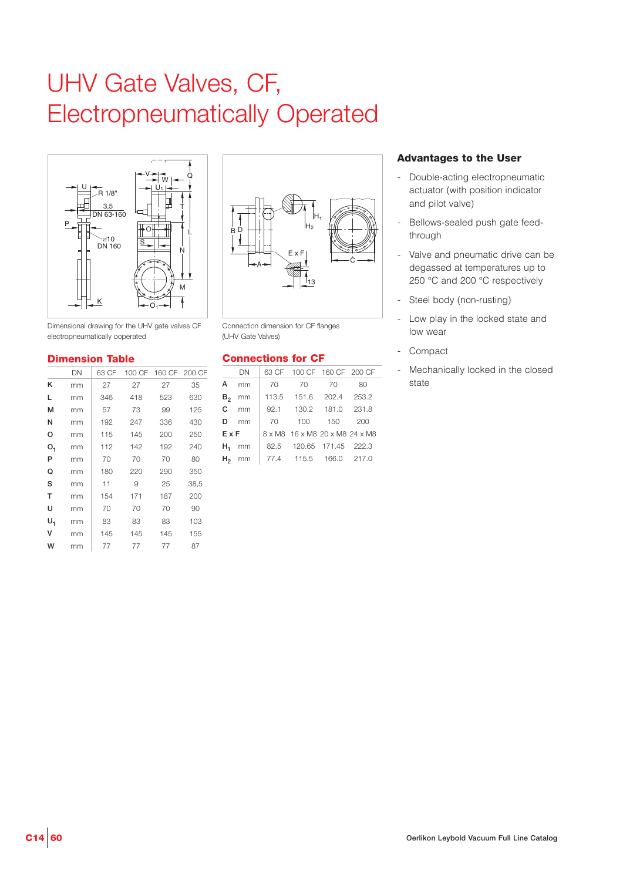# UHV Gate Valves, CF, Electropneumatically Operated

Dimensional drawing for the UHV gate valves CF electropneumatically ooperated

Connection dimension for CF flanges (UHV Gate Valves)

## Advantages to the User

- Double-acting electropneumatic actuator (with position indicator and pilot valve)
- Bellows-sealed push gate feed-through
- Valve and pneumatic drive can be degassed at temperatures up to 250 °C and 200 °C respectively
- Steel body (non-rusting)
- Low play in the locked state and low wear
- Compact
- Mechanically locked in the closed state

## Dimension Table

| | DN | 63 CF | 100 CF | 160 CF | 200 CF |
|---|---|---|---|---|---|
| K | mm | 27 | 27 | 27 | 35 |
| L | mm | 346 | 418 | 523 | 630 |
| M | mm | 57 | 73 | 99 | 125 |
| N | mm | 192 | 247 | 336 | 430 |
| O | mm | 115 | 145 | 200 | 250 |
| $O_1$ | mm | 112 | 142 | 192 | 240 |
| P | mm | 70 | 70 | 70 | 80 |
| Q | mm | 180 | 220 | 290 | 350 |
| S | mm | 11 | 9 | 25 | 38,5 |
| T | mm | 154 | 171 | 187 | 200 |
| U | mm | 70 | 70 | 70 | 90 |
| $U_1$ | mm | 83 | 83 | 83 | 103 |
| V | mm | 145 | 145 | 145 | 155 |
| W | mm | 77 | 77 | 77 | 87 |

## Connections for CF

| | DN | 63 CF | 100 CF | 160 CF | 200 CF |
|---|---|---|---|---|---|
| A | mm | 70 | 70 | 70 | 80 |
| $B_2$ | mm | 113.5 | 151.6 | 202.4 | 253.2 |
| C | mm | 92.1 | 130.2 | 181.0 | 231.8 |
| D | mm | 70 | 100 | 150 | 200 |
| E x F | | 8 x M8 | 16 x M8 | 20 x M8 | 24 x M8 |
| $H_1$ | mm | 82.5 | 120.65 | 171.45 | 222.3 |
| $H_2$ | mm | 77.4 | 115.5 | 166.0 | 217.0 |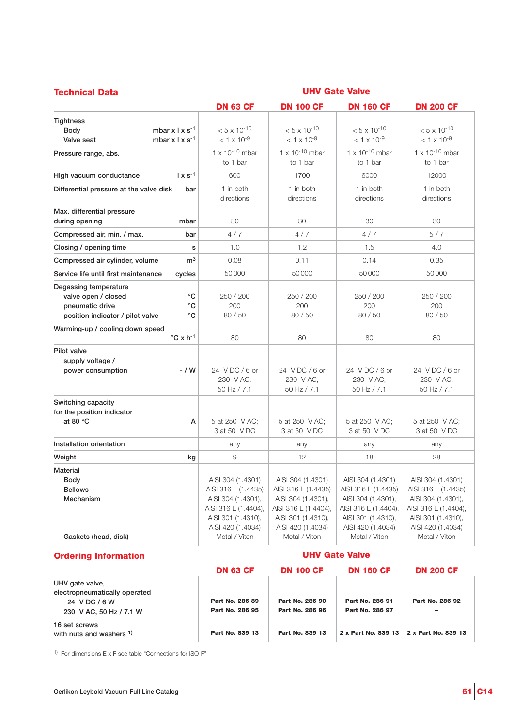## Technical Data

| | | UHV Gate Valve | | | |
|---|---|---|---|---|---|
| | | **DN 63 CF** | **DN 100 CF** | **DN 160 CF** | **DN 200 CF** |
| Tightness<br>Body<br>Valve seat | <br>$mbar \times l \times s^{-1}$<br>$mbar \times l \times s^{-1}$ | <br>$< 5 \times 10^{-10}$<br>$< 1 \times 10^{-9}$ | <br>$< 5 \times 10^{-10}$<br>$< 1 \times 10^{-9}$ | <br>$< 5 \times 10^{-10}$<br>$< 1 \times 10^{-9}$ | <br>$< 5 \times 10^{-10}$<br>$< 1 \times 10^{-9}$ |
| Pressure range, abs. | | $1 \times 10^{-10}$ mbar to 1 bar | $1 \times 10^{-10}$ mbar to 1 bar | $1 \times 10^{-10}$ mbar to 1 bar | $1 \times 10^{-10}$ mbar to 1 bar |
| High vacuum conductance | $l \times s^{-1}$ | 600 | 1700 | 6000 | 12000 |
| Differential pressure at the valve disk | bar | 1 in both directions | 1 in both directions | 1 in both directions | 1 in both directions |
| Max. differential pressure during opening | mbar | 30 | 30 | 30 | 30 |
| Compressed air, min. / max. | bar | 4 / 7 | 4 / 7 | 4 / 7 | 5 / 7 |
| Closing / opening time | s | 1.0 | 1.2 | 1.5 | 4.0 |
| Compressed air cylinder, volume | $m^3$ | 0.08 | 0.11 | 0.14 | 0.35 |
| Service life until first maintenance | cycles | 50 000 | 50 000 | 50 000 | 50 000 |
| Degassing temperature<br>valve open / closed<br>pneumatic drive<br>position indicator / pilot valve | <br>°C<br>°C<br>°C | <br>250 / 200<br>200<br>80 / 50 | <br>250 / 200<br>200<br>80 / 50 | <br>250 / 200<br>200<br>80 / 50 | <br>250 / 200<br>200<br>80 / 50 |
| Warming-up / cooling down speed | $°C \times h^{-1}$ | 80 | 80 | 80 | 80 |
| Pilot valve<br>supply voltage /<br>power consumption | - / W | 24 V DC / 6 or 230 V AC, 50 Hz / 7.1 | 24 V DC / 6 or 230 V AC, 50 Hz / 7.1 | 24 V DC / 6 or 230 V AC, 50 Hz / 7.1 | 24 V DC / 6 or 230 V AC, 50 Hz / 7.1 |
| Switching capacity for the position indicator at 80 °C | A | 5 at 250 V AC; 3 at 50 V DC | 5 at 250 V AC; 3 at 50 V DC | 5 at 250 V AC; 3 at 50 V DC | 5 at 250 V AC; 3 at 50 V DC |
| Installation orientation | | any | any | any | any |
| Weight | kg | 9 | 12 | 18 | 28 |
| Material<br>Body<br>Bellows<br>Mechanism<br><br>Gaskets (head, disk) | | <br>AISI 304 (1.4301)<br>AISI 316 L (1.4435)<br>AISI 304 (1.4301), AISI 316 L (1.4404), AISI 301 (1.4310), AISI 420 (1.4034)<br>Metal / Viton | <br>AISI 304 (1.4301)<br>AISI 316 L (1.4435)<br>AISI 304 (1.4301), AISI 316 L (1.4404), AISI 301 (1.4310), AISI 420 (1.4034)<br>Metal / Viton | <br>AISI 304 (1.4301)<br>AISI 316 L (1.4435)<br>AISI 304 (1.4301), AISI 316 L (1.4404), AISI 301 (1.4310), AISI 420 (1.4034)<br>Metal / Viton | <br>AISI 304 (1.4301)<br>AISI 316 L (1.4435)<br>AISI 304 (1.4301), AISI 316 L (1.4404), AISI 301 (1.4310), AISI 420 (1.4034)<br>Metal / Viton |

## Ordering Information

| | UHV Gate Valve | | | |
|---|---|---|---|---|
| | **DN 63 CF** | **DN 100 CF** | **DN 160 CF** | **DN 200 CF** |
| UHV gate valve, electropneumatically operated<br>24 V DC / 6 W<br>230 V AC, 50 Hz / 7.1 W | <br>**Part No. 286 89**<br>**Part No. 286 95** | <br>**Part No. 286 90**<br>**Part No. 286 96** | <br>**Part No. 286 91**<br>**Part No. 286 97** | <br>**Part No. 286 92**<br>**–** |
| 16 set screws with nuts and washers [1] | **Part No. 839 13** | **Part No. 839 13** | **2 x Part No. 839 13** | **2 x Part No. 839 13** |

[1] For dimensions E x F see table "Connections for ISO-F"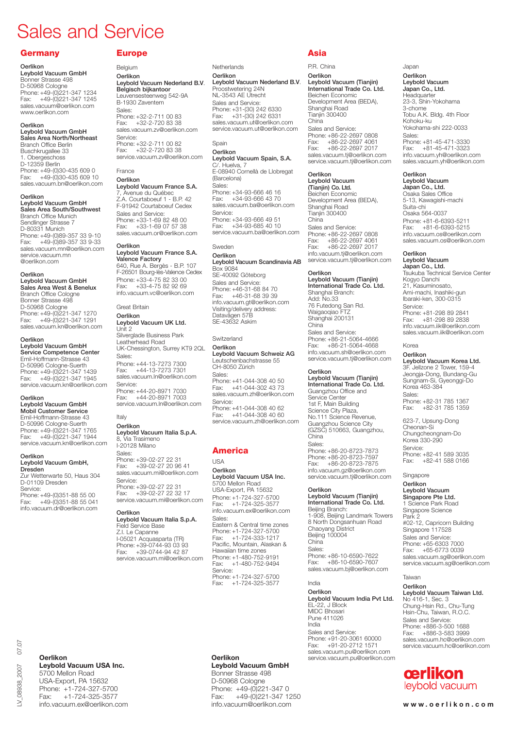# Sales and Service

## Germany

**Oerlikon**
**Leybold Vacuum GmbH**
Bonner Strasse 498
D-50968 Cologne
Phone: +49-(0)221-347 1234
Fax: +49-(0)221-347 1245
sales.vacuum@oerlikon.com
www.oerlikon.com

**Oerlikon**
**Leybold Vacuum GmbH**
**Sales Area North/Northeast**
Branch Office Berlin
Buschkrugallee 33
1. Obergeschoss
D-12359 Berlin
Phone: +49-(0)30-435 609 0
Fax: +49-(0)30-435 609 10
sales.vacuum.bn@oerlikon.com

**Oerlikon**
**Leybold Vacuum GmbH**
**Sales Area South/Southwest**
Branch Office Munich
Sendlinger Strasse 7
D-80331 Munich
Phone: +49-(0)89-357 33 9-10
Fax: +49-(0)89-357 33 9-33
sales.vacuum.mn@oerlikon.com
service.vacuum.mn@oerlikon.com

**Oerlikon**
**Leybold Vacuum GmbH**
**Sales Area West & Benelux**
Branch Office Cologne
Bonner Strasse 498
D-50968 Cologne
Phone: +49-(0)221-347 1270
Fax: +49-(0)221-347 1291
sales.vacuum.kn@oerlikon.com

**Oerlikon**
**Leybold Vacuum GmbH**
**Service Competence Center**
Emil-Hoffmann-Strasse 43
D-50996 Cologne-Suerth
Phone: +49-(0)221-347 1439
Fax: +49-(0)221-347 1945
service.vacuum.kn@oerlikon.com

**Oerlikon**
**Leybold Vacuum GmbH**
**Mobil Customer Service**
Emil-Hoffmann-Strasse 43
D-50996 Cologne-Suerth
Phone: +49-(0)221-347 1765
Fax: +49-(0)221-347 1944
service.vacuum.kn@oerlikon.com

**Oerlikon**
**Leybold Vacuum GmbH, Dresden**
Zur Wetterwarte 50, Haus 304
D-01109 Dresden
Service:
Phone: +49-(0)351-88 55 00
Fax: +49-(0)351-88 55 041
info.vacuum.dr@oerlikon.com

## Europe

Belgium

**Oerlikon**
**Leybold Vacuum Nederland B.V.**
**Belgisch bijkantoor**
Leuvensesteenweg 542-9A
B-1930 Zaventem
Sales:
Phone: +32-2-711 00 83
Fax: +32-2-720 83 38
sales.vacuum.zv@oerlikon.com
Service:
Phone: +32-2-711 00 82
Fax: +32-2-720 83 38
service.vacuum.zv@oerlikon.com

France

**Oerlikon**
**Leybold Vacuum France S.A.**
7, Avenue du Québec
Z.A. Courtaboeuf 1 - B.P. 42
F-91942 Courtaboeuf Cedex
Sales and Service:
Phone: +33-1-69 82 48 00
Fax: +33-1-69 07 57 38
sales.vacuum.or@oerlikon.com

**Oerlikon**
**Leybold Vacuum France S.A.**
**Valence Factory**
640, Rue A. Bergès - B.P. 107
F-26501 Bourg-lès-Valence Cedex
Phone: +33-4-75 82 33 00
Fax: +33-4-75 82 92 69
info.vacuum.vc@oerlikon.com

Great Britain

**Oerlikon**
**Leybold Vacuum UK Ltd.**
Unit 2
Silverglade Business Park
Leatherhead Road
UK-Chessington, Surrey KT9 2QL
Sales:
Phone: +44-13-7273 7300
Fax: +44-13-7273 7301
sales.vacuum.ln@oerlikon.com
Service:
Phone: +44-20-8971 7030
Fax: +44-20-8971 7003
service.vacuum.ln@oerlikon.com

Italy

**Oerlikon**
**Leybold Vacuum Italia S.p.A.**
8, Via Trasimeno
I-20128 Milano
Sales:
Phone: +39-02-27 22 31
Fax: +39-02-27 20 96 41
sales.vacuum.mi@oerlikon.com
Service:
Phone: +39-02-27 22 31
Fax: +39-02-27 22 32 17
service.vacuum.mi@oerlikon.com

**Oerlikon**
**Leybold Vacuum Italia S.p.A.**
Field Service Base
Z.I. Le Capanne
I-05021 Acquasparta (TR)
Phone: +39-0744-93 03 93
Fax: +39-0744-94 42 87
service.vacuum.mi@oerlikon.com

Netherlands

**Oerlikon**
**Leybold Vacuum Nederland B.V.**
Proostwetering 24N
NL-3543 AE Utrecht
Sales and Service:
Phone: +31-(30) 242 6330
Fax: +31-(30) 242 6331
sales.vacuum.ut@oerlikon.com
service.vacuum.ut@oerlikon.com

Spain

**Oerlikon**
**Leybold Vacuum Spain, S.A.**
C/. Huelva, 7
E-08940 Cornellà de Llobregat (Barcelona)
Sales:
Phone: +34-93-666 46 16
Fax: +34-93-666 43 70
sales.vacuum.ba@oerlikon.com
Service:
Phone: +34-93-666 49 51
Fax: +34-93-685 40 10
service.vacuum.ba@oerlikon.com

Sweden

**Oerlikon**
**Leybold Vacuum Scandinavia AB**
Box 9084
SE-40092 Göteborg
Sales and Service:
Phone: +46-31-68 84 70
Fax: +46-31-68 39 39
info.vacuum.gt@oerlikon.com
Visiting/delivery address:
Datavägen 57B
SE-43632 Askim

Switzerland

**Oerlikon**
**Leybold Vacuum Schweiz AG**
Leutschenbachstrasse 55
CH-8050 Zürich
Sales:
Phone: +41-044-308 40 50
Fax: +41-044-302 43 73
sales.vacuum.zh@oerlikon.com
Service:
Phone: +41-044-308 40 62
Fax: +41-044-308 40 60
service.vacuum.zh@oerlikon.com

## America

USA

**Oerlikon**
**Leybold Vacuum USA Inc.**
5700 Mellon Road
USA-Export, PA 15632
Phone: +1-724-327-5700
Fax: +1-724-325-3577
info.vacuum.ex@oerlikon.com
Sales:
Eastern & Central time zones
Phone: +1-724-327-5700
Fax: +1-724-333-1217
Pacific, Mountain, Alaskan & Hawaiian time zones
Phone: +1-480-752-9191
Fax: +1-480-752-9494
Service:
Phone: +1-724-327-5700
Fax: +1-724-325-3577

## Asia

P.R. China

**Oerlikon**
**Leybold Vacuum (Tianjin) International Trade Co. Ltd.**
Beichen Economic Development Area (BEDA),
Shanghai Road
Tianjin 300400
China
Sales and Service:
Phone: +86-22-2697 0808
Fax: +86-22-2697 4061
Fax: +86-22-2697 2017
sales.vacuum.tj@oerlikon.com
service.vacuum.tj@oerlikon.com

**Oerlikon**
**Leybold Vacuum (Tianjin) Co. Ltd.**
Beichen Economic Development Area (BEDA),
Shanghai Road
Tianjin 300400
China
Sales and Service:
Phone: +86-22-2697 0808
Fax: +86-22-2697 4061
Fax: +86-22-2697 2017
info.vacuum.tj@oerlikon.com
service.vacuum.tj@oerlikon.com

**Oerlikon**
**Leybold Vacuum (Tianjin) International Trade Co. Ltd.**
Shanghai Branch:
Add: No.33
76 Futedong San Rd.
Waigaoqiao FTZ
Shanghai 200131
China
Sales and Service:
Phone: +86-21-5064-4666
Fax: +86-21-5064-4668
info.vacuum.sh@oerlikon.com
service.vacuum.tj@oerlikon.com

**Oerlikon**
**Leybold Vacuum (Tianjin) International Trade Co. Ltd.**
Guangzhou Office and Service Center
1st F, Main Building
Science City Plaza,
No.111 Science Revenue,
Guangzhou Science City (GZSC) 510663, Guangzhou,
China
Sales:
Phone: +86-20-8723-7873
Phone: +86-20-8723-7597
Fax: +86-20-8723-7875
info.vacuum.gz@oerlikon.com
service.vacuum.tj@oerlikon.com

**Oerlikon**
**Leybold Vacuum (Tianjin) International Trade Co. Ltd.**
Beijing Branch:
1-908, Beijing Landmark Towers
8 North Dongsanhuan Road
Chaoyang District
Beijing 100004
China
Sales:
Phone: +86-10-6590-7622
Fax: +86-10-6590-7607
sales.vacuum.bj@oerlikon.com

India

**Oerlikon**
**Leybold Vacuum India Pvt Ltd.**
EL-22, J Block
MIDC Bhosari
Pune 411026
India
Sales and Service:
Phone: +91-20-3061 60000
Fax: +91-20-2712 1571
sales.vacuum.pu@oerlikon.com
service.vacuum.pu@oerlikon.com

Japan

**Oerlikon**
**Leybold Vacuum Japan Co., Ltd.**
Headquarter
23-3, Shin-Yokohama 3-chome
Tobu A.K. Bldg. 4th Floor
Kohoku-ku
Yokohama-shi 222-0033
Sales:
Phone: +81-45-471-3330
Fax: +81-45-471-3323
info.vacuum.yh@oerlikon.com
sales.vacuum.yh@oerlikon.com

**Oerlikon**
**Leybold Vacuum Japan Co., Ltd.**
Osaka Sales Office
5-13, Kawagishi-machi
Suita-chi
Osaka 564-0037
Phone: +81-6-6393-5211
Fax: +81-6-6393-5215
info.vacuum.os@oerlikon.com
sales.vacuum.os@oerlikon.com

**Oerlikon**
**Leybold Vacuum Japan Co., Ltd.**
Tsukuba Technical Service Center
Kogyo Danchi
21, Kasuminosato,
Ami-machi, Inashiki-gun
Ibaraki-ken, 300-0315
Service:
Phone: +81-298 89 2841
Fax: +81-298 89 2838
info.vacuum.iik@oerlikon.com
sales.vacuum.iik@oerlikon.com

Korea

**Oerlikon**
**Leybold Vacuum Korea Ltd.**
3F. Jellzone 2 Tower, 159-4
Jeongja-Dong, Bundang-Gu
Sungnam-Si, Gyeonggi-Do
Korea 463-384
Sales:
Phone: +82-31 785 1367
Fax: +82-31 785 1359

623-7, Upsung-Dong
Cheonan-Si
Chungcheongnam-Do
Korea 330-290
Service:
Phone: +82-41 589 3035
Fax: +82-41 588 0166

Singapore

**Oerlikon**
**Leybold Vacuum Singapore Pte Ltd.**
1 Science Park Road
Singapore Science Park 2
#02-12, Capricorn Building
Singapore 117528
Sales and Service:
Phone: +65-6303 7000
Fax: +65-6773 0039
sales.vacuum.sg@oerlikon.com
service.vacuum.sg@oerlikon.com

Taiwan

**Oerlikon**
**Leybold Vacuum Taiwan Ltd.**
No 416-1, Sec. 3
Chung-Hsin Rd., Chu-Tung
Hsin-Chu, Taiwan, R.O.C.
Sales and Service:
Phone: +886-3-500 1688
Fax: +886-3-583 3999
sales.vacuum.hc@oerlikon.com
service.vacuum.hc@oerlikon.com

---

**Oerlikon**
**Leybold Vacuum USA Inc.**
5700 Mellon Road
USA-Export, PA 15632
Phone: +1-724-327-5700
Fax: +1-724-325-3577
info.vacuum.ex@oerlikon.com

**Oerlikon**
**Leybold Vacuum GmbH**
Bonner Strasse 498
D-50968 Cologne
Phone: +49-(0)221-347 0
Fax: +49-(0)221-347 1250
info.vacuum@oerlikon.com

oerlikon leybold vacuum

www.oerlikon.com

LV_08938_2007 07.07